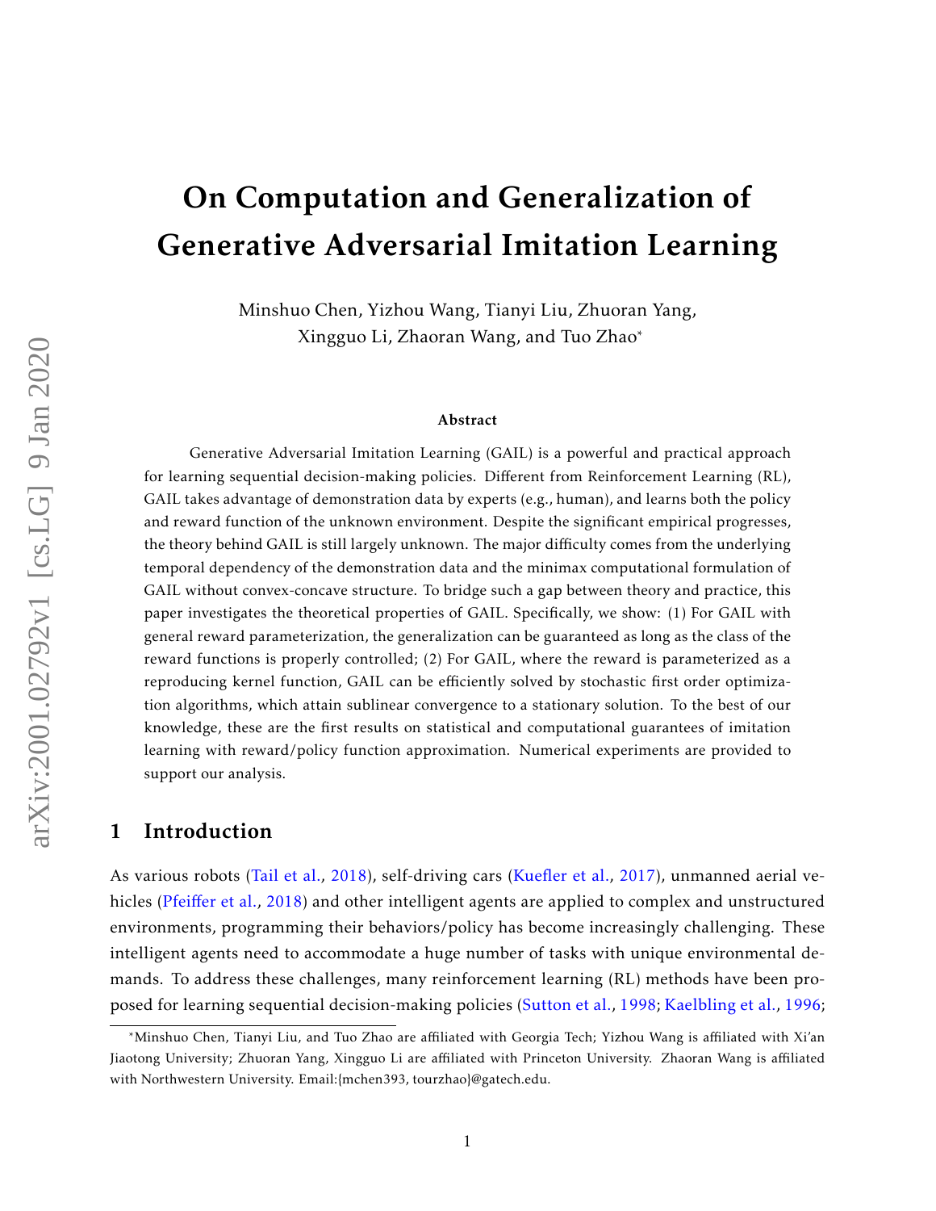# On Computation and Generalization of Generative Adversarial Imitation Learning

Minshuo Chen, Yizhou Wang, Tianyi Liu, Zhuoran Yang, Xingguo Li, Zhaoran Wang, and Tuo Zhao*

### Abstract

Generative Adversarial Imitation Learning (GAIL) is a powerful and practical approach for learning sequential decision-making policies. Different from Reinforcement Learning (RL), GAIL takes advantage of demonstration data by experts (e.g., human), and learns both the policy and reward function of the unknown environment. Despite the significant empirical progresses, the theory behind GAIL is still largely unknown. The major difficulty comes from the underlying temporal dependency of the demonstration data and the minimax computational formulation of GAIL without convex-concave structure. To bridge such a gap between theory and practice, this paper investigates the theoretical properties of GAIL. Specifically, we show: (1) For GAIL with general reward parameterization, the generalization can be guaranteed as long as the class of the reward functions is properly controlled; (2) For GAIL, where the reward is parameterized as a reproducing kernel function, GAIL can be efficiently solved by stochastic first order optimization algorithms, which attain sublinear convergence to a stationary solution. To the best of our knowledge, these are the first results on statistical and computational guarantees of imitation learning with reward/policy function approximation. Numerical experiments are provided to support our analysis.

## 1 Introduction

As various robots (Tail et al., 2018), self-driving cars (Kuefler et al., 2017), unmanned aerial vehicles (Pfeiffer et al., 2018) and other intelligent agents are applied to complex and unstructured environments, programming their behaviors/policy has become increasingly challenging. These intelligent agents need to accommodate a huge number of tasks with unique environmental demands. To address these challenges, many reinforcement learning (RL) methods have been proposed for learning sequential decision-making policies (Sutton et al., 1998; Kaelbling et al., 1996;

*Minshuo Chen, Tianyi Liu, and Tuo Zhao are affiliated with Georgia Tech; Yizhou Wang is affiliated with Xi'an Jiaotong University; Zhuoran Yang, Xingguo Li are affiliated with Princeton University. Zhaoran Wang is affiliated with Northwestern University. Email:{mchen393, tourzhao}@gatech.edu.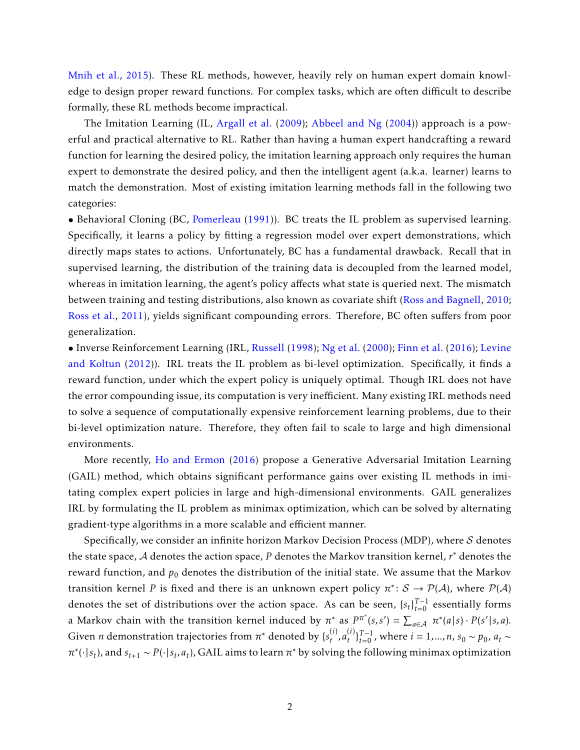Mnih et al., 2015). These RL methods, however, heavily rely on human expert domain knowledge to design proper reward functions. For complex tasks, which are often difficult to describe formally, these RL methods become impractical.

The Imitation Learning (IL, Argall et al. (2009); Abbeel and Ng (2004)) approach is a powerful and practical alternative to RL. Rather than having a human expert handcrafting a reward function for learning the desired policy, the imitation learning approach only requires the human expert to demonstrate the desired policy, and then the intelligent agent (a.k.a. learner) learns to match the demonstration. Most of existing imitation learning methods fall in the following two categories:

• Behavioral Cloning (BC, Pomerleau (1991)). BC treats the IL problem as supervised learning. Specifically, it learns a policy by fitting a regression model over expert demonstrations, which directly maps states to actions. Unfortunately, BC has a fundamental drawback. Recall that in supervised learning, the distribution of the training data is decoupled from the learned model, whereas in imitation learning, the agent's policy affects what state is queried next. The mismatch between training and testing distributions, also known as covariate shift (Ross and Bagnell, 2010; Ross et al., 2011), yields significant compounding errors. Therefore, BC often suffers from poor generalization.

• Inverse Reinforcement Learning (IRL, Russell (1998); Ng et al. (2000); Finn et al. (2016); Levine and Koltun (2012)). IRL treats the IL problem as bi-level optimization. Specifically, it finds a reward function, under which the expert policy is uniquely optimal. Though IRL does not have the error compounding issue, its computation is very inefficient. Many existing IRL methods need to solve a sequence of computationally expensive reinforcement learning problems, due to their bi-level optimization nature. Therefore, they often fail to scale to large and high dimensional environments.

More recently, Ho and Ermon (2016) propose a Generative Adversarial Imitation Learning (GAIL) method, which obtains significant performance gains over existing IL methods in imitating complex expert policies in large and high-dimensional environments. GAIL generalizes IRL by formulating the IL problem as minimax optimization, which can be solved by alternating gradient-type algorithms in a more scalable and efficient manner.

Specifically, we consider an infinite horizon Markov Decision Process (MDP), where $\mathcal{S}$ denotes the state space, $\mathcal{A}$ denotes the action space, $P$ denotes the Markov transition kernel, $r^*$ denotes the reward function, and $p_0$ denotes the distribution of the initial state. We assume that the Markov transition kernel $P$ is fixed and there is an unknown expert policy $\pi^*\colon \mathcal{S} \to \mathcal{P}(\mathcal{A})$, where $\mathcal{P}(\mathcal{A})$ denotes the set of distributions over the action space. As can be seen, $\{s_t\}_{t=0}^{T-1}$ essentially forms a Markov chain with the transition kernel induced by $\pi^*$ as $P^{\pi^*}(s,s') = \sum_{a\in\mathcal{A}} \pi^*(a|s)\cdot P(s'|s,a)$. Given $n$ demonstration trajectories from $\pi^*$ denoted by $\{s_t^{(i)}, a_t^{(i)}\}_{t=0}^{T-1}$, where $i = 1,\ldots,n$, $s_0 \sim p_0$, $a_t \sim \pi^*(\cdot|s_t)$, and $s_{t+1} \sim P(\cdot|s_t,a_t)$, GAIL aims to learn $\pi^*$ by solving the following minimax optimization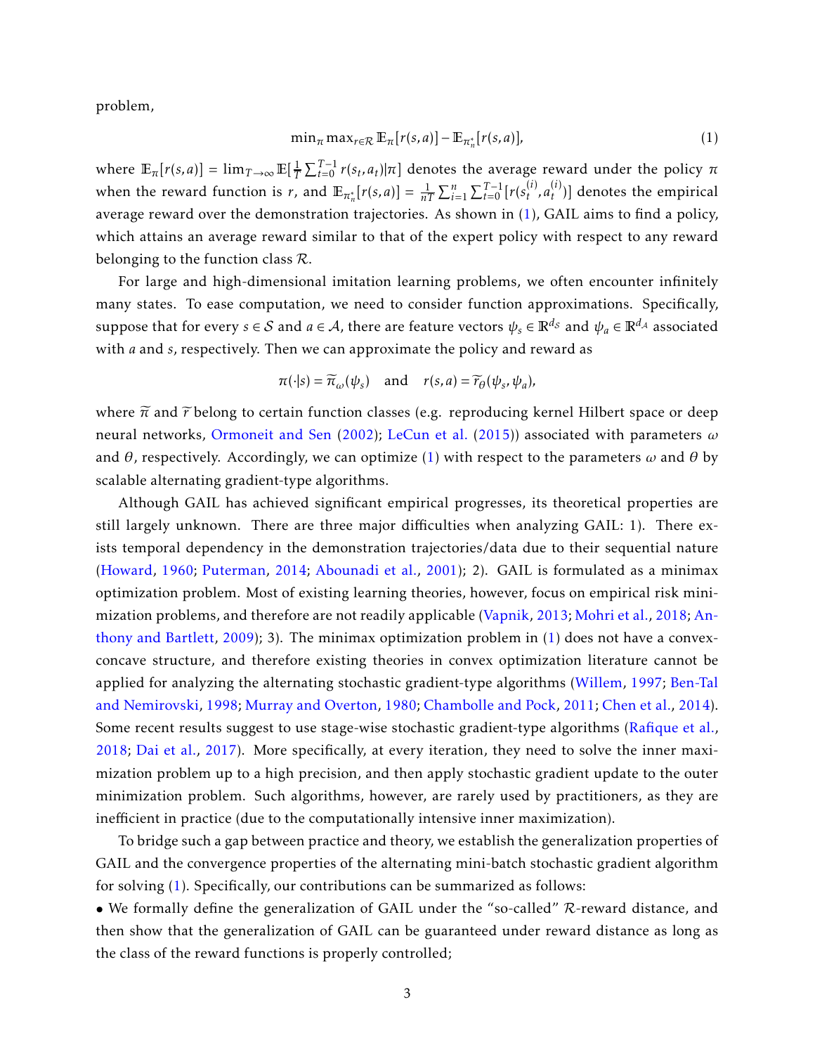problem,

$$\min_{\pi} \max_{r \in \mathcal{R}} \mathbb{E}_{\pi}[r(s,a)] - \mathbb{E}_{\pi_n^*}[r(s,a)], \tag{1}$$

where $\mathbb{E}_{\pi}[r(s,a)] = \lim_{T\to\infty} \mathbb{E}[\frac{1}{T}\sum_{t=0}^{T-1} r(s_t, a_t)|\pi]$ denotes the average reward under the policy $\pi$ when the reward function is $r$, and $\mathbb{E}_{\pi_n^*}[r(s,a)] = \frac{1}{nT}\sum_{i=1}^{n}\sum_{t=0}^{T-1}[r(s_t^{(i)}, a_t^{(i)})]$ denotes the empirical average reward over the demonstration trajectories. As shown in (1), GAIL aims to find a policy, which attains an average reward similar to that of the expert policy with respect to any reward belonging to the function class $\mathcal{R}$.

For large and high-dimensional imitation learning problems, we often encounter infinitely many states. To ease computation, we need to consider function approximations. Specifically, suppose that for every $s \in \mathcal{S}$ and $a \in \mathcal{A}$, there are feature vectors $\psi_s \in \mathbb{R}^{d_{\mathcal{S}}}$ and $\psi_a \in \mathbb{R}^{d_{\mathcal{A}}}$ associated with $a$ and $s$, respectively. Then we can approximate the policy and reward as

$$\pi(\cdot|s) = \widetilde{\pi}_{\omega}(\psi_s) \quad \text{and} \quad r(s,a) = \widetilde{r}_{\theta}(\psi_s, \psi_a),$$

where $\widetilde{\pi}$ and $\widetilde{r}$ belong to certain function classes (e.g. reproducing kernel Hilbert space or deep neural networks, Ormoneit and Sen (2002); LeCun et al. (2015)) associated with parameters $\omega$ and $\theta$, respectively. Accordingly, we can optimize (1) with respect to the parameters $\omega$ and $\theta$ by scalable alternating gradient-type algorithms.

Although GAIL has achieved significant empirical progresses, its theoretical properties are still largely unknown. There are three major difficulties when analyzing GAIL: 1). There exists temporal dependency in the demonstration trajectories/data due to their sequential nature (Howard, 1960; Puterman, 2014; Abounadi et al., 2001); 2). GAIL is formulated as a minimax optimization problem. Most of existing learning theories, however, focus on empirical risk minimization problems, and therefore are not readily applicable (Vapnik, 2013; Mohri et al., 2018; Anthony and Bartlett, 2009); 3). The minimax optimization problem in (1) does not have a convex-concave structure, and therefore existing theories in convex optimization literature cannot be applied for analyzing the alternating stochastic gradient-type algorithms (Willem, 1997; Ben-Tal and Nemirovski, 1998; Murray and Overton, 1980; Chambolle and Pock, 2011; Chen et al., 2014). Some recent results suggest to use stage-wise stochastic gradient-type algorithms (Rafique et al., 2018; Dai et al., 2017). More specifically, at every iteration, they need to solve the inner maximization problem up to a high precision, and then apply stochastic gradient update to the outer minimization problem. Such algorithms, however, are rarely used by practitioners, as they are inefficient in practice (due to the computationally intensive inner maximization).

To bridge such a gap between practice and theory, we establish the generalization properties of GAIL and the convergence properties of the alternating mini-batch stochastic gradient algorithm for solving (1). Specifically, our contributions can be summarized as follows:

- We formally define the generalization of GAIL under the "so-called" $\mathcal{R}$-reward distance, and then show that the generalization of GAIL can be guaranteed under reward distance as long as the class of the reward functions is properly controlled;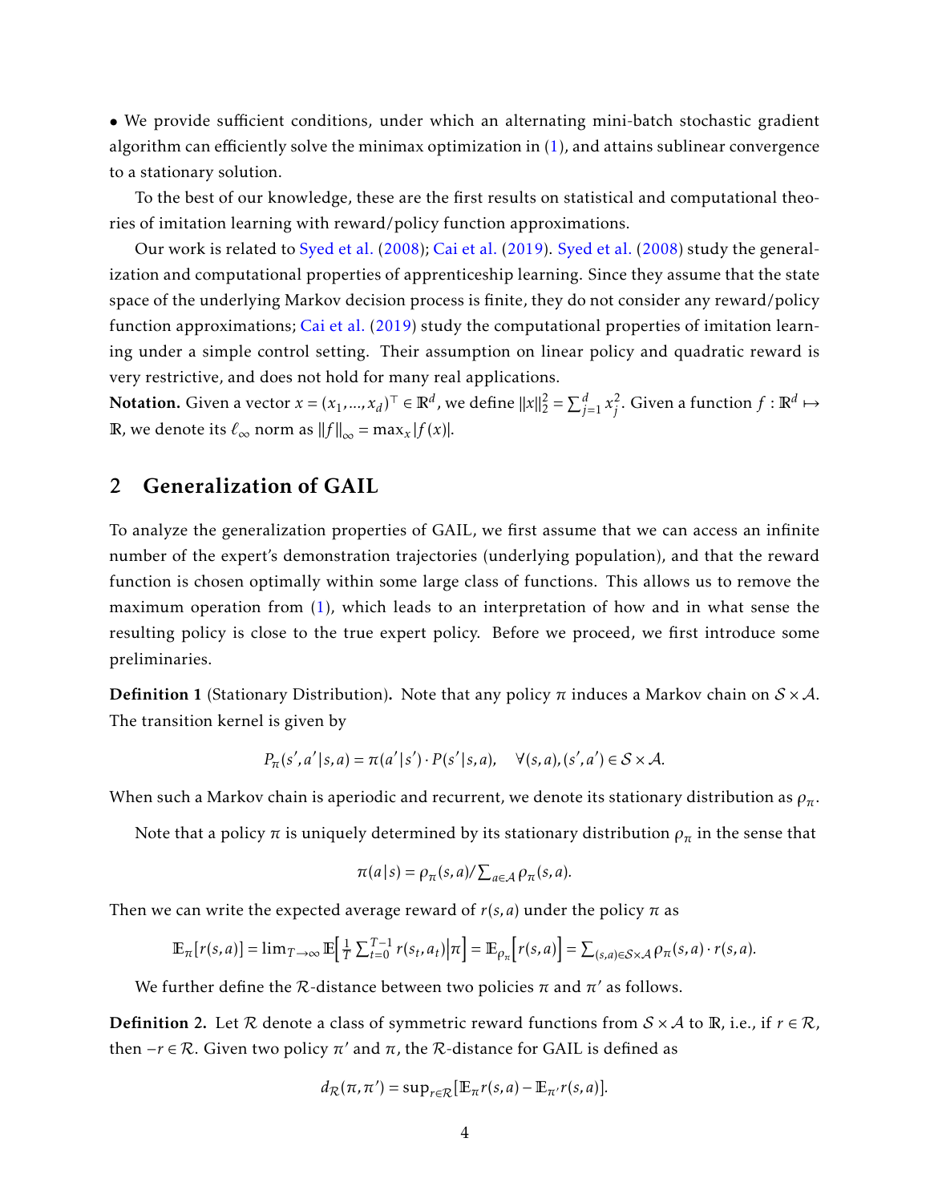• We provide sufficient conditions, under which an alternating mini-batch stochastic gradient algorithm can efficiently solve the minimax optimization in (1), and attains sublinear convergence to a stationary solution.

To the best of our knowledge, these are the first results on statistical and computational theories of imitation learning with reward/policy function approximations.

Our work is related to Syed et al. (2008); Cai et al. (2019). Syed et al. (2008) study the generalization and computational properties of apprenticeship learning. Since they assume that the state space of the underlying Markov decision process is finite, they do not consider any reward/policy function approximations; Cai et al. (2019) study the computational properties of imitation learning under a simple control setting. Their assumption on linear policy and quadratic reward is very restrictive, and does not hold for many real applications.

**Notation.** Given a vector $x = (x_1, ..., x_d)^\top \in \mathbb{R}^d$, we define $\|x\|_2^2 = \sum_{j=1}^d x_j^2$. Given a function $f : \mathbb{R}^d \mapsto \mathbb{R}$, we denote its $\ell_\infty$ norm as $\|f\|_\infty = \max_x |f(x)|$.

## 2 Generalization of GAIL

To analyze the generalization properties of GAIL, we first assume that we can access an infinite number of the expert's demonstration trajectories (underlying population), and that the reward function is chosen optimally within some large class of functions. This allows us to remove the maximum operation from (1), which leads to an interpretation of how and in what sense the resulting policy is close to the true expert policy. Before we proceed, we first introduce some preliminaries.

**Definition 1** (Stationary Distribution)**.** Note that any policy $\pi$ induces a Markov chain on $\mathcal{S} \times \mathcal{A}$. The transition kernel is given by

$$P_\pi(s', a'|s, a) = \pi(a'|s') \cdot P(s'|s, a), \quad \forall (s, a), (s', a') \in \mathcal{S} \times \mathcal{A}.$$

When such a Markov chain is aperiodic and recurrent, we denote its stationary distribution as $\rho_\pi$.

Note that a policy $\pi$ is uniquely determined by its stationary distribution $\rho_\pi$ in the sense that

$$\pi(a|s) = \rho_\pi(s, a) / \textstyle\sum_{a \in \mathcal{A}} \rho_\pi(s, a).$$

Then we can write the expected average reward of $r(s, a)$ under the policy $\pi$ as

$$\mathbb{E}_\pi[r(s, a)] = \lim_{T \to \infty} \mathbb{E}\Big[\tfrac{1}{T} \textstyle\sum_{t=0}^{T-1} r(s_t, a_t) \Big| \pi\Big] = \mathbb{E}_{\rho_\pi}\Big[r(s, a)\Big] = \textstyle\sum_{(s,a) \in \mathcal{S} \times \mathcal{A}} \rho_\pi(s, a) \cdot r(s, a).$$

We further define the $\mathcal{R}$-distance between two policies $\pi$ and $\pi'$ as follows.

**Definition 2.** Let $\mathcal{R}$ denote a class of symmetric reward functions from $\mathcal{S} \times \mathcal{A}$ to $\mathbb{R}$, i.e., if $r \in \mathcal{R}$, then $-r \in \mathcal{R}$. Given two policy $\pi'$ and $\pi$, the $\mathcal{R}$-distance for GAIL is defined as

$$d_{\mathcal{R}}(\pi, \pi') = \sup_{r \in \mathcal{R}} [\mathbb{E}_\pi r(s, a) - \mathbb{E}_{\pi'} r(s, a)].$$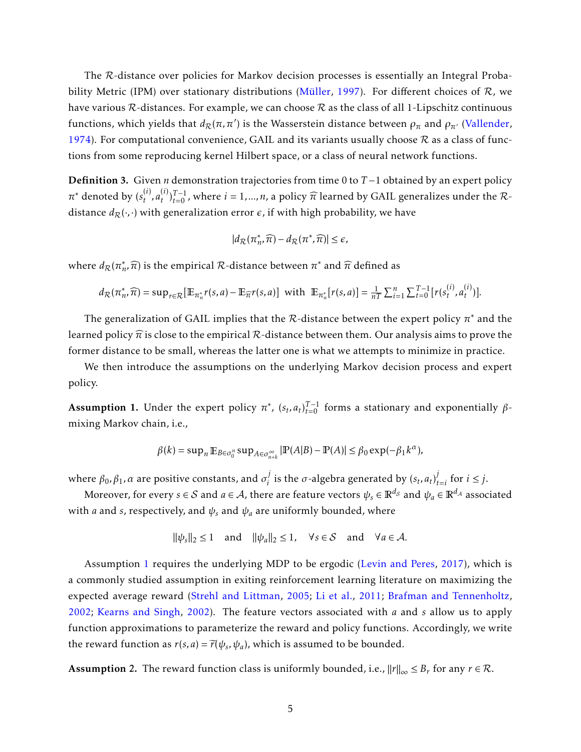The $\mathcal{R}$-distance over policies for Markov decision processes is essentially an Integral Probability Metric (IPM) over stationary distributions (Müller, 1997). For different choices of $\mathcal{R}$, we have various $\mathcal{R}$-distances. For example, we can choose $\mathcal{R}$ as the class of all 1-Lipschitz continuous functions, which yields that $d_{\mathcal{R}}(\pi, \pi')$ is the Wasserstein distance between $\rho_\pi$ and $\rho_{\pi'}$ (Vallender, 1974). For computational convenience, GAIL and its variants usually choose $\mathcal{R}$ as a class of functions from some reproducing kernel Hilbert space, or a class of neural network functions.

**Definition 3.** Given $n$ demonstration trajectories from time 0 to $T-1$ obtained by an expert policy $\pi^*$ denoted by $(s_t^{(i)}, a_t^{(i)})_{t=0}^{T-1}$, where $i = 1, \ldots, n$, a policy $\widehat{\pi}$ learned by GAIL generalizes under the $\mathcal{R}$-distance $d_{\mathcal{R}}(\cdot, \cdot)$ with generalization error $\epsilon$, if with high probability, we have

$$|d_{\mathcal{R}}(\pi_n^*, \widehat{\pi}) - d_{\mathcal{R}}(\pi^*, \widehat{\pi})| \leq \epsilon,$$

where $d_{\mathcal{R}}(\pi_n^*, \widehat{\pi})$ is the empirical $\mathcal{R}$-distance between $\pi^*$ and $\widehat{\pi}$ defined as

$$d_{\mathcal{R}}(\pi_n^*, \widehat{\pi}) = \sup_{r \in \mathcal{R}} [\mathbb{E}_{\pi_n^*} r(s,a) - \mathbb{E}_{\widehat{\pi}} r(s,a)] \ \text{ with } \ \mathbb{E}_{\pi_n^*}[r(s,a)] = \tfrac{1}{nT} \textstyle\sum_{i=1}^n \sum_{t=0}^{T-1} [r(s_t^{(i)}, a_t^{(i)})].$$

The generalization of GAIL implies that the $\mathcal{R}$-distance between the expert policy $\pi^*$ and the learned policy $\widehat{\pi}$ is close to the empirical $\mathcal{R}$-distance between them. Our analysis aims to prove the former distance to be small, whereas the latter one is what we attempts to minimize in practice.

We then introduce the assumptions on the underlying Markov decision process and expert policy.

**Assumption 1.** Under the expert policy $\pi^*$, $(s_t, a_t)_{t=0}^{T-1}$ forms a stationary and exponentially $\beta$-mixing Markov chain, i.e.,

$$\beta(k) = \sup_n \mathbb{E}_{B \in \sigma_0^n} \sup_{A \in \sigma_{n+k}^\infty} |\mathbb{P}(A|B) - \mathbb{P}(A)| \leq \beta_0 \exp(-\beta_1 k^\alpha),$$

where $\beta_0, \beta_1, \alpha$ are positive constants, and $\sigma_i^j$ is the $\sigma$-algebra generated by $(s_t, a_t)_{t=i}^j$ for $i \leq j$.

Moreover, for every $s \in \mathcal{S}$ and $a \in \mathcal{A}$, there are feature vectors $\psi_s \in \mathbb{R}^{d_{\mathcal{S}}}$ and $\psi_a \in \mathbb{R}^{d_{\mathcal{A}}}$ associated with $a$ and $s$, respectively, and $\psi_s$ and $\psi_a$ are uniformly bounded, where

$$\|\psi_s\|_2 \leq 1 \quad \text{and} \quad \|\psi_a\|_2 \leq 1, \quad \forall s \in \mathcal{S} \quad \text{and} \quad \forall a \in \mathcal{A}.$$

Assumption 1 requires the underlying MDP to be ergodic (Levin and Peres, 2017), which is a commonly studied assumption in exiting reinforcement learning literature on maximizing the expected average reward (Strehl and Littman, 2005; Li et al., 2011; Brafman and Tennenholtz, 2002; Kearns and Singh, 2002). The feature vectors associated with $a$ and $s$ allow us to apply function approximations to parameterize the reward and policy functions. Accordingly, we write the reward function as $r(s,a) = \widetilde{r}(\psi_s, \psi_a)$, which is assumed to be bounded.

**Assumption 2.** The reward function class is uniformly bounded, i.e., $\|r\|_\infty \leq B_r$ for any $r \in \mathcal{R}$.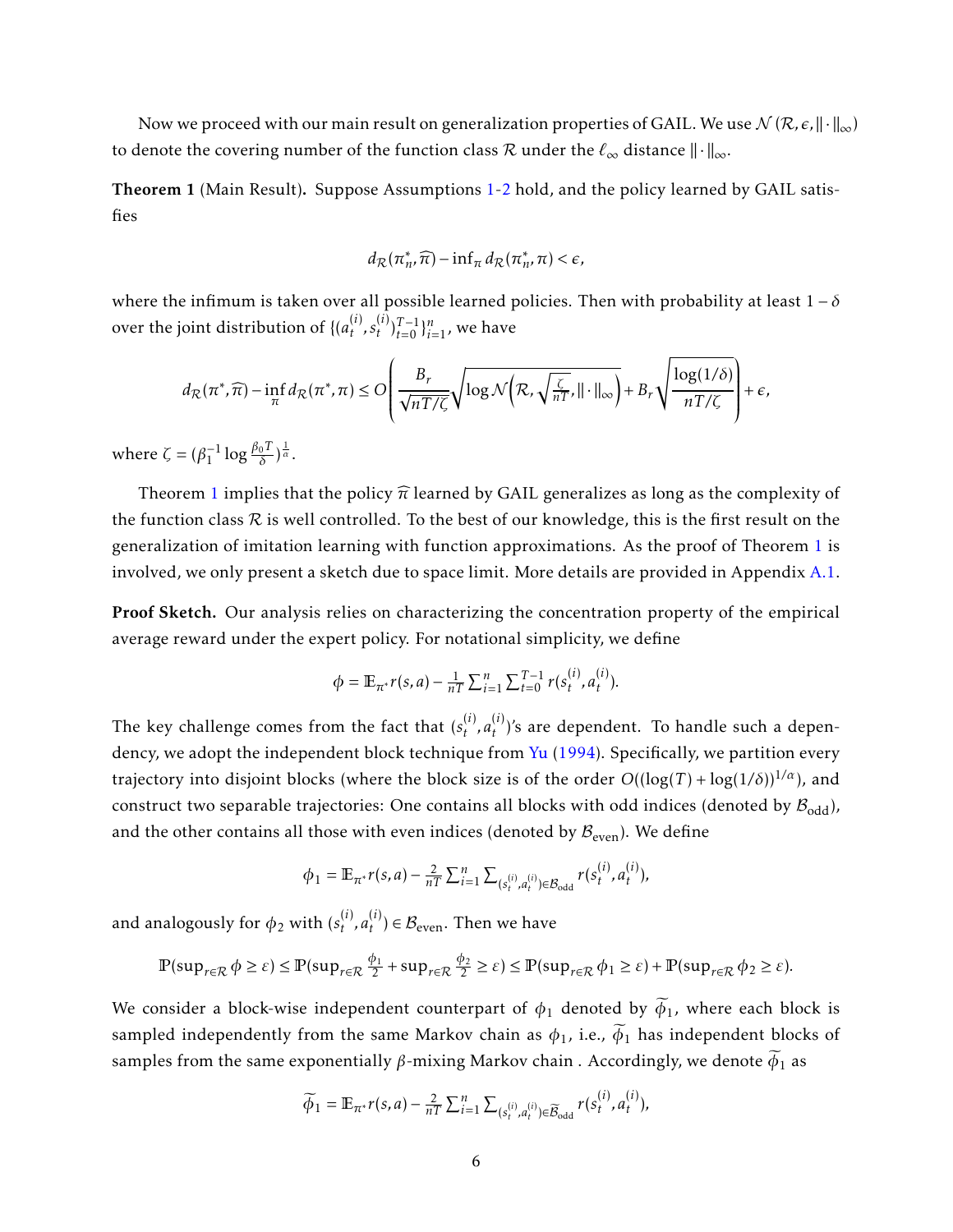Now we proceed with our main result on generalization properties of GAIL. We use $\mathcal{N}(\mathcal{R}, \epsilon, \|\cdot\|_\infty)$ to denote the covering number of the function class $\mathcal{R}$ under the $\ell_\infty$ distance $\|\cdot\|_\infty$.

**Theorem 1** (Main Result)**.** Suppose Assumptions 1-2 hold, and the policy learned by GAIL satisfies

$$d_{\mathcal{R}}(\pi_n^*, \widehat{\pi}) - \inf_\pi d_{\mathcal{R}}(\pi_n^*, \pi) < \epsilon,$$

where the infimum is taken over all possible learned policies. Then with probability at least $1-\delta$ over the joint distribution of $\{(a_t^{(i)}, s_t^{(i)})_{t=0}^{T-1}\}_{i=1}^n$, we have

$$d_{\mathcal{R}}(\pi^*, \widehat{\pi}) - \inf_\pi d_{\mathcal{R}}(\pi^*, \pi) \leq O\left(\frac{B_r}{\sqrt{nT/\zeta}}\sqrt{\log \mathcal{N}\left(\mathcal{R}, \sqrt{\tfrac{\zeta}{nT}}, \|\cdot\|_\infty\right)} + B_r\sqrt{\frac{\log(1/\delta)}{nT/\zeta}}\right) + \epsilon,$$

where $\zeta = (\beta_1^{-1}\log\frac{\beta_0 T}{\delta})^{\frac{1}{\alpha}}$.

Theorem 1 implies that the policy $\widehat{\pi}$ learned by GAIL generalizes as long as the complexity of the function class $\mathcal{R}$ is well controlled. To the best of our knowledge, this is the first result on the generalization of imitation learning with function approximations. As the proof of Theorem 1 is involved, we only present a sketch due to space limit. More details are provided in Appendix A.1.

**Proof Sketch.** Our analysis relies on characterizing the concentration property of the empirical average reward under the expert policy. For notational simplicity, we define

$$\phi = \mathbb{E}_{\pi^*} r(s,a) - \tfrac{1}{nT}\textstyle\sum_{i=1}^n \sum_{t=0}^{T-1} r(s_t^{(i)}, a_t^{(i)}).$$

The key challenge comes from the fact that $(s_t^{(i)}, a_t^{(i)})$'s are dependent. To handle such a dependency, we adopt the independent block technique from Yu (1994). Specifically, we partition every trajectory into disjoint blocks (where the block size is of the order $O((\log(T) + \log(1/\delta))^{1/\alpha})$, and construct two separable trajectories: One contains all blocks with odd indices (denoted by $\mathcal{B}_{\rm odd}$), and the other contains all those with even indices (denoted by $\mathcal{B}_{\rm even}$). We define

$$\phi_1 = \mathbb{E}_{\pi^*} r(s,a) - \tfrac{2}{nT}\textstyle\sum_{i=1}^n \sum_{(s_t^{(i)}, a_t^{(i)})\in\mathcal{B}_{\rm odd}} r(s_t^{(i)}, a_t^{(i)}),$$

and analogously for $\phi_2$ with $(s_t^{(i)}, a_t^{(i)}) \in \mathcal{B}_{\rm even}$. Then we have

$$\mathbb{P}(\sup_{r\in\mathcal{R}} \phi \geq \varepsilon) \leq \mathbb{P}(\sup_{r\in\mathcal{R}} \tfrac{\phi_1}{2} + \sup_{r\in\mathcal{R}} \tfrac{\phi_2}{2} \geq \varepsilon) \leq \mathbb{P}(\sup_{r\in\mathcal{R}} \phi_1 \geq \varepsilon) + \mathbb{P}(\sup_{r\in\mathcal{R}} \phi_2 \geq \varepsilon).$$

We consider a block-wise independent counterpart of $\phi_1$ denoted by $\widetilde{\phi}_1$, where each block is sampled independently from the same Markov chain as $\phi_1$, i.e., $\widetilde{\phi}_1$ has independent blocks of samples from the same exponentially $\beta$-mixing Markov chain . Accordingly, we denote $\widetilde{\phi}_1$ as

$$\widetilde{\phi}_1 = \mathbb{E}_{\pi^*} r(s,a) - \tfrac{2}{nT}\textstyle\sum_{i=1}^n \sum_{(s_t^{(i)}, a_t^{(i)})\in\widetilde{\mathcal{B}}_{\rm odd}} r(s_t^{(i)}, a_t^{(i)}),$$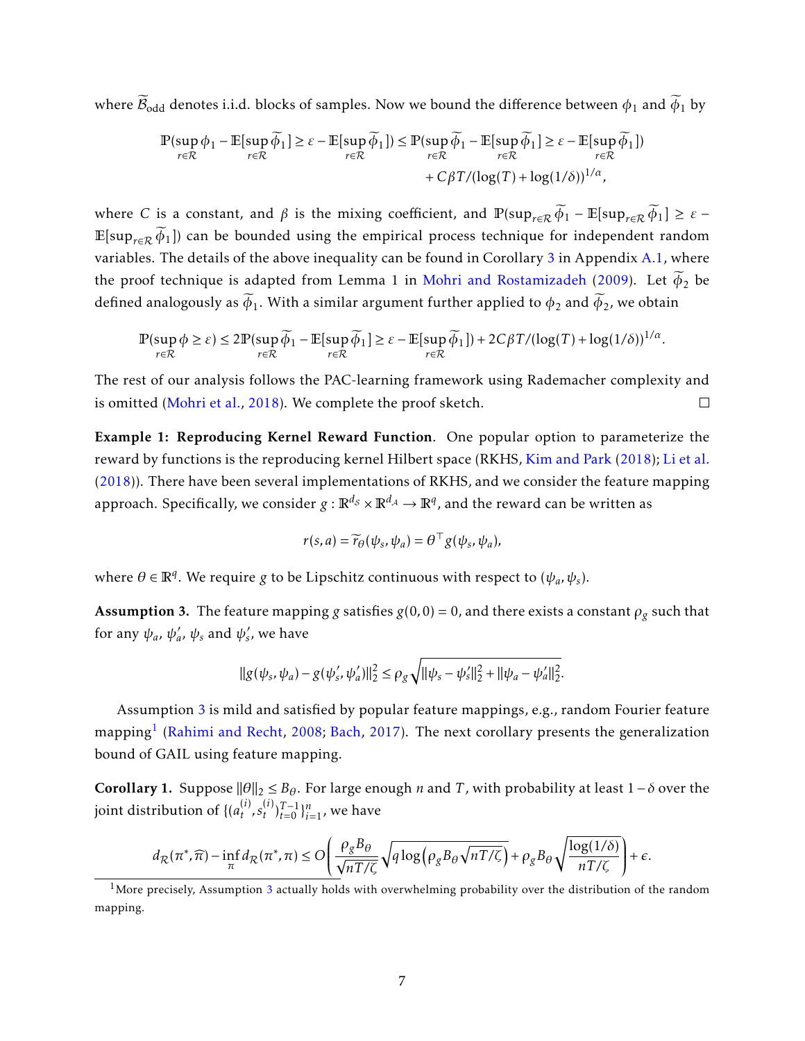where $\widetilde{\mathcal{B}}_{\text{odd}}$ denotes i.i.d. blocks of samples. Now we bound the difference between $\phi_1$ and $\widetilde{\phi}_1$ by

$$
\begin{aligned}
\mathbb{P}(\sup_{r\in\mathcal{R}} \phi_1 - \mathbb{E}[\sup_{r\in\mathcal{R}} \widetilde{\phi}_1] \geq \varepsilon - \mathbb{E}[\sup_{r\in\mathcal{R}} \widetilde{\phi}_1]) \leq \mathbb{P}(\sup_{r\in\mathcal{R}} \widetilde{\phi}_1 - \mathbb{E}[\sup_{r\in\mathcal{R}} \widetilde{\phi}_1] \geq \varepsilon - \mathbb{E}[\sup_{r\in\mathcal{R}} \widetilde{\phi}_1]) \\
+ C\beta T/(\log(T) + \log(1/\delta))^{1/\alpha},
\end{aligned}
$$

where $C$ is a constant, and $\beta$ is the mixing coefficient, and $\mathbb{P}(\sup_{r\in\mathcal{R}} \widetilde{\phi}_1 - \mathbb{E}[\sup_{r\in\mathcal{R}} \widetilde{\phi}_1] \geq \varepsilon - \mathbb{E}[\sup_{r\in\mathcal{R}} \widetilde{\phi}_1])$ can be bounded using the empirical process technique for independent random variables. The details of the above inequality can be found in Corollary 3 in Appendix A.1, where the proof technique is adapted from Lemma 1 in Mohri and Rostamizadeh (2009). Let $\widetilde{\phi}_2$ be defined analogously as $\widetilde{\phi}_1$. With a similar argument further applied to $\phi_2$ and $\widetilde{\phi}_2$, we obtain

$$
\mathbb{P}(\sup_{r\in\mathcal{R}} \phi \geq \varepsilon) \leq 2\mathbb{P}(\sup_{r\in\mathcal{R}} \widetilde{\phi}_1 - \mathbb{E}[\sup_{r\in\mathcal{R}} \widetilde{\phi}_1] \geq \varepsilon - \mathbb{E}[\sup_{r\in\mathcal{R}} \widetilde{\phi}_1]) + 2C\beta T/(\log(T) + \log(1/\delta))^{1/\alpha}.
$$

The rest of our analysis follows the PAC-learning framework using Rademacher complexity and is omitted (Mohri et al., 2018). We complete the proof sketch. □

**Example 1: Reproducing Kernel Reward Function**. One popular option to parameterize the reward by functions is the reproducing kernel Hilbert space (RKHS, Kim and Park (2018); Li et al. (2018)). There have been several implementations of RKHS, and we consider the feature mapping approach. Specifically, we consider $g : \mathbb{R}^{d_S} \times \mathbb{R}^{d_A} \to \mathbb{R}^q$, and the reward can be written as

$$
r(s,a) = \widetilde{r}_\theta(\psi_s, \psi_a) = \theta^\top g(\psi_s, \psi_a),
$$

where $\theta \in \mathbb{R}^q$. We require $g$ to be Lipschitz continuous with respect to $(\psi_a, \psi_s)$.

**Assumption 3.** The feature mapping $g$ satisfies $g(0,0) = 0$, and there exists a constant $\rho_g$ such that for any $\psi_a$, $\psi_a'$, $\psi_s$ and $\psi_s'$, we have

$$
\|g(\psi_s, \psi_a) - g(\psi_s', \psi_a')\|_2^2 \leq \rho_g \sqrt{\|\psi_s - \psi_s'\|_2^2 + \|\psi_a - \psi_a'\|_2^2}.
$$

Assumption 3 is mild and satisfied by popular feature mappings, e.g., random Fourier feature mapping[1] (Rahimi and Recht, 2008; Bach, 2017). The next corollary presents the generalization bound of GAIL using feature mapping.

**Corollary 1.** Suppose $\|\theta\|_2 \leq B_\theta$. For large enough $n$ and $T$, with probability at least $1-\delta$ over the joint distribution of $\{(a_t^{(i)}, s_t^{(i)})_{t=0}^{T-1}\}_{i=1}^n$, we have

$$
d_{\mathcal{R}}(\pi^*, \widehat{\pi}) - \inf_\pi d_{\mathcal{R}}(\pi^*, \pi) \leq O\left( \frac{\rho_g B_\theta}{\sqrt{nT/\zeta}} \sqrt{q \log\left(\rho_g B_\theta \sqrt{nT/\zeta}\right)} + \rho_g B_\theta \sqrt{\frac{\log(1/\delta)}{nT/\zeta}} \right) + \epsilon.
$$

[1] More precisely, Assumption 3 actually holds with overwhelming probability over the distribution of the random mapping.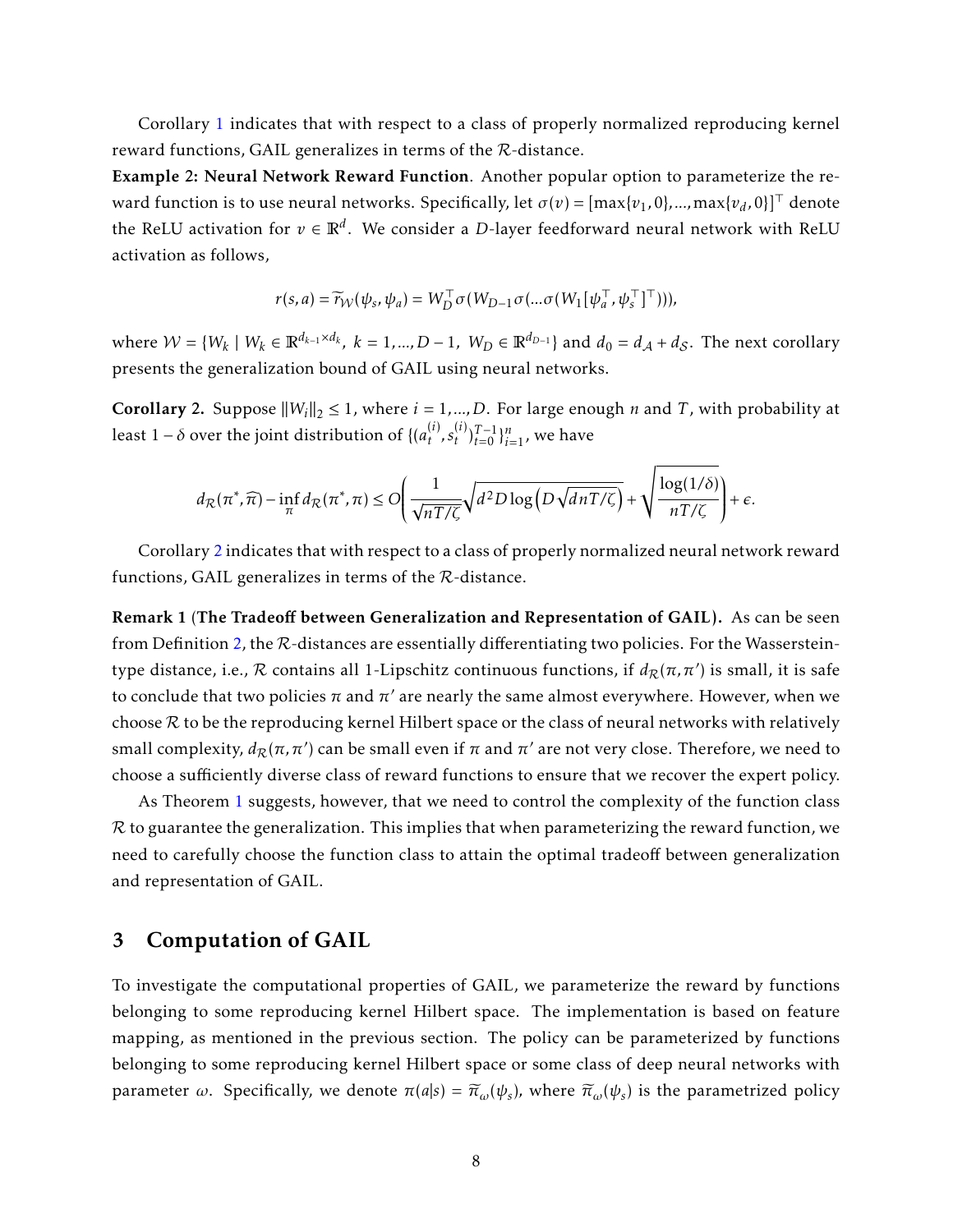Corollary 1 indicates that with respect to a class of properly normalized reproducing kernel reward functions, GAIL generalizes in terms of the $\mathcal{R}$-distance.

**Example 2: Neural Network Reward Function**. Another popular option to parameterize the reward function is to use neural networks. Specifically, let $\sigma(v) = [\max\{v_1, 0\}, \ldots, \max\{v_d, 0\}]^\top$ denote the ReLU activation for $v \in \mathbb{R}^d$. We consider a $D$-layer feedforward neural network with ReLU activation as follows,

$$r(s,a) = \widetilde{r}_{\mathcal{W}}(\psi_s, \psi_a) = W_D^\top \sigma(W_{D-1}\sigma(\ldots\sigma(W_1[\psi_a^\top, \psi_s^\top]^\top))),$$

where $\mathcal{W} = \{W_k \mid W_k \in \mathbb{R}^{d_{k-1}\times d_k},\ k = 1, \ldots, D-1,\ W_D \in \mathbb{R}^{d_{D-1}}\}$ and $d_0 = d_{\mathcal{A}} + d_{\mathcal{S}}$. The next corollary presents the generalization bound of GAIL using neural networks.

**Corollary 2.** *Suppose $\|W_i\|_2 \leq 1$, where $i = 1, \ldots, D$. For large enough $n$ and $T$, with probability at least $1-\delta$ over the joint distribution of $\{(a_t^{(i)}, s_t^{(i)})_{t=0}^{T-1}\}_{i=1}^n$, we have*

$$d_{\mathcal{R}}(\pi^*, \widehat{\pi}) - \inf_{\pi} d_{\mathcal{R}}(\pi^*, \pi) \leq O\left(\frac{1}{\sqrt{nT/\zeta}}\sqrt{d^2 D \log\left(D\sqrt{dnT/\zeta}\right)} + \sqrt{\frac{\log(1/\delta)}{nT/\zeta}}\right) + \epsilon.$$

Corollary 2 indicates that with respect to a class of properly normalized neural network reward functions, GAIL generalizes in terms of the $\mathcal{R}$-distance.

**Remark 1 (The Tradeoff between Generalization and Representation of GAIL).** As can be seen from Definition 2, the $\mathcal{R}$-distances are essentially differentiating two policies. For the Wasserstein-type distance, i.e., $\mathcal{R}$ contains all 1-Lipschitz continuous functions, if $d_{\mathcal{R}}(\pi, \pi')$ is small, it is safe to conclude that two policies $\pi$ and $\pi'$ are nearly the same almost everywhere. However, when we choose $\mathcal{R}$ to be the reproducing kernel Hilbert space or the class of neural networks with relatively small complexity, $d_{\mathcal{R}}(\pi, \pi')$ can be small even if $\pi$ and $\pi'$ are not very close. Therefore, we need to choose a sufficiently diverse class of reward functions to ensure that we recover the expert policy.

As Theorem 1 suggests, however, that we need to control the complexity of the function class $\mathcal{R}$ to guarantee the generalization. This implies that when parameterizing the reward function, we need to carefully choose the function class to attain the optimal tradeoff between generalization and representation of GAIL.

## 3 Computation of GAIL

To investigate the computational properties of GAIL, we parameterize the reward by functions belonging to some reproducing kernel Hilbert space. The implementation is based on feature mapping, as mentioned in the previous section. The policy can be parameterized by functions belonging to some reproducing kernel Hilbert space or some class of deep neural networks with parameter $\omega$. Specifically, we denote $\pi(a|s) = \widetilde{\pi}_\omega(\psi_s)$, where $\widetilde{\pi}_\omega(\psi_s)$ is the parametrized policy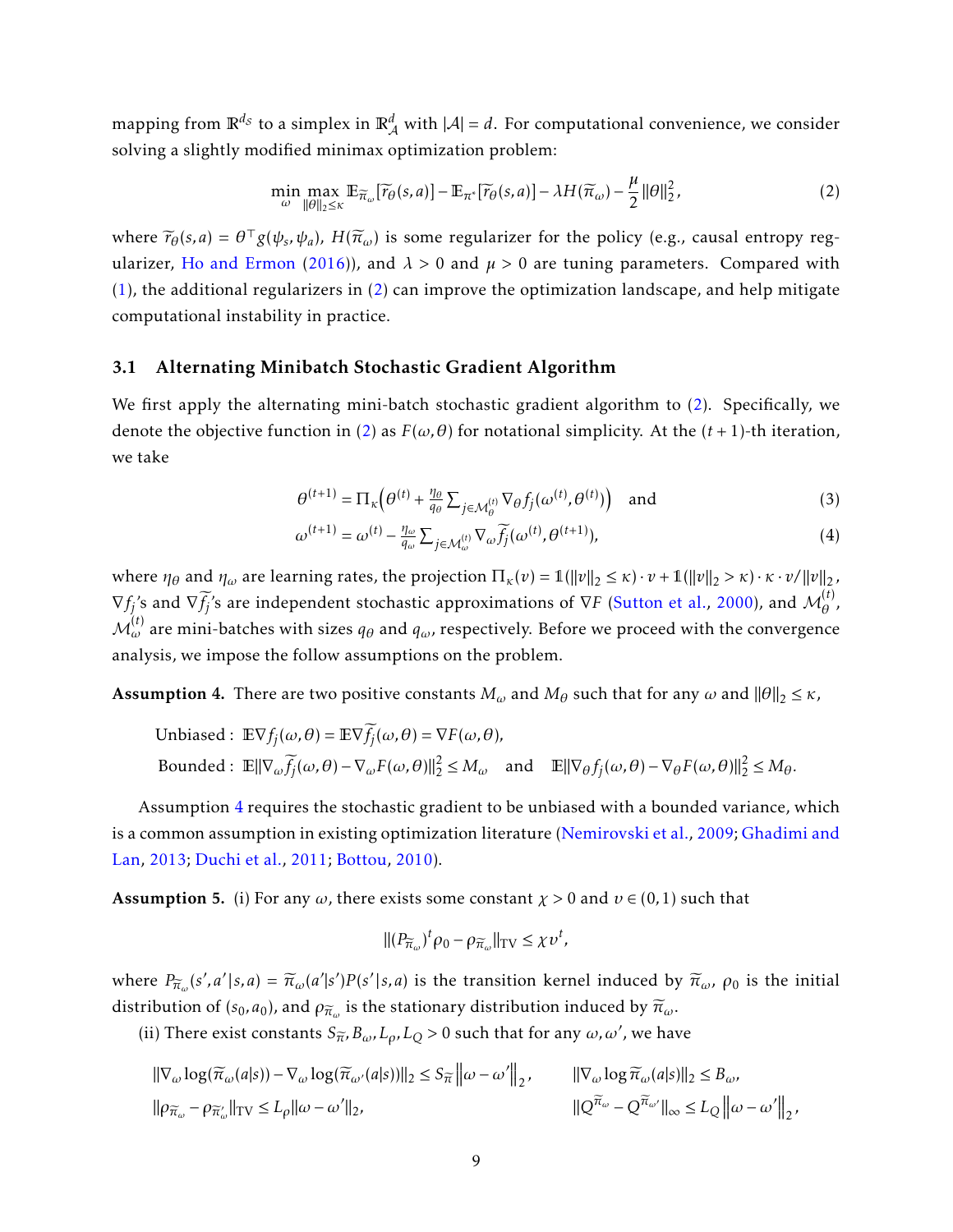mapping from $\mathbb{R}^{d_S}$ to a simplex in $\mathbb{R}^d_{\mathcal{A}}$ with $|\mathcal{A}| = d$. For computational convenience, we consider solving a slightly modified minimax optimization problem:

$$\min_{\omega} \max_{\|\theta\|_2 \leq \kappa} \mathbb{E}_{\widetilde{\pi}_\omega}[\widetilde{r}_\theta(s,a)] - \mathbb{E}_{\pi^*}[\widetilde{r}_\theta(s,a)] - \lambda H(\widetilde{\pi}_\omega) - \frac{\mu}{2}\|\theta\|_2^2, \tag{2}$$

where $\widetilde{r}_\theta(s,a) = \theta^\top g(\psi_s, \psi_a)$, $H(\widetilde{\pi}_\omega)$ is some regularizer for the policy (e.g., causal entropy regularizer, Ho and Ermon (2016)), and $\lambda > 0$ and $\mu > 0$ are tuning parameters. Compared with (1), the additional regularizers in (2) can improve the optimization landscape, and help mitigate computational instability in practice.

### 3.1 Alternating Minibatch Stochastic Gradient Algorithm

We first apply the alternating mini-batch stochastic gradient algorithm to (2). Specifically, we denote the objective function in (2) as $F(\omega, \theta)$ for notational simplicity. At the $(t+1)$-th iteration, we take

$$\theta^{(t+1)} = \Pi_\kappa\Big(\theta^{(t)} + \tfrac{\eta_\theta}{q_\theta}\textstyle\sum_{j\in\mathcal{M}_\theta^{(t)}} \nabla_\theta f_j(\omega^{(t)}, \theta^{(t)})\Big) \quad \text{and} \tag{3}$$

$$\omega^{(t+1)} = \omega^{(t)} - \tfrac{\eta_\omega}{q_\omega}\textstyle\sum_{j\in\mathcal{M}_\omega^{(t)}} \nabla_\omega \widetilde{f}_j(\omega^{(t)}, \theta^{(t+1)}), \tag{4}$$

where $\eta_\theta$ and $\eta_\omega$ are learning rates, the projection $\Pi_\kappa(v) = \mathbb{1}(\|v\|_2 \leq \kappa)\cdot v + \mathbb{1}(\|v\|_2 > \kappa)\cdot \kappa \cdot v/\|v\|_2$, $\nabla f_j$'s and $\nabla \widetilde{f}_j$'s are independent stochastic approximations of $\nabla F$ (Sutton et al., 2000), and $\mathcal{M}_\theta^{(t)}$, $\mathcal{M}_\omega^{(t)}$ are mini-batches with sizes $q_\theta$ and $q_\omega$, respectively. Before we proceed with the convergence analysis, we impose the follow assumptions on the problem.

**Assumption 4.** There are two positive constants $M_\omega$ and $M_\theta$ such that for any $\omega$ and $\|\theta\|_2 \leq \kappa$,

$$\text{Unbiased}: \ \mathbb{E}\nabla f_j(\omega,\theta) = \mathbb{E}\nabla \widetilde{f}_j(\omega,\theta) = \nabla F(\omega,\theta),$$

$$\text{Bounded}: \ \mathbb{E}\|\nabla_\omega \widetilde{f}_j(\omega,\theta) - \nabla_\omega F(\omega,\theta)\|_2^2 \leq M_\omega \quad \text{and} \quad \mathbb{E}\|\nabla_\theta f_j(\omega,\theta) - \nabla_\theta F(\omega,\theta)\|_2^2 \leq M_\theta.$$

Assumption 4 requires the stochastic gradient to be unbiased with a bounded variance, which is a common assumption in existing optimization literature (Nemirovski et al., 2009; Ghadimi and Lan, 2013; Duchi et al., 2011; Bottou, 2010).

**Assumption 5.** (i) For any $\omega$, there exists some constant $\chi > 0$ and $\upsilon \in (0,1)$ such that

$$\|(P_{\widetilde{\pi}_\omega})^t \rho_0 - \rho_{\widetilde{\pi}_\omega}\|_{\mathrm{TV}} \leq \chi \upsilon^t,$$

where $P_{\widetilde{\pi}_\omega}(s', a'|s, a) = \widetilde{\pi}_\omega(a'|s')P(s'|s,a)$ is the transition kernel induced by $\widetilde{\pi}_\omega$, $\rho_0$ is the initial distribution of $(s_0, a_0)$, and $\rho_{\widetilde{\pi}_\omega}$ is the stationary distribution induced by $\widetilde{\pi}_\omega$.

(ii) There exist constants $S_{\widetilde{\pi}}, B_\omega, L_\rho, L_Q > 0$ such that for any $\omega, \omega'$, we have

$$\|\nabla_\omega \log(\widetilde{\pi}_\omega(a|s)) - \nabla_\omega \log(\widetilde{\pi}_{\omega'}(a|s))\|_2 \leq S_{\widetilde{\pi}}\left\|\omega - \omega'\right\|_2, \qquad \|\nabla_\omega \log \widetilde{\pi}_\omega(a|s)\|_2 \leq B_\omega,$$

$$\|\rho_{\widetilde{\pi}_\omega} - \rho_{\widetilde{\pi}'_\omega}\|_{\mathrm{TV}} \leq L_\rho \|\omega - \omega'\|_2, \qquad \|Q^{\widetilde{\pi}_\omega} - Q^{\widetilde{\pi}_{\omega'}}\|_\infty \leq L_Q\left\|\omega - \omega'\right\|_2,$$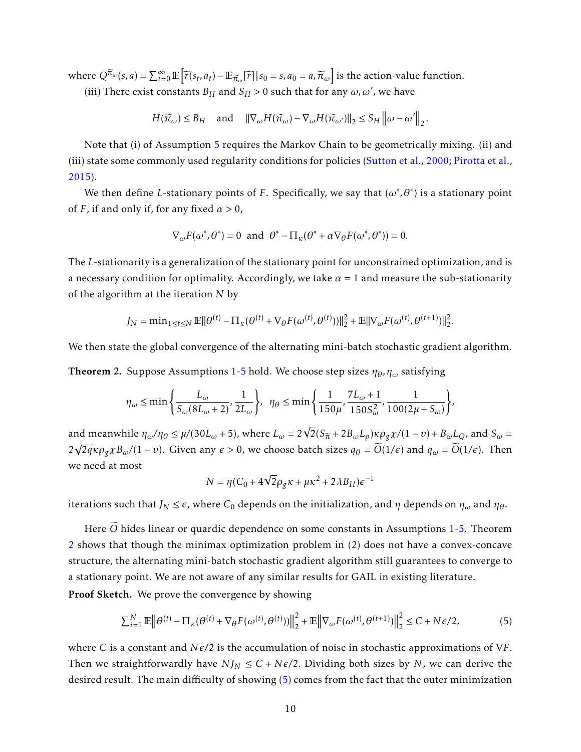where $Q^{\widetilde{\pi}_\omega}(s,a) = \sum_{t=0}^{\infty} \mathbb{E}\Big[\widetilde{r}(s_t,a_t) - \mathbb{E}_{\widetilde{\pi}_\omega}[\widetilde{r}] \,|\, s_0 = s, a_0 = a, \widetilde{\pi}_\omega\Big]$ is the action-value function.

(iii) There exist constants $B_H$ and $S_H > 0$ such that for any $\omega, \omega'$, we have

$$H(\widetilde{\pi}_\omega) \leq B_H \quad \text{and} \quad \|\nabla_\omega H(\widetilde{\pi}_\omega) - \nabla_\omega H(\widetilde{\pi}_{\omega'})\|_2 \leq S_H \left\|\omega - \omega'\right\|_2.$$

Note that (i) of Assumption 5 requires the Markov Chain to be geometrically mixing. (ii) and (iii) state some commonly used regularity conditions for policies (Sutton et al., 2000; Pirotta et al., 2015).

We then define $L$-stationary points of $F$. Specifically, we say that $(\omega^*, \theta^*)$ is a stationary point of $F$, if and only if, for any fixed $\alpha > 0$,

$$\nabla_\omega F(\omega^*, \theta^*) = 0 \;\text{ and }\; \theta^* - \Pi_\kappa(\theta^* + \alpha \nabla_\theta F(\omega^*, \theta^*)) = 0.$$

The $L$-stationarity is a generalization of the stationary point for unconstrained optimization, and is a necessary condition for optimality. Accordingly, we take $\alpha = 1$ and measure the sub-stationarity of the algorithm at the iteration $N$ by

$$J_N = \min_{1\leq t\leq N} \mathbb{E}\|\theta^{(t)} - \Pi_\kappa(\theta^{(t)} + \nabla_\theta F(\omega^{(t)}, \theta^{(t)}))\|_2^2 + \mathbb{E}\|\nabla_\omega F(\omega^{(t)}, \theta^{(t+1)})\|_2^2.$$

We then state the global convergence of the alternating mini-batch stochastic gradient algorithm.

**Theorem 2.** Suppose Assumptions 1-5 hold. We choose step sizes $\eta_\theta, \eta_\omega$ satisfying

$$\eta_\omega \leq \min\left\{\frac{L_\omega}{S_\omega(8L_\omega + 2)}, \frac{1}{2L_\omega}\right\}, \;\; \eta_\theta \leq \min\left\{\frac{1}{150\mu}, \frac{7L_\omega + 1}{150 S_\omega^2}, \frac{1}{100(2\mu + S_\omega)}\right\},$$

and meanwhile $\eta_\omega/\eta_\theta \leq \mu/(30L_\omega + 5)$, where $L_\omega = 2\sqrt{2}(S_{\widetilde{\pi}} + 2B_\omega L_\rho)\kappa\rho_g\chi/(1-\upsilon) + B_\omega L_Q$, and $S_\omega = 2\sqrt{2q}\kappa\rho_g\chi B_\omega/(1-\upsilon)$. Given any $\epsilon > 0$, we choose batch sizes $q_\theta = \widetilde{O}(1/\epsilon)$ and $q_\omega = \widetilde{O}(1/\epsilon)$. Then we need at most

$$N = \eta(C_0 + 4\sqrt{2}\rho_g\kappa + \mu\kappa^2 + 2\lambda B_H)\epsilon^{-1}$$

iterations such that $J_N \leq \epsilon$, where $C_0$ depends on the initialization, and $\eta$ depends on $\eta_\omega$ and $\eta_\theta$.

Here $\widetilde{O}$ hides linear or quardic dependence on some constants in Assumptions 1-5. Theorem 2 shows that though the minimax optimization problem in (2) does not have a convex-concave structure, the alternating mini-batch stochastic gradient algorithm still guarantees to converge to a stationary point. We are not aware of any similar results for GAIL in existing literature.

**Proof Sketch.** We prove the convergence by showing

$$\textstyle\sum_{i=1}^N \mathbb{E}\left\|\theta^{(t)} - \Pi_\kappa(\theta^{(t)} + \nabla_\theta F(\omega^{(t)}, \theta^{(t)}))\right\|_2^2 + \mathbb{E}\left\|\nabla_\omega F(\omega^{(t)}, \theta^{(t+1)})\right\|_2^2 \leq C + N\epsilon/2, \tag{5}$$

where $C$ is a constant and $N\epsilon/2$ is the accumulation of noise in stochastic approximations of $\nabla F$. Then we straightforwardly have $NJ_N \leq C + N\epsilon/2$. Dividing both sizes by $N$, we can derive the desired result. The main difficulty of showing (5) comes from the fact that the outer minimization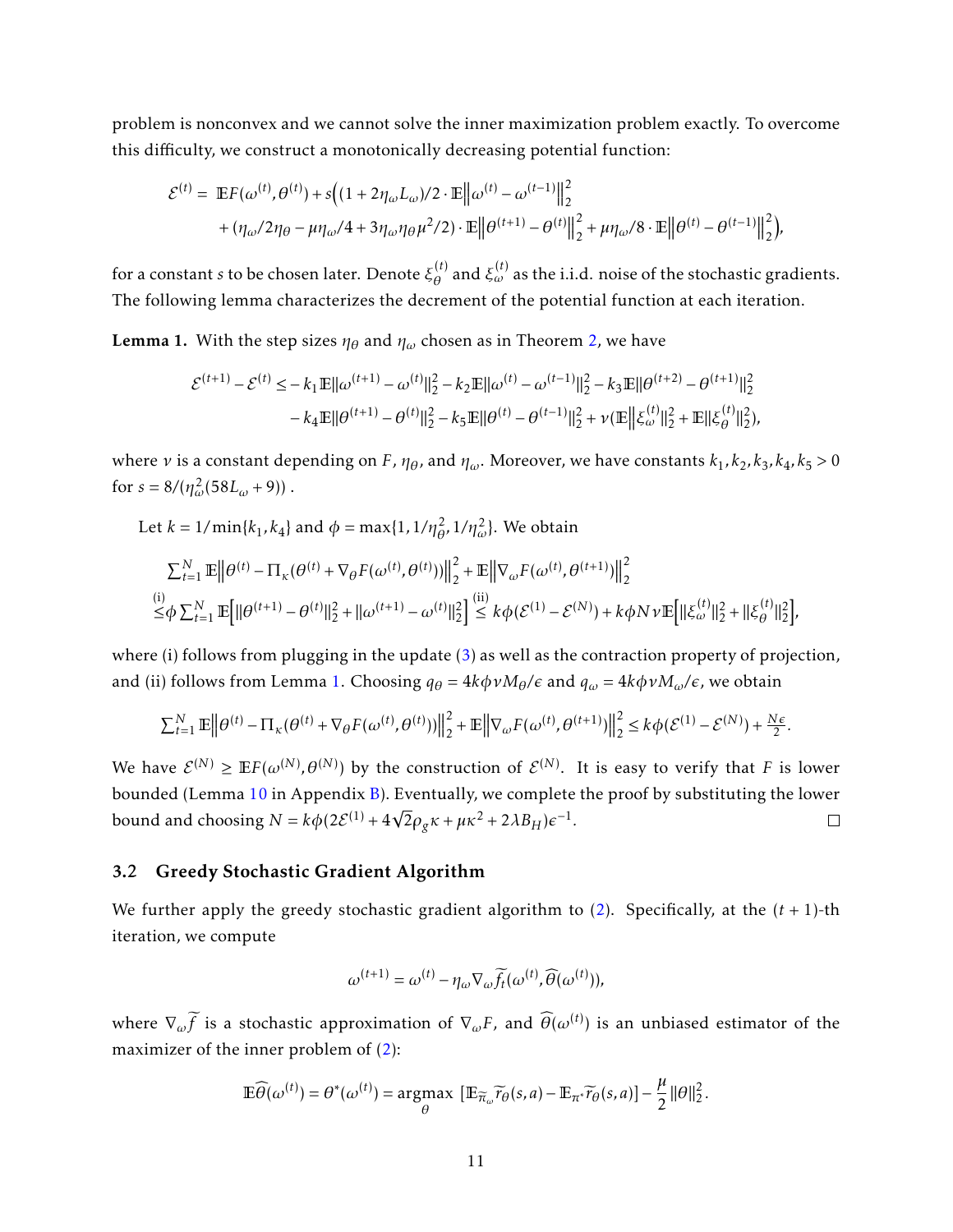problem is nonconvex and we cannot solve the inner maximization problem exactly. To overcome this difficulty, we construct a monotonically decreasing potential function:

$$
\begin{aligned}
\mathcal{E}^{(t)} = \ & \mathbb{E}F(\omega^{(t)}, \theta^{(t)}) + s\Big((1+2\eta_\omega L_\omega)/2 \cdot \mathbb{E}\Big\|\omega^{(t)} - \omega^{(t-1)}\Big\|_2^2 \\
& + (\eta_\omega/2\eta_\theta - \mu\eta_\omega/4 + 3\eta_\omega\eta_\theta\mu^2/2) \cdot \mathbb{E}\Big\|\theta^{(t+1)} - \theta^{(t)}\Big\|_2^2 + \mu\eta_\omega/8 \cdot \mathbb{E}\Big\|\theta^{(t)} - \theta^{(t-1)}\Big\|_2^2\Big),
\end{aligned}
$$

for a constant $s$ to be chosen later. Denote $\xi_\theta^{(t)}$ and $\xi_\omega^{(t)}$ as the i.i.d. noise of the stochastic gradients. The following lemma characterizes the decrement of the potential function at each iteration.

**Lemma 1.** With the step sizes $\eta_\theta$ and $\eta_\omega$ chosen as in Theorem 2, we have

$$
\begin{aligned}
\mathcal{E}^{(t+1)} - \mathcal{E}^{(t)} \leq & - k_1 \mathbb{E}\|\omega^{(t+1)} - \omega^{(t)}\|_2^2 - k_2 \mathbb{E}\|\omega^{(t)} - \omega^{(t-1)}\|_2^2 - k_3 \mathbb{E}\|\theta^{(t+2)} - \theta^{(t+1)}\|_2^2 \\
& - k_4 \mathbb{E}\|\theta^{(t+1)} - \theta^{(t)}\|_2^2 - k_5 \mathbb{E}\|\theta^{(t)} - \theta^{(t-1)}\|_2^2 + \nu(\mathbb{E}\Big\|\xi_\omega^{(t)}\|_2^2 + \mathbb{E}\|\xi_\theta^{(t)}\|_2^2),
\end{aligned}
$$

where $\nu$ is a constant depending on $F$, $\eta_\theta$, and $\eta_\omega$. Moreover, we have constants $k_1, k_2, k_3, k_4, k_5 > 0$ for $s = 8/(\eta_\omega^2(58L_\omega + 9))$ .

Let $k = 1/\min\{k_1, k_4\}$ and $\phi = \max\{1, 1/\eta_\theta^2, 1/\eta_\omega^2\}$. We obtain

$$
\begin{aligned}
& \textstyle\sum_{t=1}^N \mathbb{E}\Big\|\theta^{(t)} - \Pi_\kappa(\theta^{(t)} + \nabla_\theta F(\omega^{(t)}, \theta^{(t)}))\Big\|_2^2 + \mathbb{E}\Big\|\nabla_\omega F(\omega^{(t)}, \theta^{(t+1)})\Big\|_2^2 \\
& \overset{\text{(i)}}{\leq} \phi \textstyle\sum_{t=1}^N \mathbb{E}\Big[\|\theta^{(t+1)} - \theta^{(t)}\|_2^2 + \|\omega^{(t+1)} - \omega^{(t)}\|_2^2\Big] \overset{\text{(ii)}}{\leq} k\phi(\mathcal{E}^{(1)} - \mathcal{E}^{(N)}) + k\phi N \nu \mathbb{E}\Big[\|\xi_\omega^{(t)}\|_2^2 + \|\xi_\theta^{(t)}\|_2^2\Big],
\end{aligned}
$$

where (i) follows from plugging in the update (3) as well as the contraction property of projection, and (ii) follows from Lemma 1. Choosing $q_\theta = 4k\phi\nu M_\theta/\epsilon$ and $q_\omega = 4k\phi\nu M_\omega/\epsilon$, we obtain

$$
\textstyle\sum_{t=1}^N \mathbb{E}\Big\|\theta^{(t)} - \Pi_\kappa(\theta^{(t)} + \nabla_\theta F(\omega^{(t)}, \theta^{(t)}))\Big\|_2^2 + \mathbb{E}\Big\|\nabla_\omega F(\omega^{(t)}, \theta^{(t+1)})\Big\|_2^2 \leq k\phi(\mathcal{E}^{(1)} - \mathcal{E}^{(N)}) + \frac{N\epsilon}{2}.
$$

We have $\mathcal{E}^{(N)} \geq \mathbb{E}F(\omega^{(N)}, \theta^{(N)})$ by the construction of $\mathcal{E}^{(N)}$. It is easy to verify that $F$ is lower bounded (Lemma 10 in Appendix B). Eventually, we complete the proof by substituting the lower bound and choosing $N = k\phi(2\mathcal{E}^{(1)} + 4\sqrt{2}\rho_g\kappa + \mu\kappa^2 + 2\lambda B_H)\epsilon^{-1}$. □

### 3.2 Greedy Stochastic Gradient Algorithm

We further apply the greedy stochastic gradient algorithm to (2). Specifically, at the $(t+1)$-th iteration, we compute

$$
\omega^{(t+1)} = \omega^{(t)} - \eta_\omega \nabla_\omega \widetilde{f}_t(\omega^{(t)}, \widehat{\theta}(\omega^{(t)})),
$$

where $\nabla_\omega \widetilde{f}$ is a stochastic approximation of $\nabla_\omega F$, and $\widehat{\theta}(\omega^{(t)})$ is an unbiased estimator of the maximizer of the inner problem of (2):

$$
\mathbb{E}\widehat{\theta}(\omega^{(t)}) = \theta^*(\omega^{(t)}) = \underset{\theta}{\text{argmax}}\ [\mathbb{E}_{\widetilde{\pi}_\omega} \widetilde{r}_\theta(s,a) - \mathbb{E}_{\pi^*} \widetilde{r}_\theta(s,a)] - \frac{\mu}{2}\|\theta\|_2^2.
$$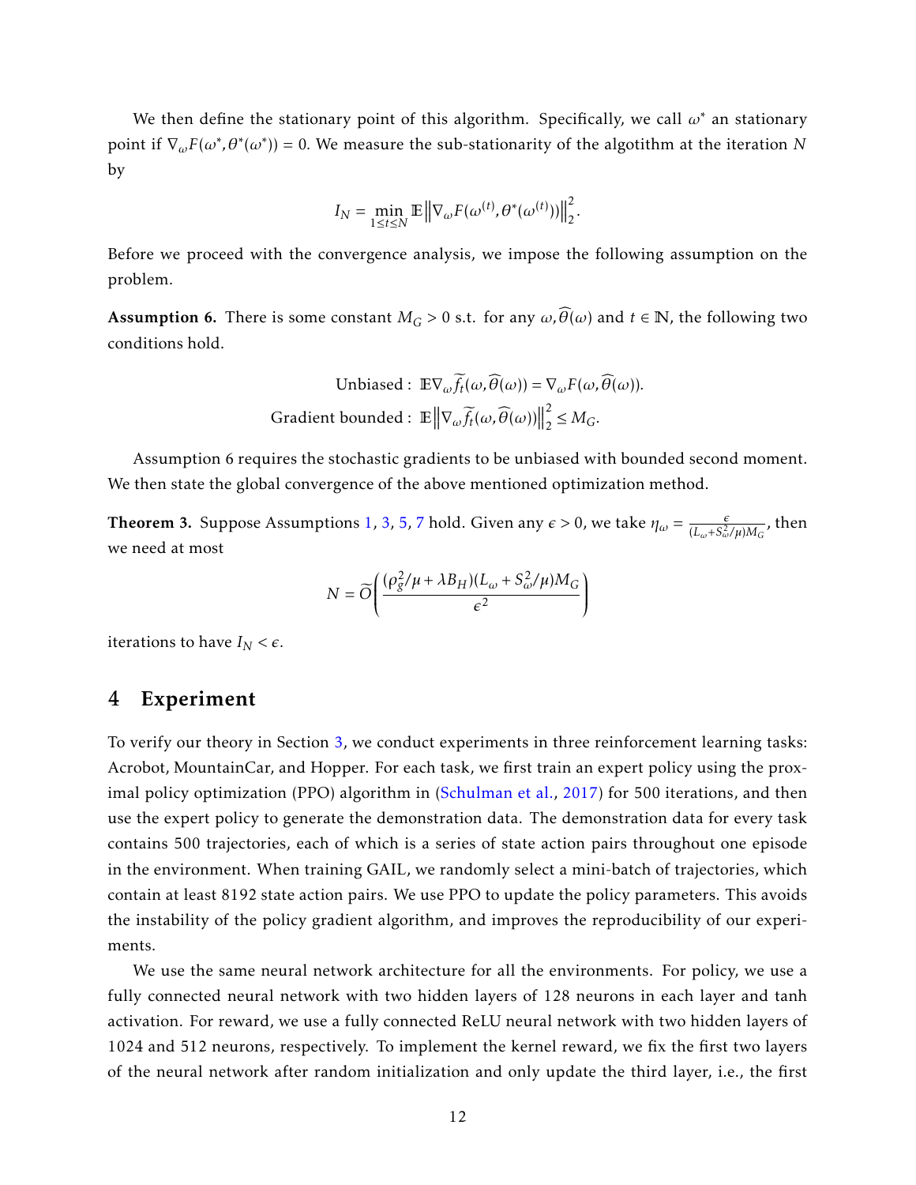We then define the stationary point of this algorithm. Specifically, we call $\omega^*$ an stationary point if $\nabla_\omega F(\omega^*, \theta^*(\omega^*)) = 0$. We measure the sub-stationarity of the algotithm at the iteration $N$ by

$$I_N = \min_{1\leq t\leq N} \mathbb{E}\left\|\nabla_\omega F(\omega^{(t)}, \theta^*(\omega^{(t)}))\right\|_2^2.$$

Before we proceed with the convergence analysis, we impose the following assumption on the problem.

**Assumption 6.** There is some constant $M_G > 0$ s.t. for any $\omega, \widehat{\theta}(\omega)$ and $t \in \mathbb{N}$, the following two conditions hold.

$$\text{Unbiased}: \ \mathbb{E}\nabla_\omega \widetilde{f}_t(\omega, \widehat{\theta}(\omega)) = \nabla_\omega F(\omega, \widehat{\theta}(\omega)).$$

$$\text{Gradient bounded}: \ \mathbb{E}\left\|\nabla_\omega \widetilde{f}_t(\omega, \widehat{\theta}(\omega))\right\|_2^2 \leq M_G.$$

Assumption 6 requires the stochastic gradients to be unbiased with bounded second moment. We then state the global convergence of the above mentioned optimization method.

**Theorem 3.** Suppose Assumptions 1, 3, 5, 7 hold. Given any $\epsilon > 0$, we take $\eta_\omega = \frac{\epsilon}{(L_\omega + S_\omega^2/\mu)M_G}$, then we need at most

$$N = \widetilde{O}\left(\frac{(\rho_g^2/\mu + \lambda B_H)(L_\omega + S_\omega^2/\mu)M_G}{\epsilon^2}\right)$$

iterations to have $I_N < \epsilon$.

## 4 Experiment

To verify our theory in Section 3, we conduct experiments in three reinforcement learning tasks: Acrobot, MountainCar, and Hopper. For each task, we first train an expert policy using the proximal policy optimization (PPO) algorithm in (Schulman et al., 2017) for 500 iterations, and then use the expert policy to generate the demonstration data. The demonstration data for every task contains 500 trajectories, each of which is a series of state action pairs throughout one episode in the environment. When training GAIL, we randomly select a mini-batch of trajectories, which contain at least 8192 state action pairs. We use PPO to update the policy parameters. This avoids the instability of the policy gradient algorithm, and improves the reproducibility of our experiments.

We use the same neural network architecture for all the environments. For policy, we use a fully connected neural network with two hidden layers of 128 neurons in each layer and tanh activation. For reward, we use a fully connected ReLU neural network with two hidden layers of 1024 and 512 neurons, respectively. To implement the kernel reward, we fix the first two layers of the neural network after random initialization and only update the third layer, i.e., the first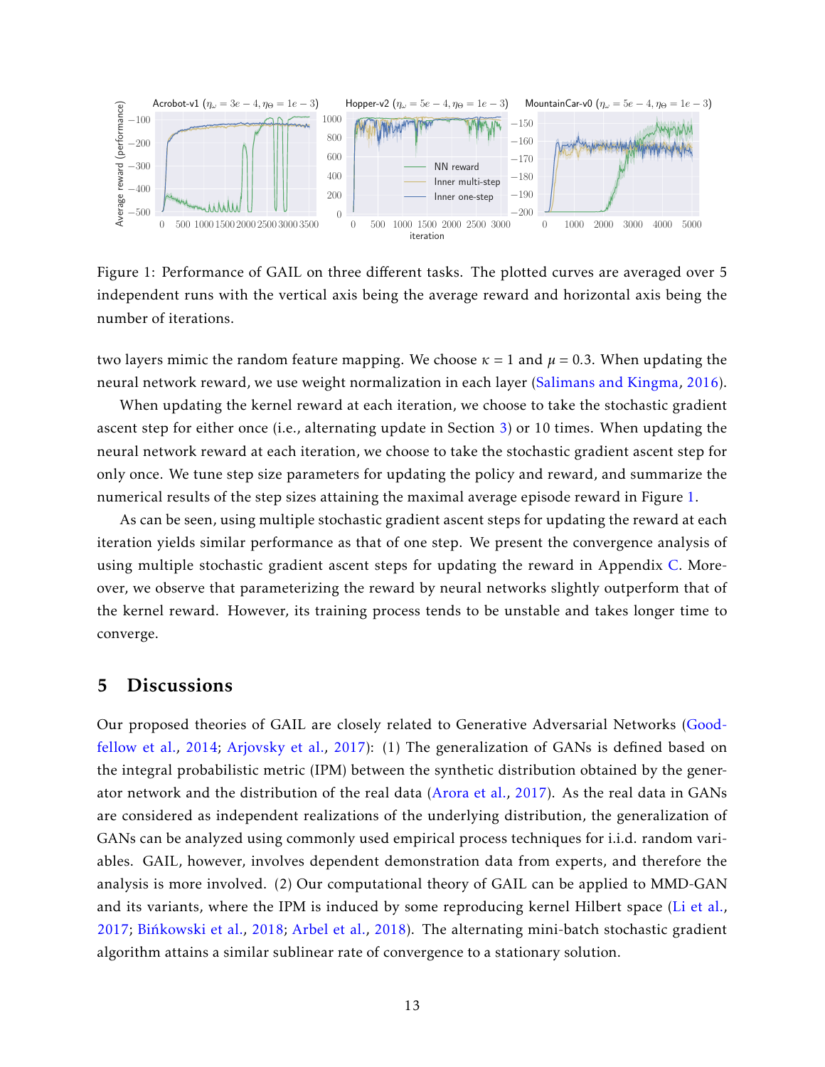Figure 1: Performance of GAIL on three different tasks. The plotted curves are averaged over 5 independent runs with the vertical axis being the average reward and horizontal axis being the number of iterations.

two layers mimic the random feature mapping. We choose $\kappa = 1$ and $\mu = 0.3$. When updating the neural network reward, we use weight normalization in each layer (Salimans and Kingma, 2016).

When updating the kernel reward at each iteration, we choose to take the stochastic gradient ascent step for either once (i.e., alternating update in Section 3) or 10 times. When updating the neural network reward at each iteration, we choose to take the stochastic gradient ascent step for only once. We tune step size parameters for updating the policy and reward, and summarize the numerical results of the step sizes attaining the maximal average episode reward in Figure 1.

As can be seen, using multiple stochastic gradient ascent steps for updating the reward at each iteration yields similar performance as that of one step. We present the convergence analysis of using multiple stochastic gradient ascent steps for updating the reward in Appendix C. Moreover, we observe that parameterizing the reward by neural networks slightly outperform that of the kernel reward. However, its training process tends to be unstable and takes longer time to converge.

## 5 Discussions

Our proposed theories of GAIL are closely related to Generative Adversarial Networks (Goodfellow et al., 2014; Arjovsky et al., 2017): (1) The generalization of GANs is defined based on the integral probabilistic metric (IPM) between the synthetic distribution obtained by the generator network and the distribution of the real data (Arora et al., 2017). As the real data in GANs are considered as independent realizations of the underlying distribution, the generalization of GANs can be analyzed using commonly used empirical process techniques for i.i.d. random variables. GAIL, however, involves dependent demonstration data from experts, and therefore the analysis is more involved. (2) Our computational theory of GAIL can be applied to MMD-GAN and its variants, where the IPM is induced by some reproducing kernel Hilbert space (Li et al., 2017; Bińkowski et al., 2018; Arbel et al., 2018). The alternating mini-batch stochastic gradient algorithm attains a similar sublinear rate of convergence to a stationary solution.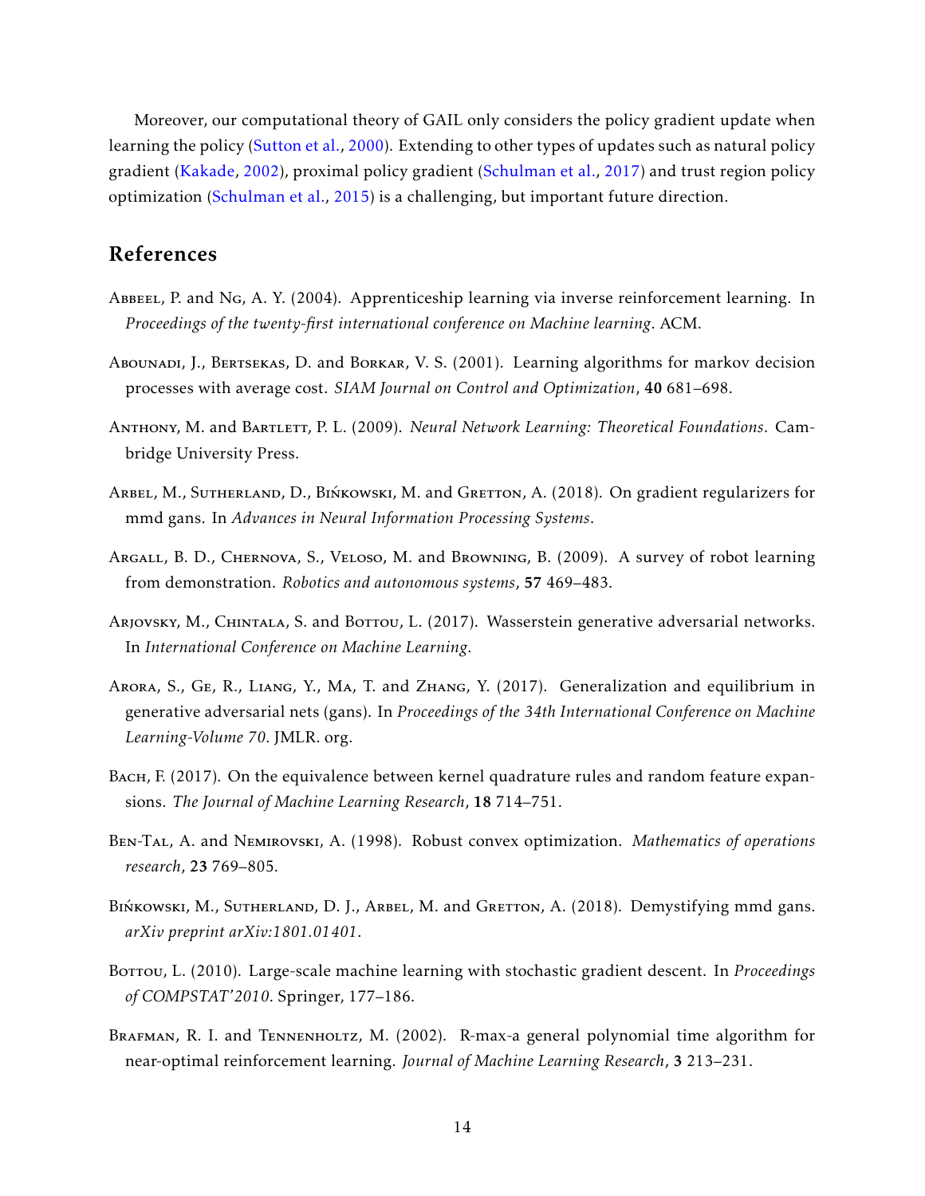Moreover, our computational theory of GAIL only considers the policy gradient update when learning the policy (Sutton et al., 2000). Extending to other types of updates such as natural policy gradient (Kakade, 2002), proximal policy gradient (Schulman et al., 2017) and trust region policy optimization (Schulman et al., 2015) is a challenging, but important future direction.

## References

Abbeel, P. and Ng, A. Y. (2004). Apprenticeship learning via inverse reinforcement learning. In *Proceedings of the twenty-first international conference on Machine learning*. ACM.

Abounadi, J., Bertsekas, D. and Borkar, V. S. (2001). Learning algorithms for markov decision processes with average cost. *SIAM Journal on Control and Optimization*, **40** 681–698.

Anthony, M. and Bartlett, P. L. (2009). *Neural Network Learning: Theoretical Foundations*. Cambridge University Press.

Arbel, M., Sutherland, D., Bińkowski, M. and Gretton, A. (2018). On gradient regularizers for mmd gans. In *Advances in Neural Information Processing Systems*.

Argall, B. D., Chernova, S., Veloso, M. and Browning, B. (2009). A survey of robot learning from demonstration. *Robotics and autonomous systems*, **57** 469–483.

Arjovsky, M., Chintala, S. and Bottou, L. (2017). Wasserstein generative adversarial networks. In *International Conference on Machine Learning*.

Arora, S., Ge, R., Liang, Y., Ma, T. and Zhang, Y. (2017). Generalization and equilibrium in generative adversarial nets (gans). In *Proceedings of the 34th International Conference on Machine Learning-Volume 70*. JMLR. org.

Bach, F. (2017). On the equivalence between kernel quadrature rules and random feature expansions. *The Journal of Machine Learning Research*, **18** 714–751.

Ben-Tal, A. and Nemirovski, A. (1998). Robust convex optimization. *Mathematics of operations research*, **23** 769–805.

Bińkowski, M., Sutherland, D. J., Arbel, M. and Gretton, A. (2018). Demystifying mmd gans. *arXiv preprint arXiv:1801.01401*.

Bottou, L. (2010). Large-scale machine learning with stochastic gradient descent. In *Proceedings of COMPSTAT'2010*. Springer, 177–186.

Brafman, R. I. and Tennenholtz, M. (2002). R-max-a general polynomial time algorithm for near-optimal reinforcement learning. *Journal of Machine Learning Research*, **3** 213–231.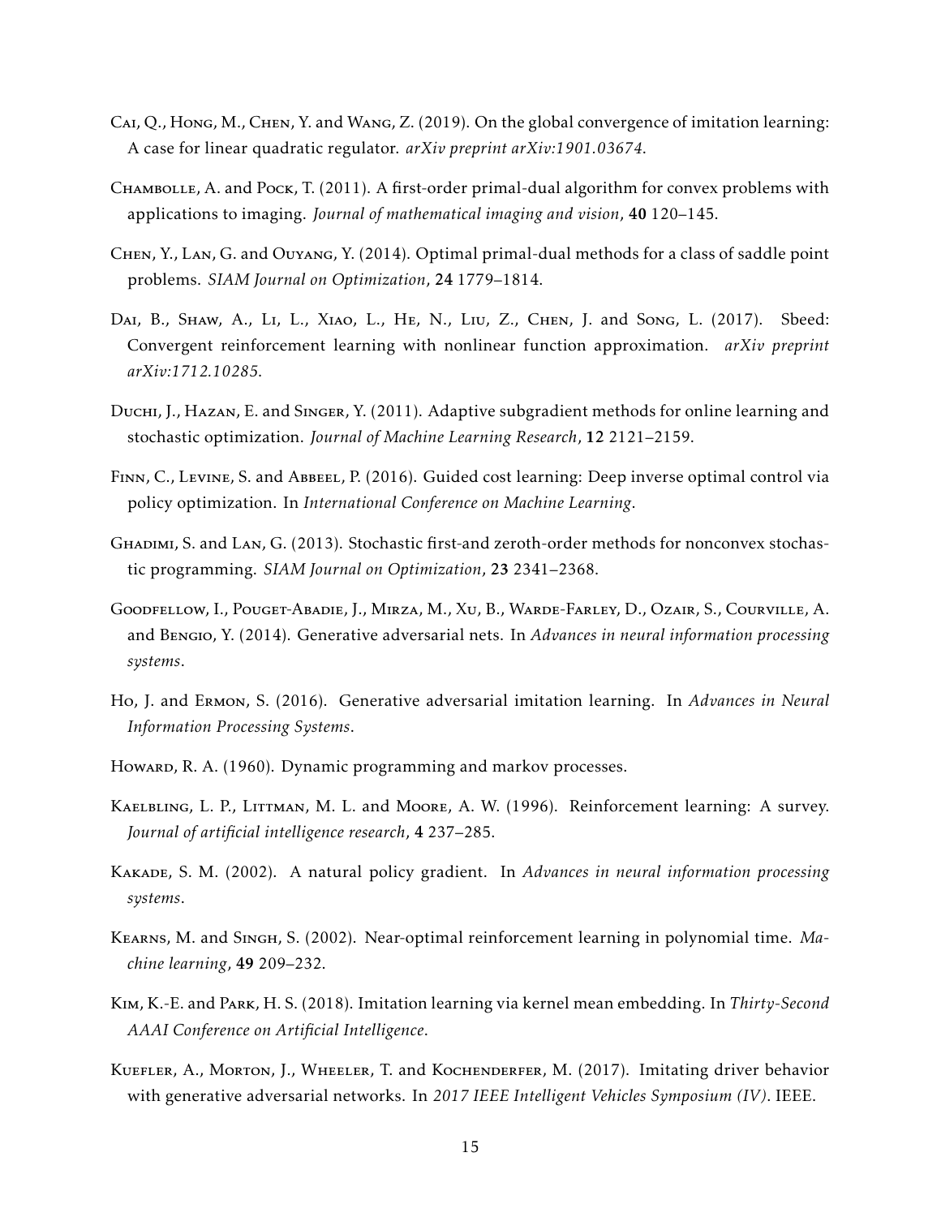Cai, Q., Hong, M., Chen, Y. and Wang, Z. (2019). On the global convergence of imitation learning: A case for linear quadratic regulator. *arXiv preprint arXiv:1901.03674*.

Chambolle, A. and Pock, T. (2011). A first-order primal-dual algorithm for convex problems with applications to imaging. *Journal of mathematical imaging and vision*, **40** 120–145.

Chen, Y., Lan, G. and Ouyang, Y. (2014). Optimal primal-dual methods for a class of saddle point problems. *SIAM Journal on Optimization*, **24** 1779–1814.

Dai, B., Shaw, A., Li, L., Xiao, L., He, N., Liu, Z., Chen, J. and Song, L. (2017). Sbeed: Convergent reinforcement learning with nonlinear function approximation. *arXiv preprint arXiv:1712.10285*.

Duchi, J., Hazan, E. and Singer, Y. (2011). Adaptive subgradient methods for online learning and stochastic optimization. *Journal of Machine Learning Research*, **12** 2121–2159.

Finn, C., Levine, S. and Abbeel, P. (2016). Guided cost learning: Deep inverse optimal control via policy optimization. In *International Conference on Machine Learning*.

Ghadimi, S. and Lan, G. (2013). Stochastic first-and zeroth-order methods for nonconvex stochastic programming. *SIAM Journal on Optimization*, **23** 2341–2368.

Goodfellow, I., Pouget-Abadie, J., Mirza, M., Xu, B., Warde-Farley, D., Ozair, S., Courville, A. and Bengio, Y. (2014). Generative adversarial nets. In *Advances in neural information processing systems*.

Ho, J. and Ermon, S. (2016). Generative adversarial imitation learning. In *Advances in Neural Information Processing Systems*.

Howard, R. A. (1960). Dynamic programming and markov processes.

Kaelbling, L. P., Littman, M. L. and Moore, A. W. (1996). Reinforcement learning: A survey. *Journal of artificial intelligence research*, **4** 237–285.

Kakade, S. M. (2002). A natural policy gradient. In *Advances in neural information processing systems*.

Kearns, M. and Singh, S. (2002). Near-optimal reinforcement learning in polynomial time. *Machine learning*, **49** 209–232.

Kim, K.-E. and Park, H. S. (2018). Imitation learning via kernel mean embedding. In *Thirty-Second AAAI Conference on Artificial Intelligence*.

Kuefler, A., Morton, J., Wheeler, T. and Kochenderfer, M. (2017). Imitating driver behavior with generative adversarial networks. In *2017 IEEE Intelligent Vehicles Symposium (IV)*. IEEE.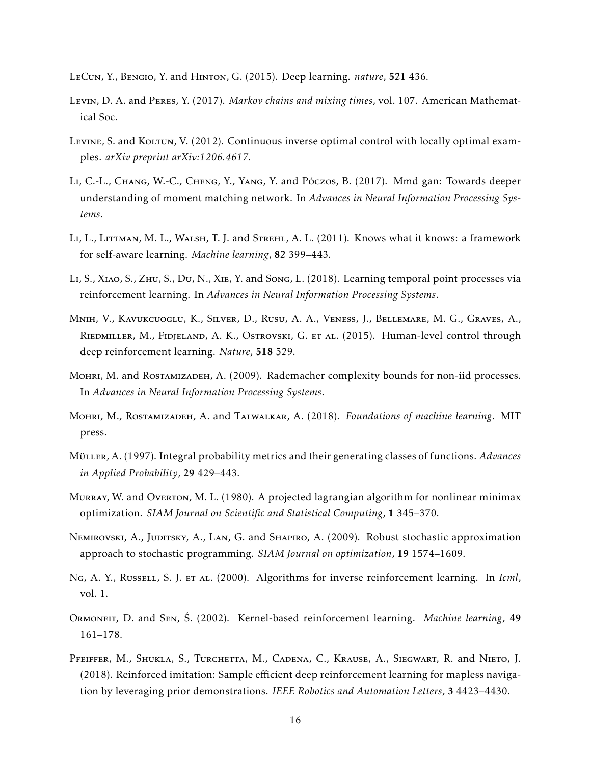LeCun, Y., Bengio, Y. and Hinton, G. (2015). Deep learning. *nature*, **521** 436.

Levin, D. A. and Peres, Y. (2017). *Markov chains and mixing times*, vol. 107. American Mathematical Soc.

Levine, S. and Koltun, V. (2012). Continuous inverse optimal control with locally optimal examples. *arXiv preprint arXiv:1206.4617*.

Li, C.-L., Chang, W.-C., Cheng, Y., Yang, Y. and Póczos, B. (2017). Mmd gan: Towards deeper understanding of moment matching network. In *Advances in Neural Information Processing Systems*.

Li, L., Littman, M. L., Walsh, T. J. and Strehl, A. L. (2011). Knows what it knows: a framework for self-aware learning. *Machine learning*, **82** 399–443.

Li, S., Xiao, S., Zhu, S., Du, N., Xie, Y. and Song, L. (2018). Learning temporal point processes via reinforcement learning. In *Advances in Neural Information Processing Systems*.

Mnih, V., Kavukcuoglu, K., Silver, D., Rusu, A. A., Veness, J., Bellemare, M. G., Graves, A., Riedmiller, M., Fidjeland, A. K., Ostrovski, G. et al. (2015). Human-level control through deep reinforcement learning. *Nature*, **518** 529.

Mohri, M. and Rostamizadeh, A. (2009). Rademacher complexity bounds for non-iid processes. In *Advances in Neural Information Processing Systems*.

Mohri, M., Rostamizadeh, A. and Talwalkar, A. (2018). *Foundations of machine learning*. MIT press.

Müller, A. (1997). Integral probability metrics and their generating classes of functions. *Advances in Applied Probability*, **29** 429–443.

Murray, W. and Overton, M. L. (1980). A projected lagrangian algorithm for nonlinear minimax optimization. *SIAM Journal on Scientific and Statistical Computing*, **1** 345–370.

Nemirovski, A., Juditsky, A., Lan, G. and Shapiro, A. (2009). Robust stochastic approximation approach to stochastic programming. *SIAM Journal on optimization*, **19** 1574–1609.

Ng, A. Y., Russell, S. J. et al. (2000). Algorithms for inverse reinforcement learning. In *Icml*, vol. 1.

Ormoneit, D. and Sen, Ś. (2002). Kernel-based reinforcement learning. *Machine learning*, **49** 161–178.

Pfeiffer, M., Shukla, S., Turchetta, M., Cadena, C., Krause, A., Siegwart, R. and Nieto, J. (2018). Reinforced imitation: Sample efficient deep reinforcement learning for mapless navigation by leveraging prior demonstrations. *IEEE Robotics and Automation Letters*, **3** 4423–4430.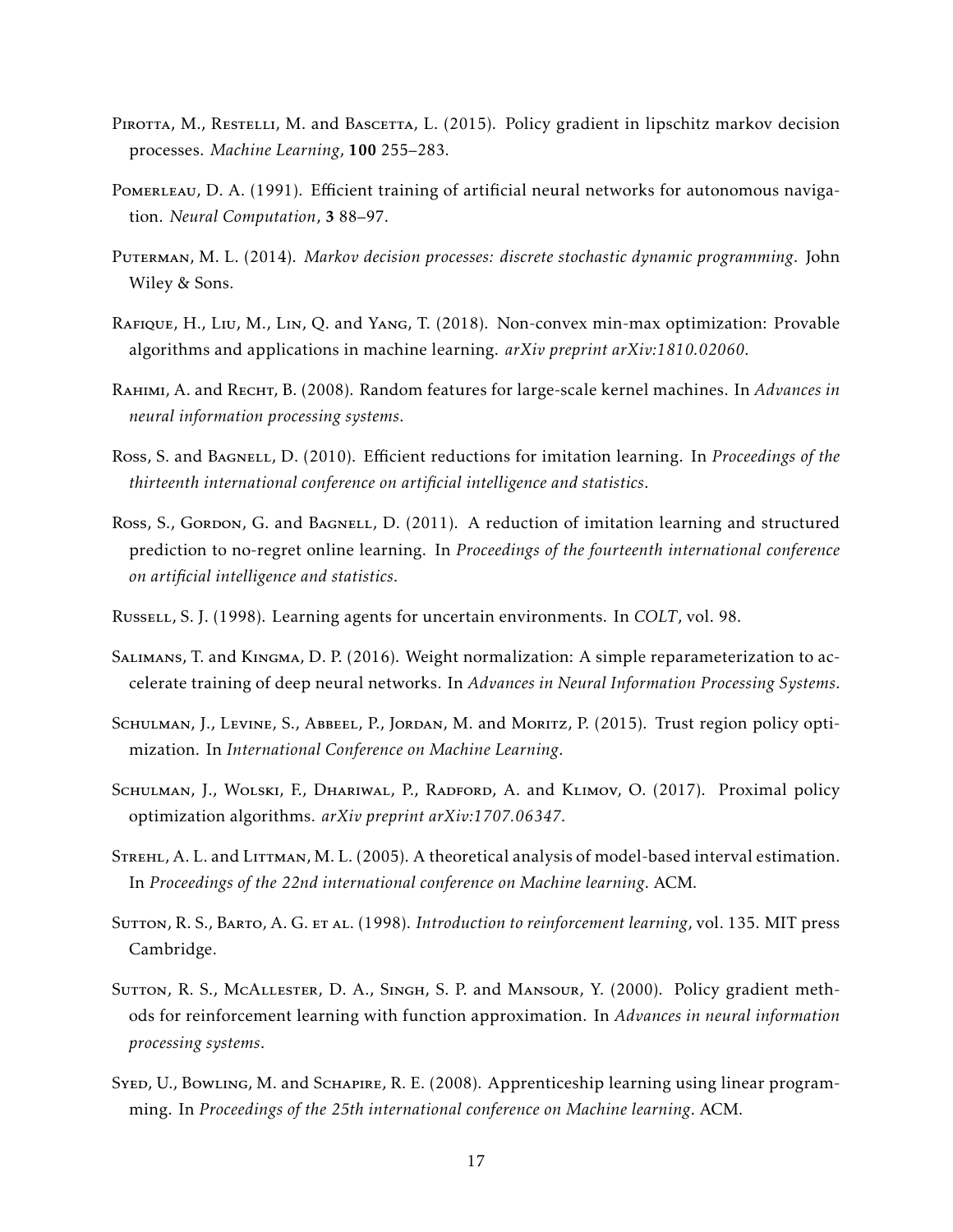Pirotta, M., Restelli, M. and Bascetta, L. (2015). Policy gradient in lipschitz markov decision processes. *Machine Learning*, **100** 255–283.

Pomerleau, D. A. (1991). Efficient training of artificial neural networks for autonomous navigation. *Neural Computation*, **3** 88–97.

Puterman, M. L. (2014). *Markov decision processes: discrete stochastic dynamic programming*. John Wiley & Sons.

Rafique, H., Liu, M., Lin, Q. and Yang, T. (2018). Non-convex min-max optimization: Provable algorithms and applications in machine learning. *arXiv preprint arXiv:1810.02060*.

Rahimi, A. and Recht, B. (2008). Random features for large-scale kernel machines. In *Advances in neural information processing systems*.

Ross, S. and Bagnell, D. (2010). Efficient reductions for imitation learning. In *Proceedings of the thirteenth international conference on artificial intelligence and statistics*.

Ross, S., Gordon, G. and Bagnell, D. (2011). A reduction of imitation learning and structured prediction to no-regret online learning. In *Proceedings of the fourteenth international conference on artificial intelligence and statistics*.

Russell, S. J. (1998). Learning agents for uncertain environments. In *COLT*, vol. 98.

Salimans, T. and Kingma, D. P. (2016). Weight normalization: A simple reparameterization to accelerate training of deep neural networks. In *Advances in Neural Information Processing Systems*.

Schulman, J., Levine, S., Abbeel, P., Jordan, M. and Moritz, P. (2015). Trust region policy optimization. In *International Conference on Machine Learning*.

Schulman, J., Wolski, F., Dhariwal, P., Radford, A. and Klimov, O. (2017). Proximal policy optimization algorithms. *arXiv preprint arXiv:1707.06347*.

Strehl, A. L. and Littman, M. L. (2005). A theoretical analysis of model-based interval estimation. In *Proceedings of the 22nd international conference on Machine learning*. ACM.

Sutton, R. S., Barto, A. G. et al. (1998). *Introduction to reinforcement learning*, vol. 135. MIT press Cambridge.

Sutton, R. S., McAllester, D. A., Singh, S. P. and Mansour, Y. (2000). Policy gradient methods for reinforcement learning with function approximation. In *Advances in neural information processing systems*.

Syed, U., Bowling, M. and Schapire, R. E. (2008). Apprenticeship learning using linear programming. In *Proceedings of the 25th international conference on Machine learning*. ACM.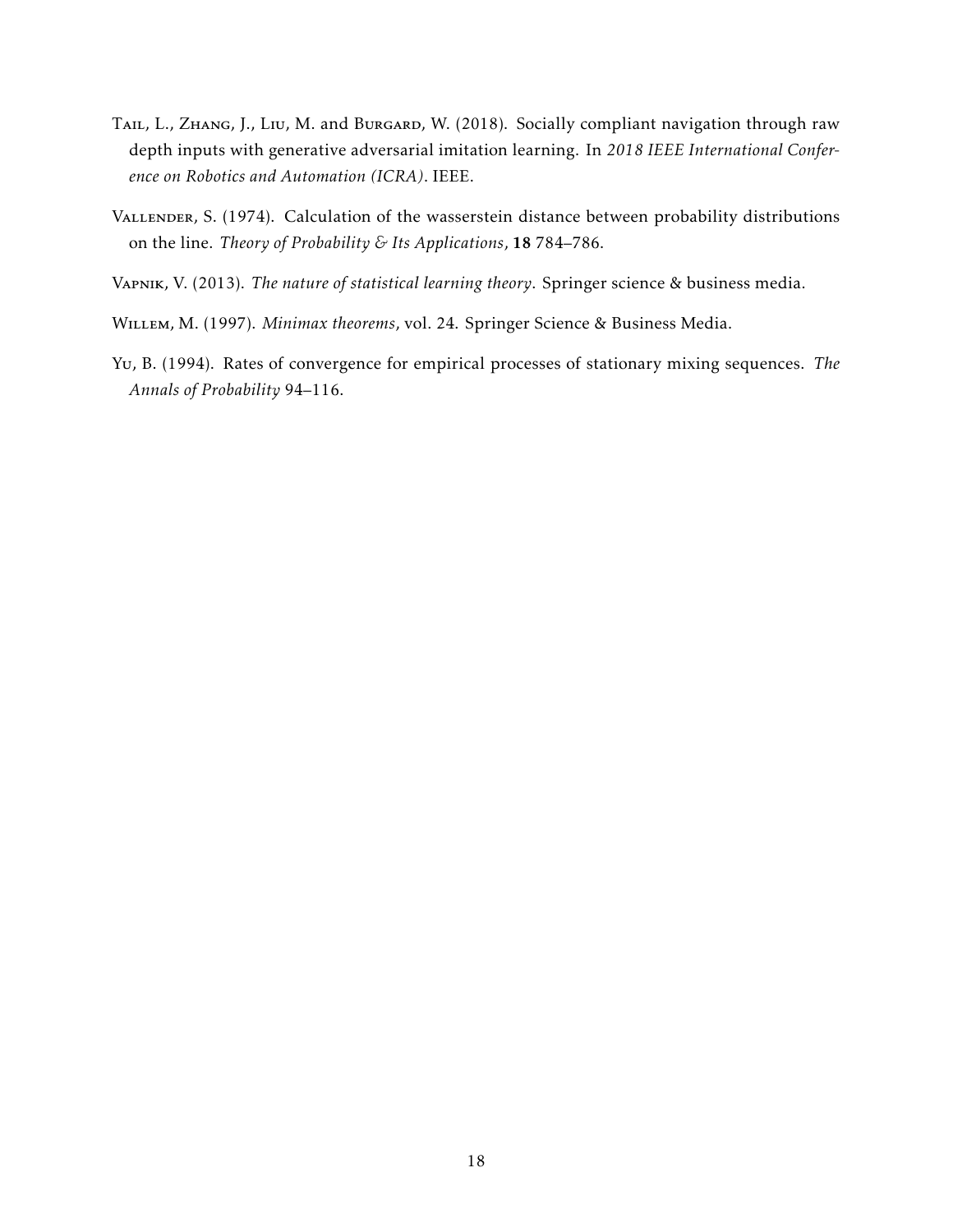Tail, L., Zhang, J., Liu, M. and Burgard, W. (2018). Socially compliant navigation through raw depth inputs with generative adversarial imitation learning. In *2018 IEEE International Conference on Robotics and Automation (ICRA)*. IEEE.

Vallender, S. (1974). Calculation of the wasserstein distance between probability distributions on the line. *Theory of Probability & Its Applications*, **18** 784–786.

Vapnik, V. (2013). *The nature of statistical learning theory*. Springer science & business media.

Willem, M. (1997). *Minimax theorems*, vol. 24. Springer Science & Business Media.

Yu, B. (1994). Rates of convergence for empirical processes of stationary mixing sequences. *The Annals of Probability* 94–116.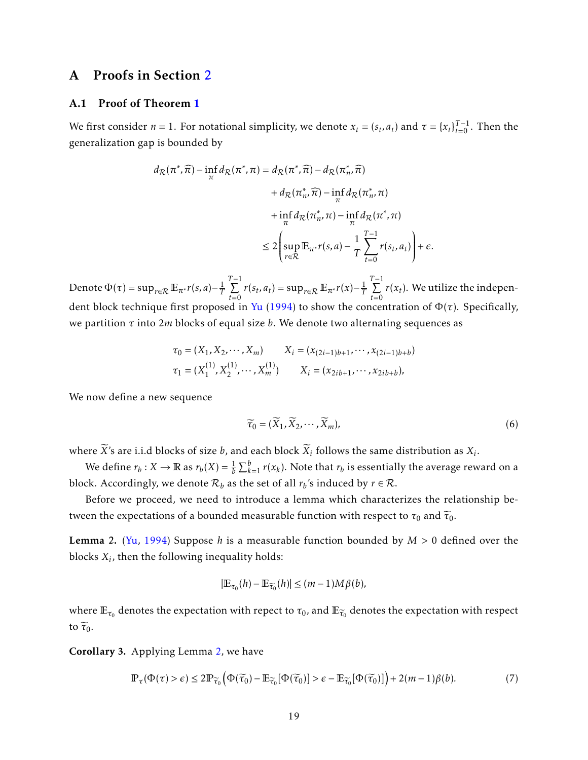# A Proofs in Section 2

## A.1 Proof of Theorem 1

We first consider $n = 1$. For notational simplicity, we denote $x_t = (s_t, a_t)$ and $\tau = \{x_t\}_{t=0}^{T-1}$. Then the generalization gap is bounded by

$$
\begin{aligned}
d_{\mathcal{R}}(\pi^*, \widehat{\pi}) - \inf_{\pi} d_{\mathcal{R}}(\pi^*, \pi) &= d_{\mathcal{R}}(\pi^*, \widehat{\pi}) - d_{\mathcal{R}}(\pi_n^*, \widehat{\pi}) \\
&\quad + d_{\mathcal{R}}(\pi_n^*, \widehat{\pi}) - \inf_{\pi} d_{\mathcal{R}}(\pi_n^*, \pi) \\
&\quad + \inf_{\pi} d_{\mathcal{R}}(\pi_n^*, \pi) - \inf_{\pi} d_{\mathcal{R}}(\pi^*, \pi) \\
&\leq 2\left(\sup_{r \in \mathcal{R}} \mathbb{E}_{\pi^*} r(s,a) - \frac{1}{T}\sum_{t=0}^{T-1} r(s_t, a_t)\right) + \epsilon.
\end{aligned}
$$

Denote $\Phi(\tau) = \sup_{r\in\mathcal{R}} \mathbb{E}_{\pi^*} r(s,a) - \frac{1}{T}\sum_{t=0}^{T-1} r(s_t, a_t) = \sup_{r\in\mathcal{R}} \mathbb{E}_{\pi^*} r(x) - \frac{1}{T}\sum_{t=0}^{T-1} r(x_t)$. We utilize the independent block technique first proposed in Yu (1994) to show the concentration of $\Phi(\tau)$. Specifically, we partition $\tau$ into $2m$ blocks of equal size $b$. We denote two alternating sequences as

$$
\begin{aligned}
\tau_0 &= (X_1, X_2, \cdots, X_m) \qquad X_i = (x_{(2i-1)b+1}, \cdots, x_{(2i-1)b+b}) \\
\tau_1 &= (X_1^{(1)}, X_2^{(1)}, \cdots, X_m^{(1)}) \qquad X_i = (x_{2ib+1}, \cdots, x_{2ib+b}),
\end{aligned}
$$

We now define a new sequence

$$
\widetilde{\tau}_0 = (\widetilde{X}_1, \widetilde{X}_2, \cdots, \widetilde{X}_m), \tag{6}
$$

where $\widetilde{X}$'s are i.i.d blocks of size $b$, and each block $\widetilde{X}_i$ follows the same distribution as $X_i$.

We define $r_b : X \to \mathbb{R}$ as $r_b(X) = \frac{1}{b}\sum_{k=1}^{b} r(x_k)$. Note that $r_b$ is essentially the average reward on a block. Accordingly, we denote $\mathcal{R}_b$ as the set of all $r_b$'s induced by $r \in \mathcal{R}$.

Before we proceed, we need to introduce a lemma which characterizes the relationship between the expectations of a bounded measurable function with respect to $\tau_0$ and $\widetilde{\tau}_0$.

**Lemma 2.** (Yu, 1994) Suppose $h$ is a measurable function bounded by $M > 0$ defined over the blocks $X_i$, then the following inequality holds:

$$
|\mathbb{E}_{\tau_0}(h) - \mathbb{E}_{\widetilde{\tau}_0}(h)| \leq (m-1)M\beta(b),
$$

where $\mathbb{E}_{\tau_0}$ denotes the expectation with repect to $\tau_0$, and $\mathbb{E}_{\widetilde{\tau}_0}$ denotes the expectation with respect to $\widetilde{\tau}_0$.

**Corollary 3.** Applying Lemma 2, we have

$$
\mathbb{P}_{\tau}(\Phi(\tau) > \epsilon) \leq 2\mathbb{P}_{\widetilde{\tau}_0}\left(\Phi(\widetilde{\tau}_0) - \mathbb{E}_{\widetilde{\tau}_0}[\Phi(\widetilde{\tau}_0)] > \epsilon - \mathbb{E}_{\widetilde{\tau}_0}[\Phi(\widetilde{\tau}_0)]\right) + 2(m-1)\beta(b). \tag{7}
$$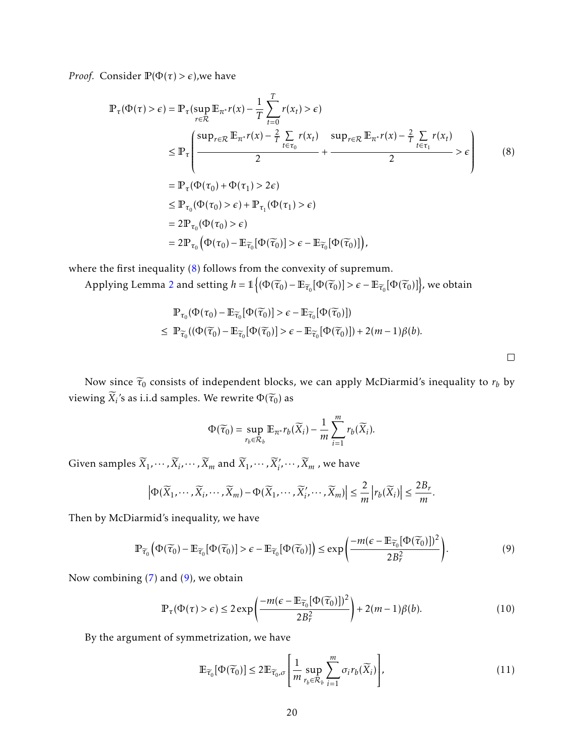*Proof.* Consider $\mathbb{P}(\Phi(\tau) > \epsilon)$,we have

$$
\begin{aligned}
\mathbb{P}_\tau(\Phi(\tau) > \epsilon) &= \mathbb{P}_\tau(\sup_{r\in\mathcal{R}} \mathbb{E}_{\pi^*} r(x) - \frac{1}{T}\sum_{t=0}^{T} r(x_t) > \epsilon) \\
&\leq \mathbb{P}_\tau\left(\frac{\sup_{r\in\mathcal{R}} \mathbb{E}_{\pi^*} r(x) - \frac{2}{T}\sum_{t\in\tau_0} r(x_t)}{2} + \frac{\sup_{r\in\mathcal{R}} \mathbb{E}_{\pi^*} r(x) - \frac{2}{T}\sum_{t\in\tau_1} r(x_t)}{2} > \epsilon\right) \qquad (8)\\
&= \mathbb{P}_\tau(\Phi(\tau_0) + \Phi(\tau_1) > 2\epsilon) \\
&\leq \mathbb{P}_{\tau_0}(\Phi(\tau_0) > \epsilon) + \mathbb{P}_{\tau_1}(\Phi(\tau_1) > \epsilon) \\
&= 2\mathbb{P}_{\tau_0}(\Phi(\tau_0) > \epsilon) \\
&= 2\mathbb{P}_{\tau_0}\left(\Phi(\tau_0) - \mathbb{E}_{\widetilde{\tau}_0}[\Phi(\widetilde{\tau}_0)] > \epsilon - \mathbb{E}_{\widetilde{\tau}_0}[\Phi(\widetilde{\tau}_0)]\right),
\end{aligned}
$$

where the first inequality (8) follows from the convexity of supremum.

Applying Lemma 2 and setting $h = \mathbb{1}\left\{(\Phi(\widetilde{\tau}_0) - \mathbb{E}_{\widetilde{\tau}_0}[\Phi(\widetilde{\tau}_0)] > \epsilon - \mathbb{E}_{\widetilde{\tau}_0}[\Phi(\widetilde{\tau}_0)]\right\}$, we obtain

$$
\begin{aligned}
&\mathbb{P}_{\tau_0}(\Phi(\tau_0) - \mathbb{E}_{\widetilde{\tau}_0}[\Phi(\widetilde{\tau}_0)] > \epsilon - \mathbb{E}_{\widetilde{\tau}_0}[\Phi(\widetilde{\tau}_0)]) \\
\leq\ &\mathbb{P}_{\widetilde{\tau}_0}((\Phi(\widetilde{\tau}_0) - \mathbb{E}_{\widetilde{\tau}_0}[\Phi(\widetilde{\tau}_0)] > \epsilon - \mathbb{E}_{\widetilde{\tau}_0}[\Phi(\widetilde{\tau}_0)]) + 2(m-1)\beta(b).
\end{aligned}
$$

□

Now since $\widetilde{\tau}_0$ consists of independent blocks, we can apply McDiarmid's inequality to $r_b$ by viewing $\widetilde{X}_i$'s as i.i.d samples. We rewrite $\Phi(\widetilde{\tau}_0)$ as

$$
\Phi(\widetilde{\tau}_0) = \sup_{r_b\in\mathcal{R}_b} \mathbb{E}_{\pi^*} r_b(\widetilde{X}_i) - \frac{1}{m}\sum_{i=1}^{m} r_b(\widetilde{X}_i).
$$

Given samples $\widetilde{X}_1, \cdots, \widetilde{X}_i, \cdots, \widetilde{X}_m$ and $\widetilde{X}_1, \cdots, \widetilde{X}_i', \cdots, \widetilde{X}_m$ , we have

$$
\left|\Phi(\widetilde{X}_1, \cdots, \widetilde{X}_i, \cdots, \widetilde{X}_m) - \Phi(\widetilde{X}_1, \cdots, \widetilde{X}_i', \cdots, \widetilde{X}_m)\right| \leq \frac{2}{m}\left|r_b(\widetilde{X}_i)\right| \leq \frac{2B_r}{m}.
$$

Then by McDiarmid's inequality, we have

$$
\mathbb{P}_{\widetilde{\tau}_0}\left(\Phi(\widetilde{\tau}_0) - \mathbb{E}_{\widetilde{\tau}_0}[\Phi(\widetilde{\tau}_0)] > \epsilon - \mathbb{E}_{\widetilde{\tau}_0}[\Phi(\widetilde{\tau}_0)]\right) \leq \exp\left(\frac{-m(\epsilon - \mathbb{E}_{\widetilde{\tau}_0}[\Phi(\widetilde{\tau}_0)])^2}{2B_r^2}\right). \qquad (9)
$$

Now combining (7) and (9), we obtain

$$
\mathbb{P}_\tau(\Phi(\tau) > \epsilon) \leq 2\exp\left(\frac{-m(\epsilon - \mathbb{E}_{\widetilde{\tau}_0}[\Phi(\widetilde{\tau}_0)])^2}{2B_r^2}\right) + 2(m-1)\beta(b). \qquad (10)
$$

By the argument of symmetrization, we have

$$
\mathbb{E}_{\widetilde{\tau}_0}[\Phi(\widetilde{\tau}_0)] \leq 2\mathbb{E}_{\widetilde{\tau}_0,\sigma}\left[\frac{1}{m}\sup_{r_b\in\mathcal{R}_b}\sum_{i=1}^{m}\sigma_i r_b(\widetilde{X}_i)\right], \qquad (11)
$$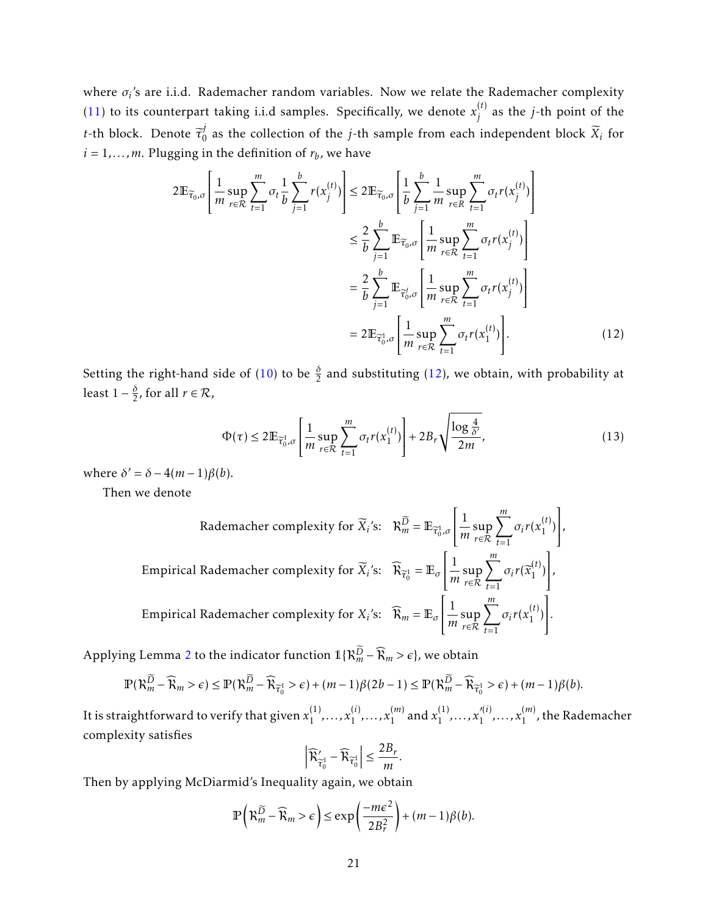where $\sigma_i$'s are i.i.d. Rademacher random variables. Now we relate the Rademacher complexity (11) to its counterpart taking i.i.d samples. Specifically, we denote $x_j^{(t)}$ as the $j$-th point of the $t$-th block. Denote $\widetilde{\tau}_0^j$ as the collection of the $j$-th sample from each independent block $\widetilde{X}_i$ for $i = 1, \ldots, m$. Plugging in the definition of $r_b$, we have

$$
\begin{aligned}
2\mathbb{E}_{\widetilde{\tau}_0,\sigma}\left[\frac{1}{m}\sup_{r\in\mathcal{R}}\sum_{t=1}^{m}\sigma_t\frac{1}{b}\sum_{j=1}^{b}r(x_j^{(t)})\right] &\leq 2\mathbb{E}_{\widetilde{\tau}_0,\sigma}\left[\frac{1}{b}\sum_{j=1}^{b}\frac{1}{m}\sup_{r\in R}\sum_{t=1}^{m}\sigma_t r(x_j^{(t)})\right] \\
&\leq \frac{2}{b}\sum_{j=1}^{b}\mathbb{E}_{\widetilde{\tau}_0,\sigma}\left[\frac{1}{m}\sup_{r\in\mathcal{R}}\sum_{t=1}^{m}\sigma_t r(x_j^{(t)})\right] \\
&= \frac{2}{b}\sum_{j=1}^{b}\mathbb{E}_{\widetilde{\tau}_0^j,\sigma}\left[\frac{1}{m}\sup_{r\in\mathcal{R}}\sum_{t=1}^{m}\sigma_t r(x_j^{(t)})\right] \\
&= 2\mathbb{E}_{\widetilde{\tau}_0^1,\sigma}\left[\frac{1}{m}\sup_{r\in\mathcal{R}}\sum_{t=1}^{m}\sigma_t r(x_1^{(t)})\right]. \qquad (12)
\end{aligned}
$$

Setting the right-hand side of (10) to be $\frac{\delta}{2}$ and substituting (12), we obtain, with probability at least $1-\frac{\delta}{2}$, for all $r \in \mathcal{R}$,

$$
\Phi(\tau) \leq 2\mathbb{E}_{\widetilde{\tau}_0^1,\sigma}\left[\frac{1}{m}\sup_{r\in\mathcal{R}}\sum_{t=1}^{m}\sigma_t r(x_1^{(t)})\right] + 2B_r\sqrt{\frac{\log\frac{4}{\delta'}}{2m}}, \qquad (13)
$$

where $\delta' = \delta - 4(m-1)\beta(b)$.

Then we denote

$$
\text{Rademacher complexity for } \widetilde{X}_i\text{'s:} \quad \mathfrak{R}_m^{\widetilde{D}} = \mathbb{E}_{\widetilde{\tau}_0^1,\sigma}\left[\frac{1}{m}\sup_{r\in\mathcal{R}}\sum_{t=1}^{m}\sigma_i r(x_1^{(t)})\right],
$$

$$
\text{Empirical Rademacher complexity for } \widetilde{X}_i\text{'s:} \quad \widehat{\mathfrak{R}}_{\widetilde{\tau}_0^1} = \mathbb{E}_{\sigma}\left[\frac{1}{m}\sup_{r\in\mathcal{R}}\sum_{t=1}^{m}\sigma_i r(\widetilde{x}_1^{(t)})\right],
$$

$$
\text{Empirical Rademacher complexity for } X_i\text{'s:} \quad \widehat{\mathfrak{R}}_m = \mathbb{E}_{\sigma}\left[\frac{1}{m}\sup_{r\in\mathcal{R}}\sum_{t=1}^{m}\sigma_i r(x_1^{(t)})\right].
$$

Applying Lemma 2 to the indicator function $\mathbb{1}\{\mathfrak{R}_m^{\widetilde{D}} - \widehat{\mathfrak{R}}_m > \epsilon\}$, we obtain

$$
\mathbb{P}(\mathfrak{R}_m^{\widetilde{D}} - \widehat{\mathfrak{R}}_m > \epsilon) \leq \mathbb{P}(\mathfrak{R}_m^{\widetilde{D}} - \widehat{\mathfrak{R}}_{\widetilde{\tau}_0^1} > \epsilon) + (m-1)\beta(2b-1) \leq \mathbb{P}(\mathfrak{R}_m^{\widetilde{D}} - \widehat{\mathfrak{R}}_{\widetilde{\tau}_0^1} > \epsilon) + (m-1)\beta(b).
$$

It is straightforward to verify that given $x_1^{(1)}, \ldots, x_1^{(i)}, \ldots, x_1^{(m)}$ and $x_1^{(1)}, \ldots, x_1^{\prime(i)}, \ldots, x_1^{(m)}$, the Rademacher complexity satisfies

$$
\left|\widehat{\mathfrak{R}}_{\widetilde{\tau}_0^1}^{\prime} - \widehat{\mathfrak{R}}_{\widetilde{\tau}_0^1}\right| \leq \frac{2B_r}{m}.
$$

Then by applying McDiarmid's Inequality again, we obtain

$$
\mathbb{P}\left(\mathfrak{R}_m^{\widetilde{D}} - \widehat{\mathfrak{R}}_m > \epsilon\right) \leq \exp\left(\frac{-m\epsilon^2}{2B_r^2}\right) + (m-1)\beta(b).
$$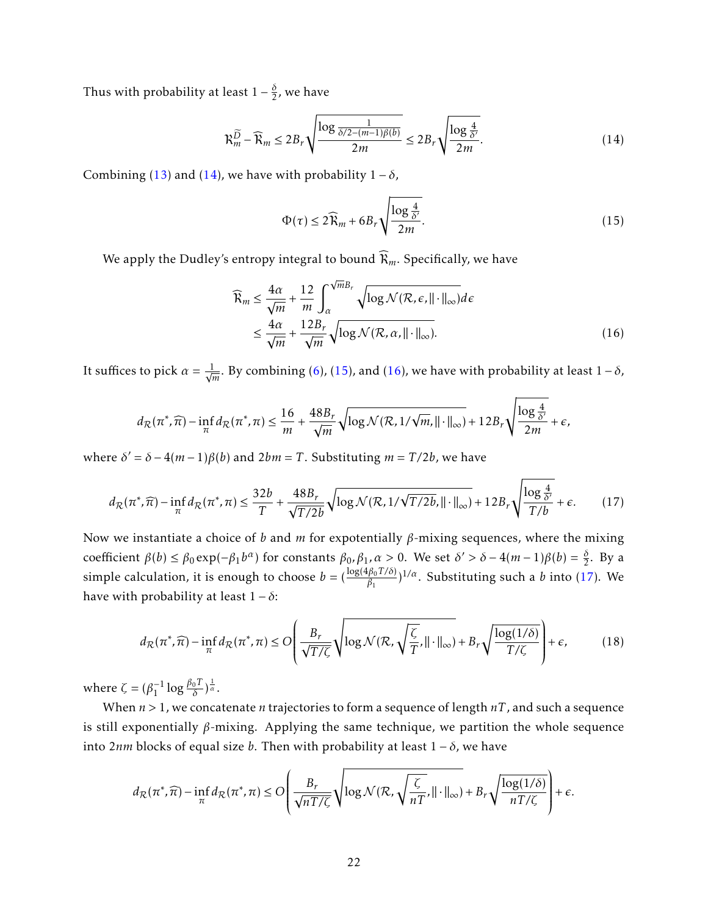Thus with probability at least $1 - \frac{\delta}{2}$, we have

$$
\mathfrak{R}_m^{\widetilde{D}} - \widehat{\mathfrak{R}}_m \leq 2B_r \sqrt{\frac{\log \frac{1}{\delta/2 - (m-1)\beta(b)}}{2m}} \leq 2B_r \sqrt{\frac{\log \frac{4}{\delta'}}{2m}}. \tag{14}
$$

Combining (13) and (14), we have with probability $1 - \delta$,

$$
\Phi(\tau) \leq 2\widehat{\mathfrak{R}}_m + 6B_r \sqrt{\frac{\log \frac{4}{\delta'}}{2m}}. \tag{15}
$$

We apply the Dudley's entropy integral to bound $\widehat{\mathfrak{R}}_m$. Specifically, we have

$$
\begin{aligned}
\widehat{\mathfrak{R}}_m &\leq \frac{4\alpha}{\sqrt{m}} + \frac{12}{m} \int_{\alpha}^{\sqrt{m}B_r} \sqrt{\log \mathcal{N}(\mathcal{R}, \epsilon, \|\cdot\|_\infty)} d\epsilon \\
&\leq \frac{4\alpha}{\sqrt{m}} + \frac{12B_r}{\sqrt{m}} \sqrt{\log \mathcal{N}(\mathcal{R}, \alpha, \|\cdot\|_\infty)}.
\end{aligned} \tag{16}
$$

It suffices to pick $\alpha = \frac{1}{\sqrt{m}}$. By combining (6), (15), and (16), we have with probability at least $1 - \delta$,

$$
d_{\mathcal{R}}(\pi^*, \widehat{\pi}) - \inf_{\pi} d_{\mathcal{R}}(\pi^*, \pi) \leq \frac{16}{m} + \frac{48B_r}{\sqrt{m}} \sqrt{\log \mathcal{N}(\mathcal{R}, 1/\sqrt{m}, \|\cdot\|_\infty)} + 12B_r \sqrt{\frac{\log \frac{4}{\delta'}}{2m}} + \epsilon,
$$

where $\delta' = \delta - 4(m-1)\beta(b)$ and $2bm = T$. Substituting $m = T/2b$, we have

$$
d_{\mathcal{R}}(\pi^*, \widehat{\pi}) - \inf_{\pi} d_{\mathcal{R}}(\pi^*, \pi) \leq \frac{32b}{T} + \frac{48B_r}{\sqrt{T/2b}} \sqrt{\log \mathcal{N}(\mathcal{R}, 1/\sqrt{T/2b}, \|\cdot\|_\infty)} + 12B_r \sqrt{\frac{\log \frac{4}{\delta'}}{T/b}} + \epsilon. \tag{17}
$$

Now we instantiate a choice of $b$ and $m$ for expotentially $\beta$-mixing sequences, where the mixing coefficient $\beta(b) \leq \beta_0 \exp(-\beta_1 b^\alpha)$ for constants $\beta_0, \beta_1, \alpha > 0$. We set $\delta' > \delta - 4(m-1)\beta(b) = \frac{\delta}{2}$. By a simple calculation, it is enough to choose $b = (\frac{\log(4\beta_0 T/\delta)}{\beta_1})^{1/\alpha}$. Substituting such a $b$ into (17). We have with probability at least $1 - \delta$:

$$
d_{\mathcal{R}}(\pi^*, \widehat{\pi}) - \inf_{\pi} d_{\mathcal{R}}(\pi^*, \pi) \leq O\left( \frac{B_r}{\sqrt{T/\zeta}} \sqrt{\log \mathcal{N}(\mathcal{R}, \sqrt{\frac{\zeta}{T}}, \|\cdot\|_\infty)} + B_r \sqrt{\frac{\log(1/\delta)}{T/\zeta}} \right) + \epsilon, \tag{18}
$$

where $\zeta = (\beta_1^{-1} \log \frac{\beta_0 T}{\delta})^{\frac{1}{\alpha}}$.

When $n > 1$, we concatenate $n$ trajectories to form a sequence of length $nT$, and such a sequence is still exponentially $\beta$-mixing. Applying the same technique, we partition the whole sequence into $2nm$ blocks of equal size $b$. Then with probability at least $1 - \delta$, we have

$$
d_{\mathcal{R}}(\pi^*, \widehat{\pi}) - \inf_{\pi} d_{\mathcal{R}}(\pi^*, \pi) \leq O\left( \frac{B_r}{\sqrt{nT/\zeta}} \sqrt{\log \mathcal{N}(\mathcal{R}, \sqrt{\frac{\zeta}{nT}}, \|\cdot\|_\infty)} + B_r \sqrt{\frac{\log(1/\delta)}{nT/\zeta}} \right) + \epsilon.
$$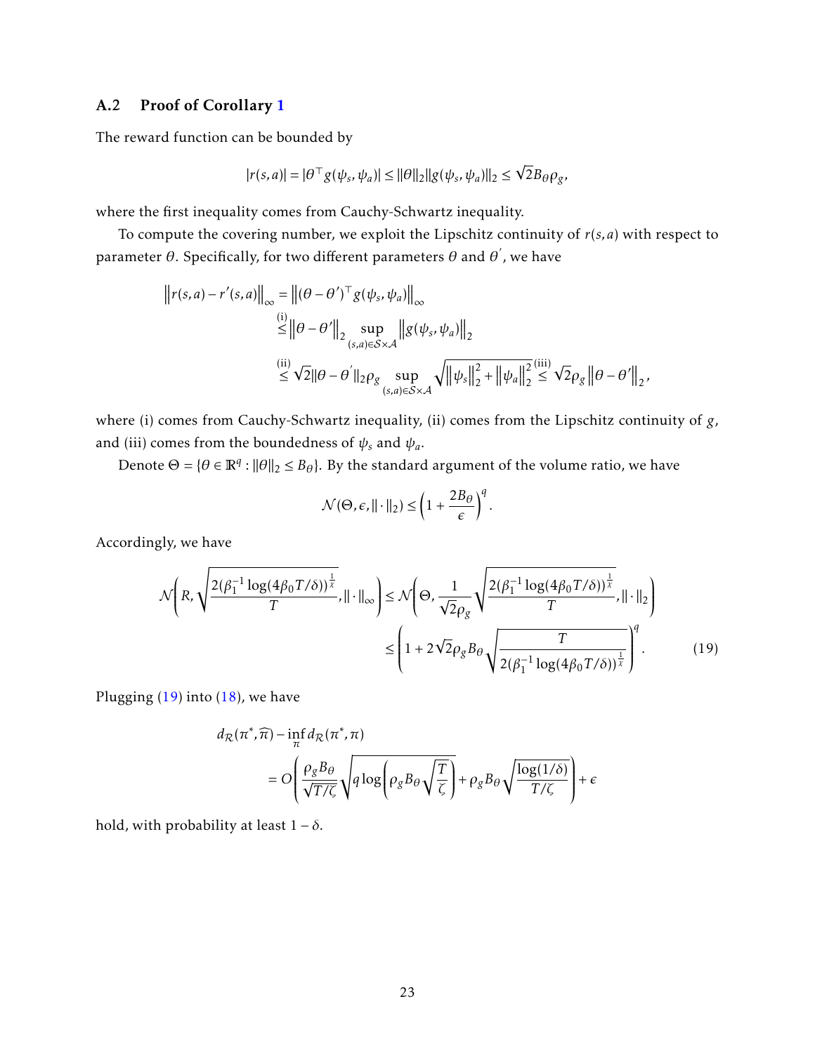### A.2 Proof of Corollary 1

The reward function can be bounded by

$$|r(s,a)| = |\theta^\top g(\psi_s, \psi_a)| \le \|\theta\|_2 \|g(\psi_s, \psi_a)\|_2 \le \sqrt{2} B_\theta \rho_g,$$

where the first inequality comes from Cauchy-Schwartz inequality.

To compute the covering number, we exploit the Lipschitz continuity of $r(s,a)$ with respect to parameter $\theta$. Specifically, for two different parameters $\theta$ and $\theta'$, we have

$$\begin{aligned}
\left\| r(s,a) - r'(s,a) \right\|_\infty &= \left\| (\theta - \theta')^\top g(\psi_s, \psi_a) \right\|_\infty \\
&\overset{\text{(i)}}{\le} \left\| \theta - \theta' \right\|_2 \sup_{(s,a) \in \mathcal{S} \times \mathcal{A}} \left\| g(\psi_s, \psi_a) \right\|_2 \\
&\overset{\text{(ii)}}{\le} \sqrt{2} \|\theta - \theta'\|_2 \rho_g \sup_{(s,a) \in \mathcal{S} \times \mathcal{A}} \sqrt{\left\| \psi_s \right\|_2^2 + \left\| \psi_a \right\|_2^2} \overset{\text{(iii)}}{\le} \sqrt{2} \rho_g \left\| \theta - \theta' \right\|_2,
\end{aligned}$$

where (i) comes from Cauchy-Schwartz inequality, (ii) comes from the Lipschitz continuity of $g$, and (iii) comes from the boundedness of $\psi_s$ and $\psi_a$.

Denote $\Theta = \{\theta \in \mathbb{R}^q : \|\theta\|_2 \le B_\theta\}$. By the standard argument of the volume ratio, we have

$$\mathcal{N}(\Theta, \epsilon, \|\cdot\|_2) \le \left(1 + \frac{2B_\theta}{\epsilon}\right)^q.$$

Accordingly, we have

$$\begin{aligned}
\mathcal{N}\left(R, \sqrt{\frac{2(\beta_1^{-1}\log(4\beta_0 T/\delta))^{\frac{1}{\varkappa}}}{T}}, \|\cdot\|_\infty\right) &\le \mathcal{N}\left(\Theta, \frac{1}{\sqrt{2}\rho_g}\sqrt{\frac{2(\beta_1^{-1}\log(4\beta_0 T/\delta))^{\frac{1}{\varkappa}}}{T}}, \|\cdot\|_2\right) \\
&\le \left(1 + 2\sqrt{2}\rho_g B_\theta \sqrt{\frac{T}{2(\beta_1^{-1}\log(4\beta_0 T/\delta))^{\frac{1}{\varkappa}}}}\right)^q. \qquad (19)
\end{aligned}$$

Plugging (19) into (18), we have

$$\begin{aligned}
& d_{\mathcal{R}}(\pi^*, \widehat{\pi}) - \inf_\pi d_{\mathcal{R}}(\pi^*, \pi) \\
&\quad = O\left(\frac{\rho_g B_\theta}{\sqrt{T/\zeta}}\sqrt{q \log\left(\rho_g B_\theta \sqrt{\frac{T}{\zeta}}\right)} + \rho_g B_\theta \sqrt{\frac{\log(1/\delta)}{T/\zeta}}\right) + \epsilon
\end{aligned}$$

hold, with probability at least $1 - \delta$.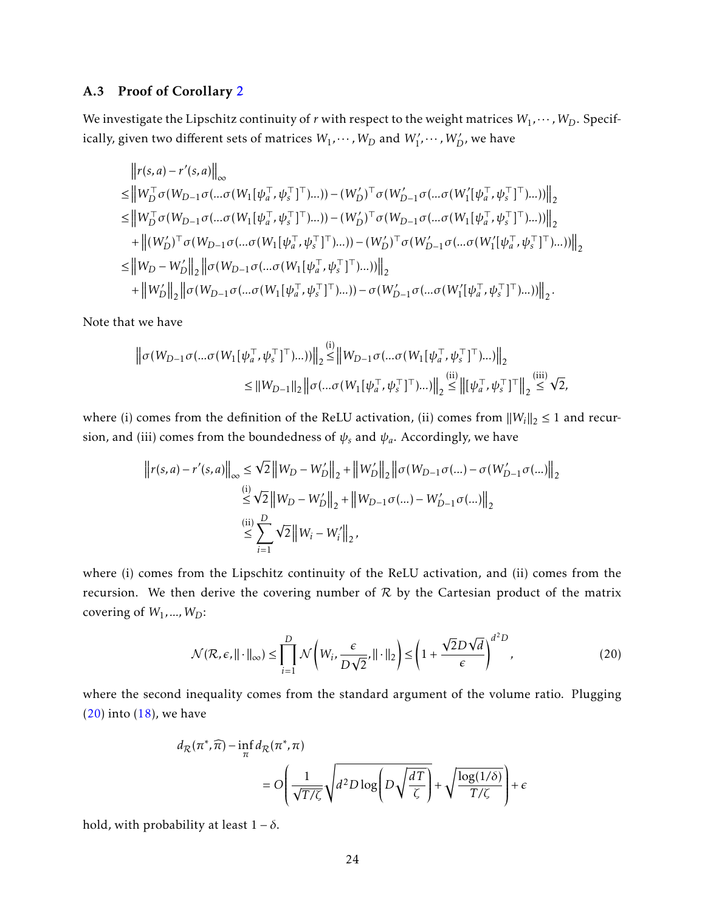### A.3 Proof of Corollary 2

We investigate the Lipschitz continuity of $r$ with respect to the weight matrices $W_1, \cdots, W_D$. Specifically, given two different sets of matrices $W_1, \cdots, W_D$ and $W_1', \cdots, W_D'$, we have

$$
\begin{aligned}
&\left\| r(s,a) - r'(s,a) \right\|_\infty \\
\leq& \left\| W_D^\top \sigma(W_{D-1}\sigma(...\sigma(W_1[\psi_a^\top, \psi_s^\top]^\top)...)) - (W_D')^\top \sigma(W_{D-1}'\sigma(...\sigma(W_1'[\psi_a^\top, \psi_s^\top]^\top)...)) \right\|_2 \\
\leq& \left\| W_D^\top \sigma(W_{D-1}\sigma(...\sigma(W_1[\psi_a^\top, \psi_s^\top]^\top)...)) - (W_D')^\top \sigma(W_{D-1}\sigma(...\sigma(W_1[\psi_a^\top, \psi_s^\top]^\top)...)) \right\|_2 \\
&+ \left\| (W_D')^\top \sigma(W_{D-1}\sigma(...\sigma(W_1[\psi_a^\top, \psi_s^\top]^\top)...)) - (W_D')^\top \sigma(W_{D-1}'\sigma(...\sigma(W_1'[\psi_a^\top, \psi_s^\top]^\top)...)) \right\|_2 \\
\leq& \left\| W_D - W_D' \right\|_2 \left\| \sigma(W_{D-1}\sigma(...\sigma(W_1[\psi_a^\top, \psi_s^\top]^\top)...)) \right\|_2 \\
&+ \left\| W_D' \right\|_2 \left\| \sigma(W_{D-1}\sigma(...\sigma(W_1[\psi_a^\top, \psi_s^\top]^\top)...)) - \sigma(W_{D-1}'\sigma(...\sigma(W_1'[\psi_a^\top, \psi_s^\top]^\top)...)) \right\|_2.
\end{aligned}
$$

Note that we have

$$
\begin{aligned}
\left\| \sigma(W_{D-1}\sigma(...\sigma(W_1[\psi_a^\top, \psi_s^\top]^\top)...)) \right\|_2 &\overset{\text{(i)}}{\leq} \left\| W_{D-1}\sigma(...\sigma(W_1[\psi_a^\top, \psi_s^\top]^\top)...) \right\|_2 \\
&\leq \|W_{D-1}\|_2 \left\| \sigma(...\sigma(W_1[\psi_a^\top, \psi_s^\top]^\top)...) \right\|_2 \overset{\text{(ii)}}{\leq} \left\| [\psi_a^\top, \psi_s^\top]^\top \right\|_2 \overset{\text{(iii)}}{\leq} \sqrt{2},
\end{aligned}
$$

where (i) comes from the definition of the ReLU activation, (ii) comes from $\|W_i\|_2 \leq 1$ and recursion, and (iii) comes from the boundedness of $\psi_s$ and $\psi_a$. Accordingly, we have

$$
\begin{aligned}
\left\| r(s,a) - r'(s,a) \right\|_\infty &\leq \sqrt{2} \left\| W_D - W_D' \right\|_2 + \left\| W_D' \right\|_2 \left\| \sigma(W_{D-1}\sigma(...) - \sigma(W_{D-1}'\sigma(...) \right\|_2 \\
&\overset{\text{(i)}}{\leq} \sqrt{2} \left\| W_D - W_D' \right\|_2 + \left\| W_{D-1}\sigma(...) - W_{D-1}'\sigma(...) \right\|_2 \\
&\overset{\text{(ii)}}{\leq} \sum_{i=1}^{D} \sqrt{2} \left\| W_i - W_i' \right\|_2,
\end{aligned}
$$

where (i) comes from the Lipschitz continuity of the ReLU activation, and (ii) comes from the recursion. We then derive the covering number of $\mathcal{R}$ by the Cartesian product of the matrix covering of $W_1, ..., W_D$:

$$
\mathcal{N}(\mathcal{R}, \epsilon, \|\cdot\|_\infty) \leq \prod_{i=1}^{D} \mathcal{N}\left(W_i, \frac{\epsilon}{D\sqrt{2}}, \|\cdot\|_2\right) \leq \left(1 + \frac{\sqrt{2}D\sqrt{d}}{\epsilon}\right)^{d^2 D}, \tag{20}
$$

where the second inequality comes from the standard argument of the volume ratio. Plugging (20) into (18), we have

$$
\begin{aligned}
&d_{\mathcal{R}}(\pi^*, \widehat{\pi}) - \inf_{\pi} d_{\mathcal{R}}(\pi^*, \pi) \\
&\qquad = O\left( \frac{1}{\sqrt{T/\zeta}} \sqrt{d^2 D \log\left(D\sqrt{\frac{dT}{\zeta}}\right)} + \sqrt{\frac{\log(1/\delta)}{T/\zeta}} \right) + \epsilon
\end{aligned}
$$

hold, with probability at least $1 - \delta$.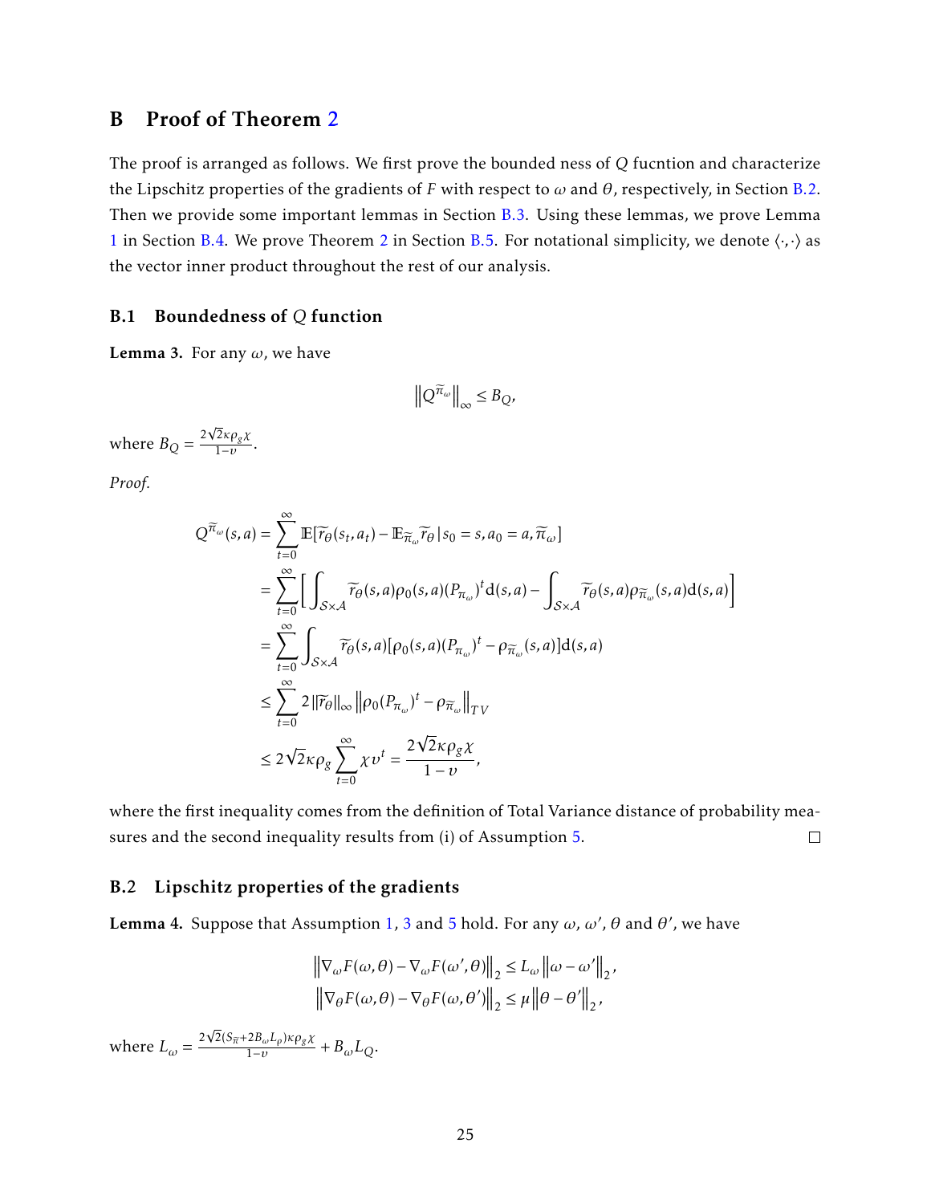## B Proof of Theorem 2

The proof is arranged as follows. We first prove the bounded ness of $Q$ fucntion and characterize the Lipschitz properties of the gradients of $F$ with respect to $\omega$ and $\theta$, respectively, in Section B.2. Then we provide some important lemmas in Section B.3. Using these lemmas, we prove Lemma 1 in Section B.4. We prove Theorem 2 in Section B.5. For notational simplicity, we denote $\langle \cdot, \cdot \rangle$ as the vector inner product throughout the rest of our analysis.

### B.1 Boundedness of $Q$ function

**Lemma 3.** For any $\omega$, we have

$$\left\| Q^{\widetilde{\pi}_\omega} \right\|_\infty \leq B_Q,$$

where $B_Q = \frac{2\sqrt{2}\kappa\rho_g\chi}{1-\upsilon}$.

*Proof.*

$$
\begin{aligned}
Q^{\widetilde{\pi}_\omega}(s,a) &= \sum_{t=0}^{\infty} \mathbb{E}[\widetilde{r}_\theta(s_t,a_t) - \mathbb{E}_{\widetilde{\pi}_\omega}\widetilde{r}_\theta \,|\, s_0 = s, a_0 = a, \widetilde{\pi}_\omega] \\
&= \sum_{t=0}^{\infty} \Big[ \int_{\mathcal{S}\times\mathcal{A}} \widetilde{r}_\theta(s,a)\rho_0(s,a)(P_{\pi_\omega})^t \mathrm{d}(s,a) - \int_{\mathcal{S}\times\mathcal{A}} \widetilde{r}_\theta(s,a)\rho_{\widetilde{\pi}_\omega}(s,a)\mathrm{d}(s,a) \Big] \\
&= \sum_{t=0}^{\infty} \int_{\mathcal{S}\times\mathcal{A}} \widetilde{r}_\theta(s,a)[\rho_0(s,a)(P_{\pi_\omega})^t - \rho_{\widetilde{\pi}_\omega}(s,a)]\mathrm{d}(s,a) \\
&\leq \sum_{t=0}^{\infty} 2\|\widetilde{r}_\theta\|_\infty \left\| \rho_0(P_{\pi_\omega})^t - \rho_{\widetilde{\pi}_\omega} \right\|_{TV} \\
&\leq 2\sqrt{2}\kappa\rho_g \sum_{t=0}^{\infty} \chi\upsilon^t = \frac{2\sqrt{2}\kappa\rho_g\chi}{1-\upsilon},
\end{aligned}
$$

where the first inequality comes from the definition of Total Variance distance of probability measures and the second inequality results from (i) of Assumption 5. □

### B.2 Lipschitz properties of the gradients

**Lemma 4.** Suppose that Assumption 1, 3 and 5 hold. For any $\omega$, $\omega'$, $\theta$ and $\theta'$, we have

$$
\begin{aligned}
\left\| \nabla_\omega F(\omega,\theta) - \nabla_\omega F(\omega',\theta) \right\|_2 &\leq L_\omega \left\| \omega - \omega' \right\|_2, \\
\left\| \nabla_\theta F(\omega,\theta) - \nabla_\theta F(\omega,\theta') \right\|_2 &\leq \mu \left\| \theta - \theta' \right\|_2,
\end{aligned}
$$

where $L_\omega = \frac{2\sqrt{2}(S_{\widetilde{\pi}} + 2B_\omega L_\rho)\kappa\rho_g\chi}{1-\upsilon} + B_\omega L_Q$.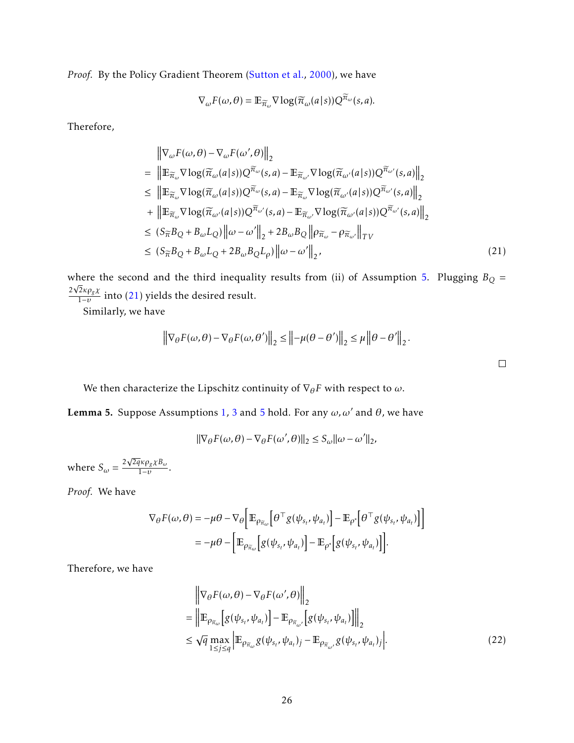*Proof.* By the Policy Gradient Theorem (Sutton et al., 2000), we have

$$\nabla_\omega F(\omega,\theta) = \mathbb{E}_{\widetilde{\pi}_\omega} \nabla \log(\widetilde{\pi}_\omega(a|s)) Q^{\widetilde{\pi}_\omega}(s,a).$$

Therefore,

$$\begin{aligned}
&\left\|\nabla_\omega F(\omega,\theta) - \nabla_\omega F(\omega',\theta)\right\|_2 \\
=\ & \left\|\mathbb{E}_{\widetilde{\pi}_\omega} \nabla \log(\widetilde{\pi}_\omega(a|s)) Q^{\widetilde{\pi}_\omega}(s,a) - \mathbb{E}_{\widetilde{\pi}_{\omega'}} \nabla \log(\widetilde{\pi}_{\omega'}(a|s)) Q^{\widetilde{\pi}_{\omega'}}(s,a)\right\|_2 \\
\leq\ & \left\|\mathbb{E}_{\widetilde{\pi}_\omega} \nabla \log(\widetilde{\pi}_\omega(a|s)) Q^{\widetilde{\pi}_\omega}(s,a) - \mathbb{E}_{\widetilde{\pi}_\omega} \nabla \log(\widetilde{\pi}_{\omega'}(a|s)) Q^{\widetilde{\pi}_{\omega'}}(s,a)\right\|_2 \\
+\ & \left\|\mathbb{E}_{\widetilde{\pi}_\omega} \nabla \log(\widetilde{\pi}_{\omega'}(a|s)) Q^{\widetilde{\pi}_{\omega'}}(s,a) - \mathbb{E}_{\widetilde{\pi}_{\omega'}} \nabla \log(\widetilde{\pi}_{\omega'}(a|s)) Q^{\widetilde{\pi}_{\omega'}}(s,a)\right\|_2 \\
\leq\ & (S_{\widetilde{\pi}} B_Q + B_\omega L_Q)\left\|\omega - \omega'\right\|_2 + 2B_\omega B_Q \left\|\rho_{\widetilde{\pi}_\omega} - \rho_{\widetilde{\pi}_{\omega'}}\right\|_{TV} \\
\leq\ & (S_{\widetilde{\pi}} B_Q + B_\omega L_Q + 2B_\omega B_Q L_\rho)\left\|\omega - \omega'\right\|_2,
\end{aligned} \tag{21}$$

where the second and the third inequality results from (ii) of Assumption 5. Plugging $B_Q = \frac{2\sqrt{2}\kappa\rho_g\chi}{1-\upsilon}$ into (21) yields the desired result.

Similarly, we have

$$\left\|\nabla_\theta F(\omega,\theta) - \nabla_\theta F(\omega,\theta')\right\|_2 \leq \left\|-\mu(\theta-\theta')\right\|_2 \leq \mu\left\|\theta-\theta'\right\|_2.$$

□

We then characterize the Lipschitz continuity of $\nabla_\theta F$ with respect to $\omega$.

**Lemma 5.** Suppose Assumptions 1, 3 and 5 hold. For any $\omega, \omega'$ and $\theta$, we have

$$\|\nabla_\theta F(\omega,\theta) - \nabla_\theta F(\omega',\theta)\|_2 \leq S_\omega \|\omega - \omega'\|_2,$$

where $S_\omega = \frac{2\sqrt{2q}\kappa\rho_g\chi B_\omega}{1-\upsilon}$.

*Proof.* We have

$$\begin{aligned}
\nabla_\theta F(\omega,\theta) &= -\mu\theta - \nabla_\theta\Big[\mathbb{E}_{\rho_{\widetilde{\pi}_\omega}}\Big[\theta^\top g(\psi_{s_t},\psi_{a_t})\Big] - \mathbb{E}_{\rho^*}\Big[\theta^\top g(\psi_{s_t},\psi_{a_t})\Big]\Big] \\
&= -\mu\theta - \Big[\mathbb{E}_{\rho_{\widetilde{\pi}_\omega}}\Big[g(\psi_{s_t},\psi_{a_t})\Big] - \mathbb{E}_{\rho^*}\Big[g(\psi_{s_t},\psi_{a_t})\Big]\Big].
\end{aligned}$$

Therefore, we have

$$\begin{aligned}
&\left\|\nabla_\theta F(\omega,\theta) - \nabla_\theta F(\omega',\theta)\right\|_2 \\
&= \left\|\mathbb{E}_{\rho_{\widetilde{\pi}_\omega}}\Big[g(\psi_{s_t},\psi_{a_t})\Big] - \mathbb{E}_{\rho_{\widetilde{\pi}_{\omega'}}}\Big[g(\psi_{s_t},\psi_{a_t})\Big]\right\|_2 \\
&\leq \sqrt{q}\max_{1\leq j\leq q}\left|\mathbb{E}_{\rho_{\widetilde{\pi}_\omega}} g(\psi_{s_t},\psi_{a_t})_j - \mathbb{E}_{\rho_{\widetilde{\pi}_{\omega'}}} g(\psi_{s_t},\psi_{a_t})_j\right|.
\end{aligned} \tag{22}$$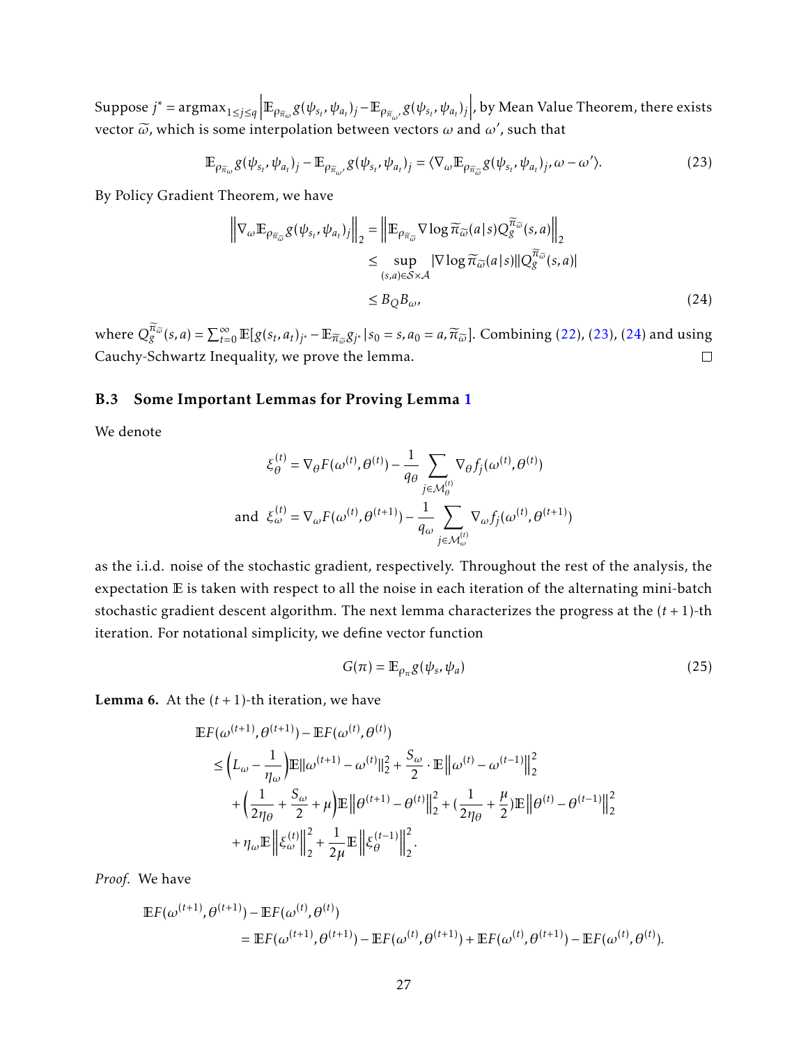Suppose $j^* = \text{argmax}_{1\leq j\leq q}\left|\mathbb{E}_{\rho_{\widetilde{\pi}_\omega}} g(\psi_{s_t}, \psi_{a_t})_j - \mathbb{E}_{\rho_{\widetilde{\pi}_{\omega'}}} g(\psi_{s_t}, \psi_{a_t})_j\right|$, by Mean Value Theorem, there exists vector $\widetilde{\omega}$, which is some interpolation between vectors $\omega$ and $\omega'$, such that

$$\mathbb{E}_{\rho_{\widetilde{\pi}_\omega}} g(\psi_{s_t}, \psi_{a_t})_j - \mathbb{E}_{\rho_{\widetilde{\pi}_{\omega'}}} g(\psi_{s_t}, \psi_{a_t})_j = \langle \nabla_\omega \mathbb{E}_{\rho_{\widetilde{\pi}_{\widetilde{\omega}}}} g(\psi_{s_t}, \psi_{a_t})_j, \omega - \omega' \rangle. \tag{23}$$

By Policy Gradient Theorem, we have

$$\begin{aligned}
\left\|\nabla_\omega \mathbb{E}_{\rho_{\widetilde{\pi}_{\widetilde{\omega}}}} g(\psi_{s_t}, \psi_{a_t})_j\right\|_2 &= \left\|\mathbb{E}_{\rho_{\widetilde{\pi}_{\widetilde{\omega}}}} \nabla \log \widetilde{\pi}_{\widetilde{\omega}}(a|s) Q_g^{\widetilde{\pi}_{\widetilde{\omega}}}(s,a)\right\|_2 \\
&\leq \sup_{(s,a)\in\mathcal{S}\times\mathcal{A}} |\nabla \log \widetilde{\pi}_{\widetilde{\omega}}(a|s)| |Q_g^{\widetilde{\pi}_{\widetilde{\omega}}}(s,a)| \\
&\leq B_Q B_\omega,
\end{aligned} \tag{24}$$

where $Q_g^{\widetilde{\pi}_{\widetilde{\omega}}}(s,a) = \sum_{t=0}^\infty \mathbb{E}[g(s_t, a_t)_{j^*} - \mathbb{E}_{\widetilde{\pi}_{\widetilde{\omega}}} g_{j^*} | s_0 = s, a_0 = a, \widetilde{\pi}_{\widetilde{\omega}}]$. Combining (22), (23), (24) and using Cauchy-Schwartz Inequality, we prove the lemma. $\square$

### B.3 Some Important Lemmas for Proving Lemma 1

We denote

$$\xi_\theta^{(t)} = \nabla_\theta F(\omega^{(t)}, \theta^{(t)}) - \frac{1}{q_\theta} \sum_{j\in\mathcal{M}_\theta^{(t)}} \nabla_\theta f_j(\omega^{(t)}, \theta^{(t)})$$

$$\text{and}\ \ \xi_\omega^{(t)} = \nabla_\omega F(\omega^{(t)}, \theta^{(t+1)}) - \frac{1}{q_\omega} \sum_{j\in\mathcal{M}_\omega^{(t)}} \nabla_\omega f_j(\omega^{(t)}, \theta^{(t+1)})$$

as the i.i.d. noise of the stochastic gradient, respectively. Throughout the rest of the analysis, the expectation $\mathbb{E}$ is taken with respect to all the noise in each iteration of the alternating mini-batch stochastic gradient descent algorithm. The next lemma characterizes the progress at the $(t+1)$-th iteration. For notational simplicity, we define vector function

$$G(\pi) = \mathbb{E}_{\rho_\pi} g(\psi_s, \psi_a) \tag{25}$$

**Lemma 6.** At the $(t+1)$-th iteration, we have

$$\begin{aligned}
&\mathbb{E}F(\omega^{(t+1)}, \theta^{(t+1)}) - \mathbb{E}F(\omega^{(t)}, \theta^{(t)}) \\
&\leq \Big(L_\omega - \frac{1}{\eta_\omega}\Big)\mathbb{E}\|\omega^{(t+1)} - \omega^{(t)}\|_2^2 + \frac{S_\omega}{2} \cdot \mathbb{E}\left\|\omega^{(t)} - \omega^{(t-1)}\right\|_2^2 \\
&\quad + \Big(\frac{1}{2\eta_\theta} + \frac{S_\omega}{2} + \mu\Big)\mathbb{E}\left\|\theta^{(t+1)} - \theta^{(t)}\right\|_2^2 + (\frac{1}{2\eta_\theta} + \frac{\mu}{2})\mathbb{E}\left\|\theta^{(t)} - \theta^{(t-1)}\right\|_2^2 \\
&\quad + \eta_\omega \mathbb{E}\left\|\xi_\omega^{(t)}\right\|_2^2 + \frac{1}{2\mu}\mathbb{E}\left\|\xi_\theta^{(t-1)}\right\|_2^2.
\end{aligned}$$

*Proof.* We have

$$\begin{aligned}
&\mathbb{E}F(\omega^{(t+1)}, \theta^{(t+1)}) - \mathbb{E}F(\omega^{(t)}, \theta^{(t)}) \\
&\qquad = \mathbb{E}F(\omega^{(t+1)}, \theta^{(t+1)}) - \mathbb{E}F(\omega^{(t)}, \theta^{(t+1)}) + \mathbb{E}F(\omega^{(t)}, \theta^{(t+1)}) - \mathbb{E}F(\omega^{(t)}, \theta^{(t)}).
\end{aligned}$$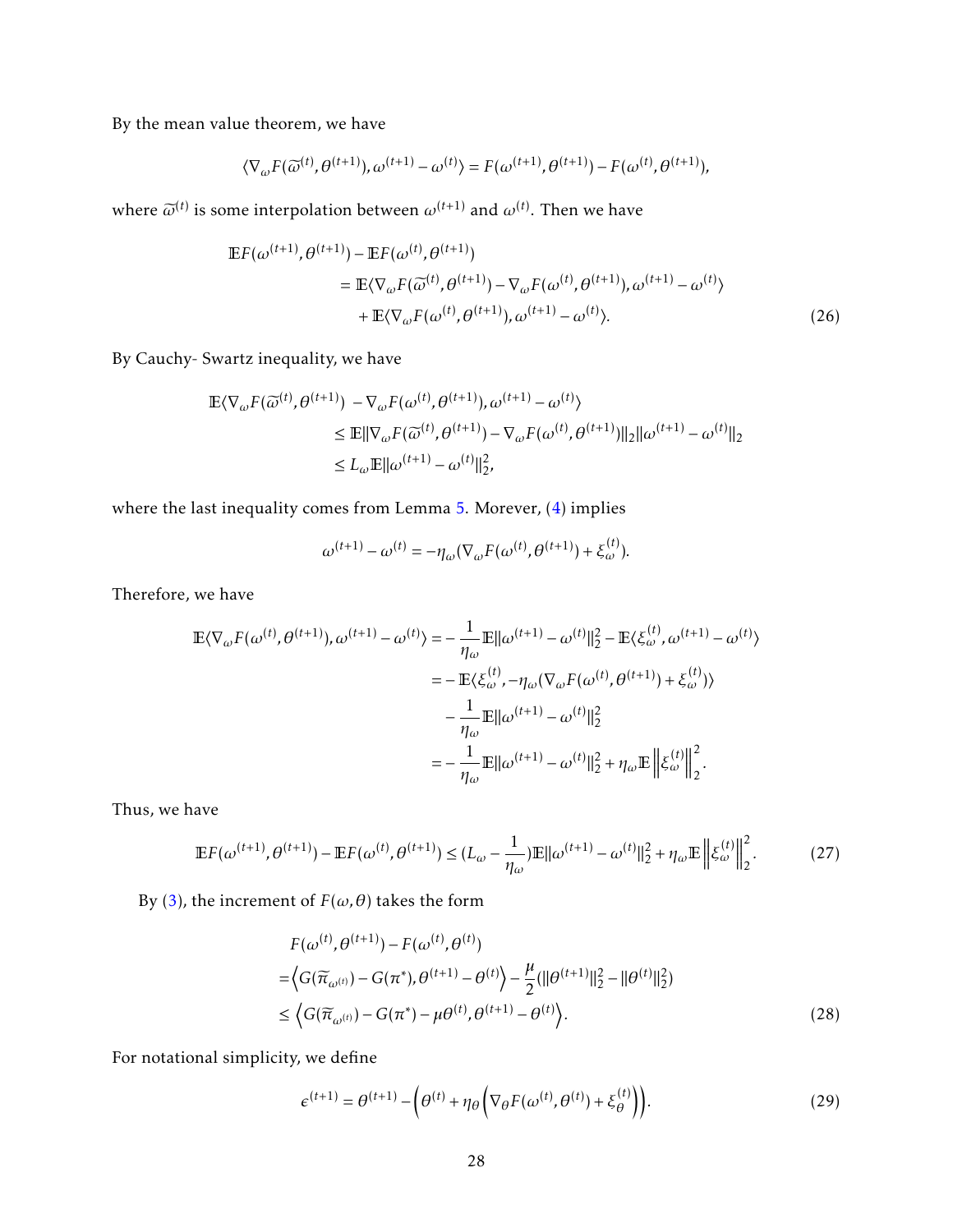By the mean value theorem, we have

$$\langle \nabla_\omega F(\widetilde{\omega}^{(t)}, \theta^{(t+1)}), \omega^{(t+1)} - \omega^{(t)} \rangle = F(\omega^{(t+1)}, \theta^{(t+1)}) - F(\omega^{(t)}, \theta^{(t+1)}),$$

where $\widetilde{\omega}^{(t)}$ is some interpolation between $\omega^{(t+1)}$ and $\omega^{(t)}$. Then we have

$$\begin{aligned}
&\mathbb{E}F(\omega^{(t+1)}, \theta^{(t+1)}) - \mathbb{E}F(\omega^{(t)}, \theta^{(t+1)}) \\
&\qquad = \mathbb{E}\langle \nabla_\omega F(\widetilde{\omega}^{(t)}, \theta^{(t+1)}) - \nabla_\omega F(\omega^{(t)}, \theta^{(t+1)}), \omega^{(t+1)} - \omega^{(t)} \rangle \\
&\qquad\quad + \mathbb{E}\langle \nabla_\omega F(\omega^{(t)}, \theta^{(t+1)}), \omega^{(t+1)} - \omega^{(t)} \rangle.
\end{aligned} \tag{26}$$

By Cauchy- Swartz inequality, we have

$$\begin{aligned}
\mathbb{E}\langle \nabla_\omega F(\widetilde{\omega}^{(t)}, \theta^{(t+1)}) &- \nabla_\omega F(\omega^{(t)}, \theta^{(t+1)}), \omega^{(t+1)} - \omega^{(t)} \rangle \\
&\leq \mathbb{E}\|\nabla_\omega F(\widetilde{\omega}^{(t)}, \theta^{(t+1)}) - \nabla_\omega F(\omega^{(t)}, \theta^{(t+1)})\|_2 \|\omega^{(t+1)} - \omega^{(t)}\|_2 \\
&\leq L_\omega \mathbb{E}\|\omega^{(t+1)} - \omega^{(t)}\|_2^2,
\end{aligned}$$

where the last inequality comes from Lemma 5. Morever, (4) implies

$$\omega^{(t+1)} - \omega^{(t)} = -\eta_\omega(\nabla_\omega F(\omega^{(t)}, \theta^{(t+1)}) + \xi_\omega^{(t)}).$$

Therefore, we have

$$\begin{aligned}
\mathbb{E}\langle \nabla_\omega F(\omega^{(t)}, \theta^{(t+1)}), \omega^{(t+1)} - \omega^{(t)} \rangle &= -\frac{1}{\eta_\omega}\mathbb{E}\|\omega^{(t+1)} - \omega^{(t)}\|_2^2 - \mathbb{E}\langle \xi_\omega^{(t)}, \omega^{(t+1)} - \omega^{(t)} \rangle \\
&= -\mathbb{E}\langle \xi_\omega^{(t)}, -\eta_\omega(\nabla_\omega F(\omega^{(t)}, \theta^{(t+1)}) + \xi_\omega^{(t)}) \rangle \\
&\quad - \frac{1}{\eta_\omega}\mathbb{E}\|\omega^{(t+1)} - \omega^{(t)}\|_2^2 \\
&= -\frac{1}{\eta_\omega}\mathbb{E}\|\omega^{(t+1)} - \omega^{(t)}\|_2^2 + \eta_\omega \mathbb{E}\left\|\xi_\omega^{(t)}\right\|_2^2.
\end{aligned}$$

Thus, we have

$$\mathbb{E}F(\omega^{(t+1)}, \theta^{(t+1)}) - \mathbb{E}F(\omega^{(t)}, \theta^{(t+1)}) \leq (L_\omega - \frac{1}{\eta_\omega})\mathbb{E}\|\omega^{(t+1)} - \omega^{(t)}\|_2^2 + \eta_\omega \mathbb{E}\left\|\xi_\omega^{(t)}\right\|_2^2. \tag{27}$$

By (3), the increment of $F(\omega, \theta)$ takes the form

$$\begin{aligned}
&F(\omega^{(t)}, \theta^{(t+1)}) - F(\omega^{(t)}, \theta^{(t)}) \\
&= \left\langle G(\widetilde{\pi}_{\omega^{(t)}}) - G(\pi^*), \theta^{(t+1)} - \theta^{(t)} \right\rangle - \frac{\mu}{2}(\|\theta^{(t+1)}\|_2^2 - \|\theta^{(t)}\|_2^2) \\
&\leq \left\langle G(\widetilde{\pi}_{\omega^{(t)}}) - G(\pi^*) - \mu\theta^{(t)}, \theta^{(t+1)} - \theta^{(t)} \right\rangle.
\end{aligned} \tag{28}$$

For notational simplicity, we define

$$\epsilon^{(t+1)} = \theta^{(t+1)} - \left(\theta^{(t)} + \eta_\theta\left(\nabla_\theta F(\omega^{(t)}, \theta^{(t)}) + \xi_\theta^{(t)}\right)\right). \tag{29}$$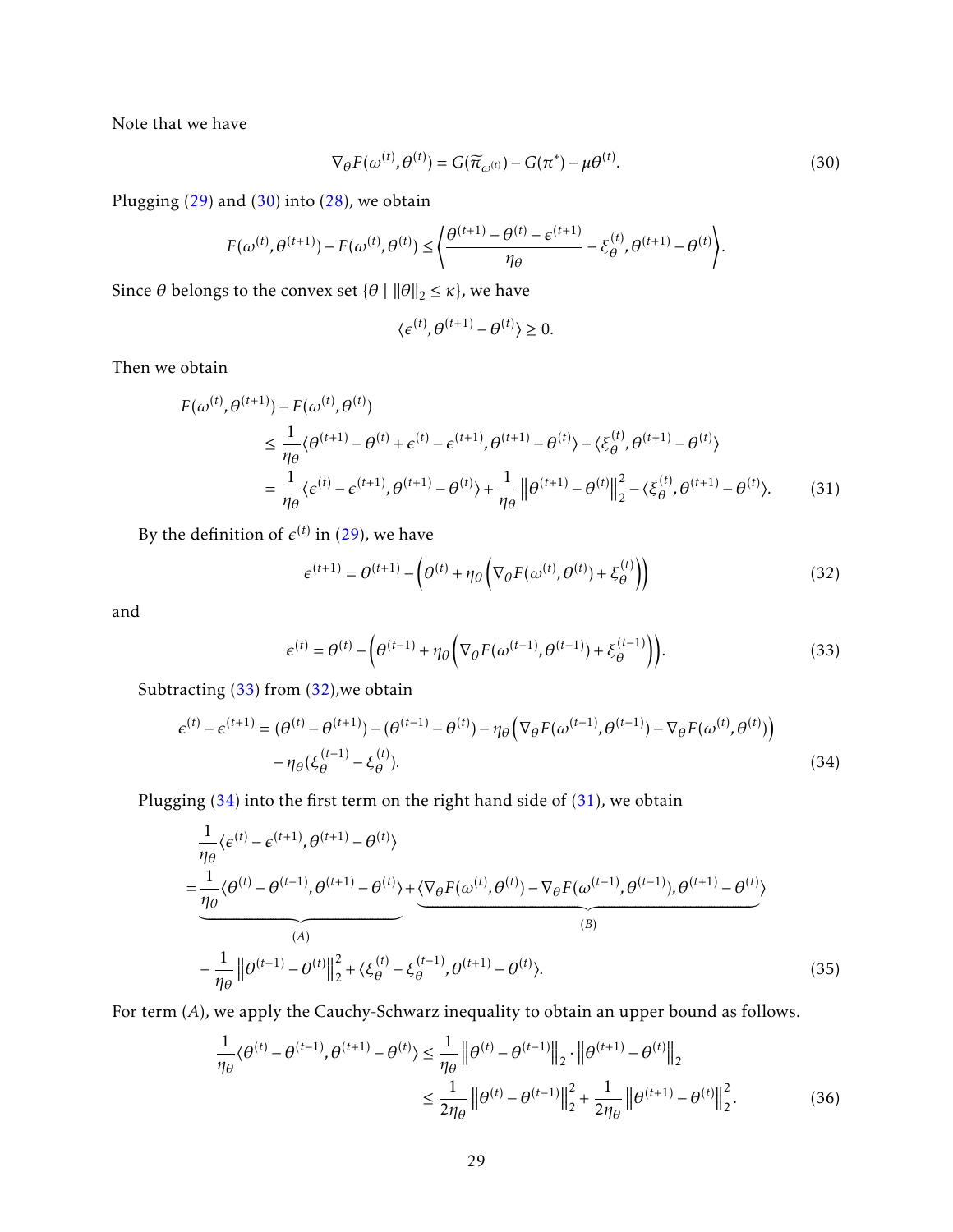Note that we have

$$\nabla_\theta F(\omega^{(t)}, \theta^{(t)}) = G(\widetilde{\pi}_{\omega^{(t)}}) - G(\pi^*) - \mu\theta^{(t)}. \tag{30}$$

Plugging (29) and (30) into (28), we obtain

$$F(\omega^{(t)}, \theta^{(t+1)}) - F(\omega^{(t)}, \theta^{(t)}) \leq \left\langle \frac{\theta^{(t+1)} - \theta^{(t)} - \epsilon^{(t+1)}}{\eta_\theta} - \xi_\theta^{(t)}, \theta^{(t+1)} - \theta^{(t)} \right\rangle.$$

Since $\theta$ belongs to the convex set $\{\theta \mid \|\theta\|_2 \leq \kappa\}$, we have

$$\langle \epsilon^{(t)}, \theta^{(t+1)} - \theta^{(t)} \rangle \geq 0.$$

Then we obtain

$$\begin{aligned}
&F(\omega^{(t)}, \theta^{(t+1)}) - F(\omega^{(t)}, \theta^{(t)}) \\
&\quad\leq \frac{1}{\eta_\theta}\langle \theta^{(t+1)} - \theta^{(t)} + \epsilon^{(t)} - \epsilon^{(t+1)}, \theta^{(t+1)} - \theta^{(t)} \rangle - \langle \xi_\theta^{(t)}, \theta^{(t+1)} - \theta^{(t)} \rangle \\
&\quad= \frac{1}{\eta_\theta}\langle \epsilon^{(t)} - \epsilon^{(t+1)}, \theta^{(t+1)} - \theta^{(t)} \rangle + \frac{1}{\eta_\theta}\left\|\theta^{(t+1)} - \theta^{(t)}\right\|_2^2 - \langle \xi_\theta^{(t)}, \theta^{(t+1)} - \theta^{(t)} \rangle.
\end{aligned} \tag{31}$$

By the definition of $\epsilon^{(t)}$ in (29), we have

$$\epsilon^{(t+1)} = \theta^{(t+1)} - \left(\theta^{(t)} + \eta_\theta\left(\nabla_\theta F(\omega^{(t)}, \theta^{(t)}) + \xi_\theta^{(t)}\right)\right) \tag{32}$$

and

$$\epsilon^{(t)} = \theta^{(t)} - \left(\theta^{(t-1)} + \eta_\theta\left(\nabla_\theta F(\omega^{(t-1)}, \theta^{(t-1)}) + \xi_\theta^{(t-1)}\right)\right). \tag{33}$$

Subtracting (33) from (32),we obtain

$$\begin{aligned}
\epsilon^{(t)} - \epsilon^{(t+1)} = (\theta^{(t)} - \theta^{(t+1)}) - (\theta^{(t-1)} - \theta^{(t)}) - \eta_\theta\left(\nabla_\theta F(\omega^{(t-1)}, \theta^{(t-1)}) - \nabla_\theta F(\omega^{(t)}, \theta^{(t)})\right) \\
- \eta_\theta(\xi_\theta^{(t-1)} - \xi_\theta^{(t)}).
\end{aligned} \tag{34}$$

Plugging (34) into the first term on the right hand side of (31), we obtain

$$\begin{aligned}
&\frac{1}{\eta_\theta}\langle \epsilon^{(t)} - \epsilon^{(t+1)}, \theta^{(t+1)} - \theta^{(t)} \rangle \\
&= \underbrace{\frac{1}{\eta_\theta}\langle \theta^{(t)} - \theta^{(t-1)}, \theta^{(t+1)} - \theta^{(t)} \rangle}_{(A)} + \underbrace{\langle \nabla_\theta F(\omega^{(t)}, \theta^{(t)}) - \nabla_\theta F(\omega^{(t-1)}, \theta^{(t-1)}), \theta^{(t+1)} - \theta^{(t)} \rangle}_{(B)} \\
&\quad - \frac{1}{\eta_\theta}\left\|\theta^{(t+1)} - \theta^{(t)}\right\|_2^2 + \langle \xi_\theta^{(t)} - \xi_\theta^{(t-1)}, \theta^{(t+1)} - \theta^{(t)} \rangle.
\end{aligned} \tag{35}$$

For term $(A)$, we apply the Cauchy-Schwarz inequality to obtain an upper bound as follows.

$$\begin{aligned}
\frac{1}{\eta_\theta}\langle \theta^{(t)} - \theta^{(t-1)}, \theta^{(t+1)} - \theta^{(t)} \rangle &\leq \frac{1}{\eta_\theta}\left\|\theta^{(t)} - \theta^{(t-1)}\right\|_2 \cdot \left\|\theta^{(t+1)} - \theta^{(t)}\right\|_2 \\
&\leq \frac{1}{2\eta_\theta}\left\|\theta^{(t)} - \theta^{(t-1)}\right\|_2^2 + \frac{1}{2\eta_\theta}\left\|\theta^{(t+1)} - \theta^{(t)}\right\|_2^2.
\end{aligned} \tag{36}$$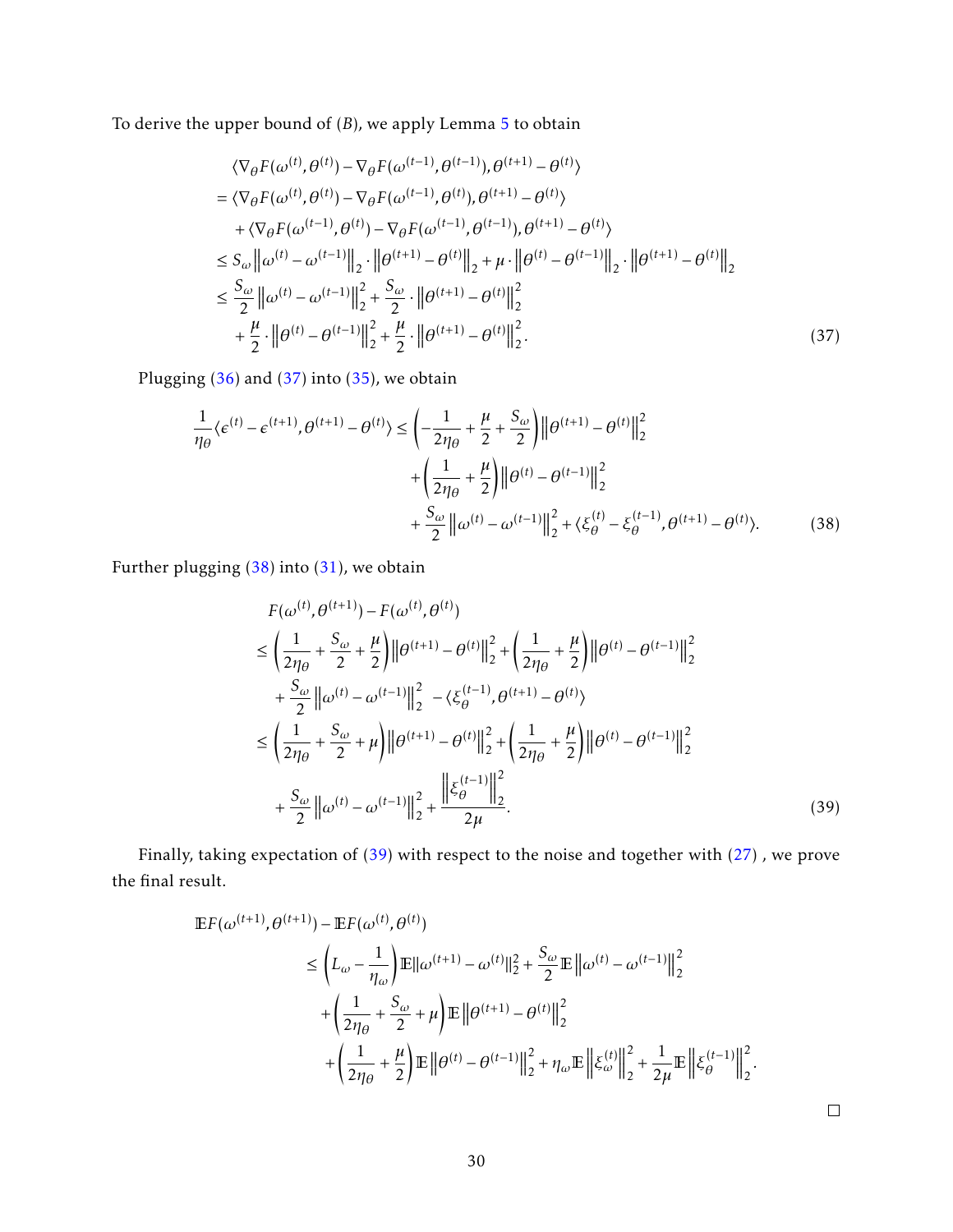To derive the upper bound of $(B)$, we apply Lemma 5 to obtain

$$
\begin{aligned}
&\langle \nabla_\theta F(\omega^{(t)},\theta^{(t)}) - \nabla_\theta F(\omega^{(t-1)},\theta^{(t-1)}), \theta^{(t+1)} - \theta^{(t)} \rangle \\
&= \langle \nabla_\theta F(\omega^{(t)},\theta^{(t)}) - \nabla_\theta F(\omega^{(t-1)},\theta^{(t)}), \theta^{(t+1)} - \theta^{(t)} \rangle \\
&\quad + \langle \nabla_\theta F(\omega^{(t-1)},\theta^{(t)}) - \nabla_\theta F(\omega^{(t-1)},\theta^{(t-1)}), \theta^{(t+1)} - \theta^{(t)} \rangle \\
&\leq S_\omega \left\| \omega^{(t)} - \omega^{(t-1)} \right\|_2 \cdot \left\| \theta^{(t+1)} - \theta^{(t)} \right\|_2 + \mu \cdot \left\| \theta^{(t)} - \theta^{(t-1)} \right\|_2 \cdot \left\| \theta^{(t+1)} - \theta^{(t)} \right\|_2 \\
&\leq \frac{S_\omega}{2} \left\| \omega^{(t)} - \omega^{(t-1)} \right\|_2^2 + \frac{S_\omega}{2} \cdot \left\| \theta^{(t+1)} - \theta^{(t)} \right\|_2^2 \\
&\quad + \frac{\mu}{2} \cdot \left\| \theta^{(t)} - \theta^{(t-1)} \right\|_2^2 + \frac{\mu}{2} \cdot \left\| \theta^{(t+1)} - \theta^{(t)} \right\|_2^2. 
\end{aligned} \tag{37}
$$

Plugging (36) and (37) into (35), we obtain

$$
\begin{aligned}
\frac{1}{\eta_\theta} \langle \epsilon^{(t)} - \epsilon^{(t+1)}, \theta^{(t+1)} - \theta^{(t)} \rangle \leq & \left( -\frac{1}{2\eta_\theta} + \frac{\mu}{2} + \frac{S_\omega}{2} \right) \left\| \theta^{(t+1)} - \theta^{(t)} \right\|_2^2 \\
& + \left( \frac{1}{2\eta_\theta} + \frac{\mu}{2} \right) \left\| \theta^{(t)} - \theta^{(t-1)} \right\|_2^2 \\
& + \frac{S_\omega}{2} \left\| \omega^{(t)} - \omega^{(t-1)} \right\|_2^2 + \langle \xi_\theta^{(t)} - \xi_\theta^{(t-1)}, \theta^{(t+1)} - \theta^{(t)} \rangle.
\end{aligned} \tag{38}
$$

Further plugging (38) into (31), we obtain

$$
\begin{aligned}
& F(\omega^{(t)}, \theta^{(t+1)}) - F(\omega^{(t)}, \theta^{(t)}) \\
& \leq \left( \frac{1}{2\eta_\theta} + \frac{S_\omega}{2} + \frac{\mu}{2} \right) \left\| \theta^{(t+1)} - \theta^{(t)} \right\|_2^2 + \left( \frac{1}{2\eta_\theta} + \frac{\mu}{2} \right) \left\| \theta^{(t)} - \theta^{(t-1)} \right\|_2^2 \\
& \quad + \frac{S_\omega}{2} \left\| \omega^{(t)} - \omega^{(t-1)} \right\|_2^2 - \langle \xi_\theta^{(t-1)}, \theta^{(t+1)} - \theta^{(t)} \rangle \\
& \leq \left( \frac{1}{2\eta_\theta} + \frac{S_\omega}{2} + \mu \right) \left\| \theta^{(t+1)} - \theta^{(t)} \right\|_2^2 + \left( \frac{1}{2\eta_\theta} + \frac{\mu}{2} \right) \left\| \theta^{(t)} - \theta^{(t-1)} \right\|_2^2 \\
& \quad + \frac{S_\omega}{2} \left\| \omega^{(t)} - \omega^{(t-1)} \right\|_2^2 + \frac{\left\| \xi_\theta^{(t-1)} \right\|_2^2}{2\mu}.
\end{aligned} \tag{39}
$$

Finally, taking expectation of (39) with respect to the noise and together with (27) , we prove the final result.

$$
\begin{aligned}
\mathbb{E}F(\omega^{(t+1)}, \theta^{(t+1)}) - \mathbb{E}F(\omega^{(t)}, \theta^{(t)}) & \\
\leq \left( L_\omega - \frac{1}{\eta_\omega} \right) & \mathbb{E} \|\omega^{(t+1)} - \omega^{(t)}\|_2^2 + \frac{S_\omega}{2} \mathbb{E} \left\| \omega^{(t)} - \omega^{(t-1)} \right\|_2^2 \\
& + \left( \frac{1}{2\eta_\theta} + \frac{S_\omega}{2} + \mu \right) \mathbb{E} \left\| \theta^{(t+1)} - \theta^{(t)} \right\|_2^2 \\
& + \left( \frac{1}{2\eta_\theta} + \frac{\mu}{2} \right) \mathbb{E} \left\| \theta^{(t)} - \theta^{(t-1)} \right\|_2^2 + \eta_\omega \mathbb{E} \left\| \xi_\omega^{(t)} \right\|_2^2 + \frac{1}{2\mu} \mathbb{E} \left\| \xi_\theta^{(t-1)} \right\|_2^2.
\end{aligned}
$$

□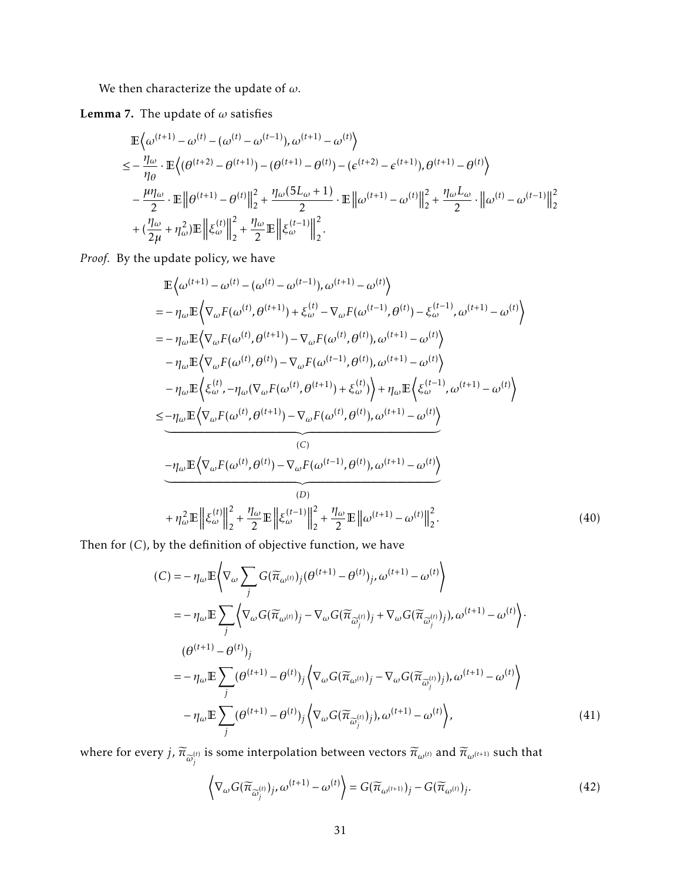We then characterize the update of $\omega$.

**Lemma 7.** The update of $\omega$ satisfies

$$
\begin{aligned}
&\mathbb{E}\Big\langle \omega^{(t+1)} - \omega^{(t)} - (\omega^{(t)} - \omega^{(t-1)}), \omega^{(t+1)} - \omega^{(t)} \Big\rangle \\
\leq& -\frac{\eta_\omega}{\eta_\theta} \cdot \mathbb{E}\Big\langle (\theta^{(t+2)} - \theta^{(t+1)}) - (\theta^{(t+1)} - \theta^{(t)}) - (\epsilon^{(t+2)} - \epsilon^{(t+1)}), \theta^{(t+1)} - \theta^{(t)} \Big\rangle \\
&- \frac{\mu \eta_\omega}{2} \cdot \mathbb{E}\Big\| \theta^{(t+1)} - \theta^{(t)} \Big\|_2^2 + \frac{\eta_\omega (5L_\omega + 1)}{2} \cdot \mathbb{E}\Big\| \omega^{(t+1)} - \omega^{(t)} \Big\|_2^2 + \frac{\eta_\omega L_\omega}{2} \cdot \Big\| \omega^{(t)} - \omega^{(t-1)} \Big\|_2^2 \\
&+ (\frac{\eta_\omega}{2\mu} + \eta_\omega^2) \mathbb{E}\Big\| \xi_\omega^{(t)} \Big\|_2^2 + \frac{\eta_\omega}{2} \mathbb{E}\Big\| \xi_\omega^{(t-1)} \Big\|_2^2.
\end{aligned}
$$

*Proof.* By the update policy, we have

$$
\begin{aligned}
&\mathbb{E}\Big\langle \omega^{(t+1)} - \omega^{(t)} - (\omega^{(t)} - \omega^{(t-1)}), \omega^{(t+1)} - \omega^{(t)} \Big\rangle \\
=& -\eta_\omega \mathbb{E}\Big\langle \nabla_\omega F(\omega^{(t)}, \theta^{(t+1)}) + \xi_\omega^{(t)} - \nabla_\omega F(\omega^{(t-1)}, \theta^{(t)}) - \xi_\omega^{(t-1)}, \omega^{(t+1)} - \omega^{(t)} \Big\rangle \\
=& -\eta_\omega \mathbb{E}\Big\langle \nabla_\omega F(\omega^{(t)}, \theta^{(t+1)}) - \nabla_\omega F(\omega^{(t)}, \theta^{(t)}), \omega^{(t+1)} - \omega^{(t)} \Big\rangle \\
&- \eta_\omega \mathbb{E}\Big\langle \nabla_\omega F(\omega^{(t)}, \theta^{(t)}) - \nabla_\omega F(\omega^{(t-1)}, \theta^{(t)}), \omega^{(t+1)} - \omega^{(t)} \Big\rangle \\
&- \eta_\omega \mathbb{E}\Big\langle \xi_\omega^{(t)}, -\eta_\omega (\nabla_\omega F(\omega^{(t)}, \theta^{(t+1)}) + \xi_\omega^{(t)}) \Big\rangle + \eta_\omega \mathbb{E}\Big\langle \xi_\omega^{(t-1)}, \omega^{(t+1)} - \omega^{(t)} \Big\rangle \\
\leq& \underbrace{-\eta_\omega \mathbb{E}\Big\langle \nabla_\omega F(\omega^{(t)}, \theta^{(t+1)}) - \nabla_\omega F(\omega^{(t)}, \theta^{(t)}), \omega^{(t+1)} - \omega^{(t)} \Big\rangle}_{(C)} \\
&\underbrace{-\eta_\omega \mathbb{E}\Big\langle \nabla_\omega F(\omega^{(t)}, \theta^{(t)}) - \nabla_\omega F(\omega^{(t-1)}, \theta^{(t)}), \omega^{(t+1)} - \omega^{(t)} \Big\rangle}_{(D)} \\
&+ \eta_\omega^2 \mathbb{E}\Big\| \xi_\omega^{(t)} \Big\|_2^2 + \frac{\eta_\omega}{2} \mathbb{E}\Big\| \xi_\omega^{(t-1)} \Big\|_2^2 + \frac{\eta_\omega}{2} \mathbb{E}\Big\| \omega^{(t+1)} - \omega^{(t)} \Big\|_2^2.
\end{aligned} \tag{40}
$$

Then for $(C)$, by the definition of objective function, we have

$$
\begin{aligned}
(C) =& -\eta_\omega \mathbb{E}\Big\langle \nabla_\omega \sum_j G(\widetilde{\pi}_{\omega^{(t)}})_j (\theta^{(t+1)} - \theta^{(t)})_j, \omega^{(t+1)} - \omega^{(t)} \Big\rangle \\
=& -\eta_\omega \mathbb{E} \sum_j \Big\langle \nabla_\omega G(\widetilde{\pi}_{\omega^{(t)}})_j - \nabla_\omega G(\widetilde{\pi}_{\widetilde{\omega}_j^{(t)}})_j + \nabla_\omega G(\widetilde{\pi}_{\widetilde{\omega}_j^{(t)}})_j), \omega^{(t+1)} - \omega^{(t)} \Big\rangle \cdot \\
&(\theta^{(t+1)} - \theta^{(t)})_j \\
=& -\eta_\omega \mathbb{E} \sum_j (\theta^{(t+1)} - \theta^{(t)})_j \Big\langle \nabla_\omega G(\widetilde{\pi}_{\omega^{(t)}})_j - \nabla_\omega G(\widetilde{\pi}_{\widetilde{\omega}_j^{(t)}})_j), \omega^{(t+1)} - \omega^{(t)} \Big\rangle \\
&- \eta_\omega \mathbb{E} \sum_j (\theta^{(t+1)} - \theta^{(t)})_j \Big\langle \nabla_\omega G(\widetilde{\pi}_{\widetilde{\omega}_j^{(t)}})_j), \omega^{(t+1)} - \omega^{(t)} \Big\rangle,
\end{aligned} \tag{41}
$$

where for every $j$, $\widetilde{\pi}_{\widetilde{\omega}_j^{(t)}}$ is some interpolation between vectors $\widetilde{\pi}_{\omega^{(t)}}$ and $\widetilde{\pi}_{\omega^{(t+1)}}$ such that

$$
\Big\langle \nabla_\omega G(\widetilde{\pi}_{\widetilde{\omega}_j^{(t)}})_j, \omega^{(t+1)} - \omega^{(t)} \Big\rangle = G(\widetilde{\pi}_{\omega^{(t+1)}})_j - G(\widetilde{\pi}_{\omega^{(t)}})_j. \tag{42}
$$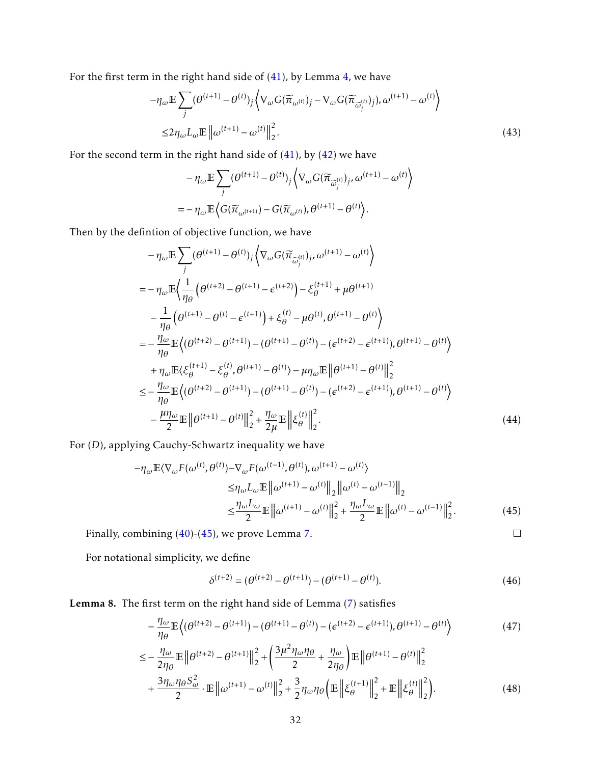For the first term in the right hand side of (41), by Lemma 4, we have

$$
\begin{aligned}
&-\eta_\omega \mathbb{E}\sum_j (\theta^{(t+1)}-\theta^{(t)})_j \Big\langle \nabla_\omega G(\widetilde{\pi}_{\omega^{(t)}})_j - \nabla_\omega G(\widetilde{\pi}_{\widetilde{\omega}_j^{(t)}})_j), \omega^{(t+1)}-\omega^{(t)}\Big\rangle \\
&\leq 2\eta_\omega L_\omega \mathbb{E}\left\|\omega^{(t+1)}-\omega^{(t)}\right\|_2^2. \qquad (43)
\end{aligned}
$$

For the second term in the right hand side of (41), by (42) we have

$$
\begin{aligned}
&-\eta_\omega \mathbb{E}\sum_j (\theta^{(t+1)}-\theta^{(t)})_j \Big\langle \nabla_\omega G(\widetilde{\pi}_{\widetilde{\omega}_j^{(t)}})_j, \omega^{(t+1)}-\omega^{(t)}\Big\rangle \\
&= -\eta_\omega \mathbb{E}\Big\langle G(\widetilde{\pi}_{\omega^{(t+1)}}) - G(\widetilde{\pi}_{\omega^{(t)}}), \theta^{(t+1)}-\theta^{(t)}\Big\rangle.
\end{aligned}
$$

Then by the defintion of objective function, we have

$$
\begin{aligned}
&-\eta_\omega \mathbb{E}\sum_j (\theta^{(t+1)}-\theta^{(t)})_j \Big\langle \nabla_\omega G(\widetilde{\pi}_{\widetilde{\omega}_j^{(t)}})_j, \omega^{(t+1)}-\omega^{(t)}\Big\rangle \\
&= -\eta_\omega \mathbb{E}\Big\langle \frac{1}{\eta_\theta}\left(\theta^{(t+2)}-\theta^{(t+1)}-\epsilon^{(t+2)}\right) - \xi_\theta^{(t+1)} + \mu\theta^{(t+1)} \\
&\quad - \frac{1}{\eta_\theta}\left(\theta^{(t+1)}-\theta^{(t)}-\epsilon^{(t+1)}\right) + \xi_\theta^{(t)} - \mu\theta^{(t)}, \theta^{(t+1)}-\theta^{(t)}\Big\rangle \\
&= -\frac{\eta_\omega}{\eta_\theta}\mathbb{E}\Big\langle (\theta^{(t+2)}-\theta^{(t+1)}) - (\theta^{(t+1)}-\theta^{(t)}) - (\epsilon^{(t+2)}-\epsilon^{(t+1)}), \theta^{(t+1)}-\theta^{(t)}\Big\rangle \\
&\quad + \eta_\omega \mathbb{E}\langle \xi_\theta^{(t+1)} - \xi_\theta^{(t)}, \theta^{(t+1)}-\theta^{(t)}\rangle - \mu\eta_\omega \mathbb{E}\left\|\theta^{(t+1)}-\theta^{(t)}\right\|_2^2 \\
&\leq -\frac{\eta_\omega}{\eta_\theta}\mathbb{E}\Big\langle (\theta^{(t+2)}-\theta^{(t+1)}) - (\theta^{(t+1)}-\theta^{(t)}) - (\epsilon^{(t+2)}-\epsilon^{(t+1)}), \theta^{(t+1)}-\theta^{(t)}\Big\rangle \\
&\quad - \frac{\mu\eta_\omega}{2}\mathbb{E}\left\|\theta^{(t+1)}-\theta^{(t)}\right\|_2^2 + \frac{\eta_\omega}{2\mu}\mathbb{E}\left\|\xi_\theta^{(t)}\right\|_2^2. \qquad (44)
\end{aligned}
$$

For $(D)$, applying Cauchy-Schwartz inequality we have

$$
\begin{aligned}
-\eta_\omega \mathbb{E}\langle \nabla_\omega F(\omega^{(t)},\theta^{(t)}) - \nabla_\omega F(\omega^{(t-1)},\theta^{(t)}), \omega^{(t+1)}-\omega^{(t)}\rangle \\
\leq \eta_\omega L_\omega \mathbb{E}\left\|\omega^{(t+1)}-\omega^{(t)}\right\|_2 \left\|\omega^{(t)}-\omega^{(t-1)}\right\|_2 \\
\leq \frac{\eta_\omega L_\omega}{2}\mathbb{E}\left\|\omega^{(t+1)}-\omega^{(t)}\right\|_2^2 + \frac{\eta_\omega L_\omega}{2}\mathbb{E}\left\|\omega^{(t)}-\omega^{(t-1)}\right\|_2^2. \qquad (45)
\end{aligned}
$$

Finally, combining (40)-(45), we prove Lemma 7. ☐

For notational simplicity, we define

$$
\delta^{(t+2)} = (\theta^{(t+2)}-\theta^{(t+1)}) - (\theta^{(t+1)}-\theta^{(t)}). \qquad (46)
$$

**Lemma 8.** The first term on the right hand side of Lemma (7) satisfies

$$
\begin{aligned}
&-\frac{\eta_\omega}{\eta_\theta}\mathbb{E}\Big\langle (\theta^{(t+2)}-\theta^{(t+1)}) - (\theta^{(t+1)}-\theta^{(t)}) - (\epsilon^{(t+2)}-\epsilon^{(t+1)}), \theta^{(t+1)}-\theta^{(t)}\Big\rangle \qquad (47) \\
&\leq -\frac{\eta_\omega}{2\eta_\theta}\mathbb{E}\left\|\theta^{(t+2)}-\theta^{(t+1)}\right\|_2^2 + \left(\frac{3\mu^2\eta_\omega\eta_\theta}{2} + \frac{\eta_\omega}{2\eta_\theta}\right)\mathbb{E}\left\|\theta^{(t+1)}-\theta^{(t)}\right\|_2^2 \\
&\quad + \frac{3\eta_\omega\eta_\theta S_\omega^2}{2}\cdot\mathbb{E}\left\|\omega^{(t+1)}-\omega^{(t)}\right\|_2^2 + \frac{3}{2}\eta_\omega\eta_\theta\left(\mathbb{E}\left\|\xi_\theta^{(t+1)}\right\|_2^2 + \mathbb{E}\left\|\xi_\theta^{(t)}\right\|_2^2\right). \qquad (48)
\end{aligned}
$$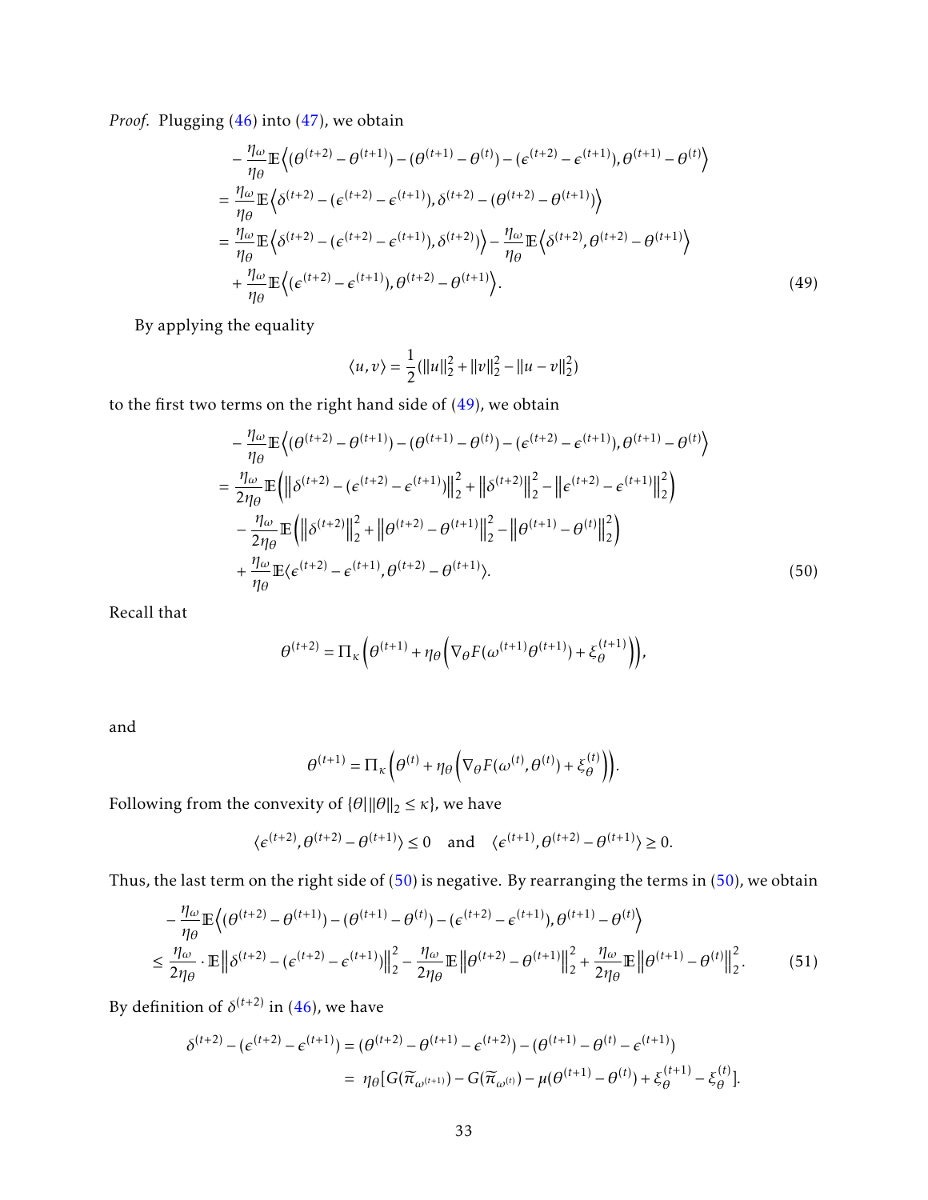*Proof.* Plugging (46) into (47), we obtain

$$
\begin{aligned}
&-\frac{\eta_\omega}{\eta_\theta}\mathbb{E}\Big\langle(\theta^{(t+2)}-\theta^{(t+1)})-(\theta^{(t+1)}-\theta^{(t)})-(\epsilon^{(t+2)}-\epsilon^{(t+1)}),\theta^{(t+1)}-\theta^{(t)}\Big\rangle\\
&=\frac{\eta_\omega}{\eta_\theta}\mathbb{E}\Big\langle\delta^{(t+2)}-(\epsilon^{(t+2)}-\epsilon^{(t+1)}),\delta^{(t+2)}-(\theta^{(t+2)}-\theta^{(t+1)})\Big\rangle\\
&=\frac{\eta_\omega}{\eta_\theta}\mathbb{E}\Big\langle\delta^{(t+2)}-(\epsilon^{(t+2)}-\epsilon^{(t+1)}),\delta^{(t+2)})\Big\rangle-\frac{\eta_\omega}{\eta_\theta}\mathbb{E}\Big\langle\delta^{(t+2)},\theta^{(t+2)}-\theta^{(t+1)}\Big\rangle\\
&\quad+\frac{\eta_\omega}{\eta_\theta}\mathbb{E}\Big\langle(\epsilon^{(t+2)}-\epsilon^{(t+1)}),\theta^{(t+2)}-\theta^{(t+1)}\Big\rangle.
\end{aligned}
\tag{49}
$$

By applying the equality

$$
\langle u,v\rangle=\frac{1}{2}(\|u\|_2^2+\|v\|_2^2-\|u-v\|_2^2)
$$

to the first two terms on the right hand side of (49), we obtain

$$
\begin{aligned}
&-\frac{\eta_\omega}{\eta_\theta}\mathbb{E}\Big\langle(\theta^{(t+2)}-\theta^{(t+1)})-(\theta^{(t+1)}-\theta^{(t)})-(\epsilon^{(t+2)}-\epsilon^{(t+1)}),\theta^{(t+1)}-\theta^{(t)}\Big\rangle\\
&=\frac{\eta_\omega}{2\eta_\theta}\mathbb{E}\Big(\Big\|\delta^{(t+2)}-(\epsilon^{(t+2)}-\epsilon^{(t+1)})\Big\|_2^2+\Big\|\delta^{(t+2)}\Big\|_2^2-\Big\|\epsilon^{(t+2)}-\epsilon^{(t+1)}\Big\|_2^2\Big)\\
&\quad-\frac{\eta_\omega}{2\eta_\theta}\mathbb{E}\Big(\Big\|\delta^{(t+2)}\Big\|_2^2+\Big\|\theta^{(t+2)}-\theta^{(t+1)}\Big\|_2^2-\Big\|\theta^{(t+1)}-\theta^{(t)}\Big\|_2^2\Big)\\
&\quad+\frac{\eta_\omega}{\eta_\theta}\mathbb{E}\langle\epsilon^{(t+2)}-\epsilon^{(t+1)},\theta^{(t+2)}-\theta^{(t+1)}\rangle.
\end{aligned}
\tag{50}
$$

Recall that

$$
\theta^{(t+2)}=\Pi_\kappa\Big(\theta^{(t+1)}+\eta_\theta\Big(\nabla_\theta F(\omega^{(t+1)}\theta^{(t+1)})+\xi_\theta^{(t+1)}\Big)\Big),
$$

and

$$
\theta^{(t+1)}=\Pi_\kappa\Big(\theta^{(t)}+\eta_\theta\Big(\nabla_\theta F(\omega^{(t)},\theta^{(t)})+\xi_\theta^{(t)}\Big)\Big).
$$

Following from the convexity of $\{\theta|\|\theta\|_2\le\kappa\}$, we have

$$
\langle\epsilon^{(t+2)},\theta^{(t+2)}-\theta^{(t+1)}\rangle\le 0\quad\text{and}\quad\langle\epsilon^{(t+1)},\theta^{(t+2)}-\theta^{(t+1)}\rangle\ge 0.
$$

Thus, the last term on the right side of (50) is negative. By rearranging the terms in (50), we obtain

$$
\begin{aligned}
&-\frac{\eta_\omega}{\eta_\theta}\mathbb{E}\Big\langle(\theta^{(t+2)}-\theta^{(t+1)})-(\theta^{(t+1)}-\theta^{(t)})-(\epsilon^{(t+2)}-\epsilon^{(t+1)}),\theta^{(t+1)}-\theta^{(t)}\Big\rangle\\
&\le\frac{\eta_\omega}{2\eta_\theta}\cdot\mathbb{E}\Big\|\delta^{(t+2)}-(\epsilon^{(t+2)}-\epsilon^{(t+1)})\Big\|_2^2-\frac{\eta_\omega}{2\eta_\theta}\mathbb{E}\Big\|\theta^{(t+2)}-\theta^{(t+1)}\Big\|_2^2+\frac{\eta_\omega}{2\eta_\theta}\mathbb{E}\Big\|\theta^{(t+1)}-\theta^{(t)}\Big\|_2^2.
\end{aligned}
\tag{51}
$$

By definition of $\delta^{(t+2)}$ in (46), we have

$$
\begin{aligned}
\delta^{(t+2)}-(\epsilon^{(t+2)}-\epsilon^{(t+1)})&=(\theta^{(t+2)}-\theta^{(t+1)}-\epsilon^{(t+2)})-(\theta^{(t+1)}-\theta^{(t)}-\epsilon^{(t+1)})\\
&=\ \eta_\theta[G(\widetilde{\pi}_{\omega^{(t+1)}})-G(\widetilde{\pi}_{\omega^{(t)}})-\mu(\theta^{(t+1)}-\theta^{(t)})+\xi_\theta^{(t+1)}-\xi_\theta^{(t)}].
\end{aligned}
$$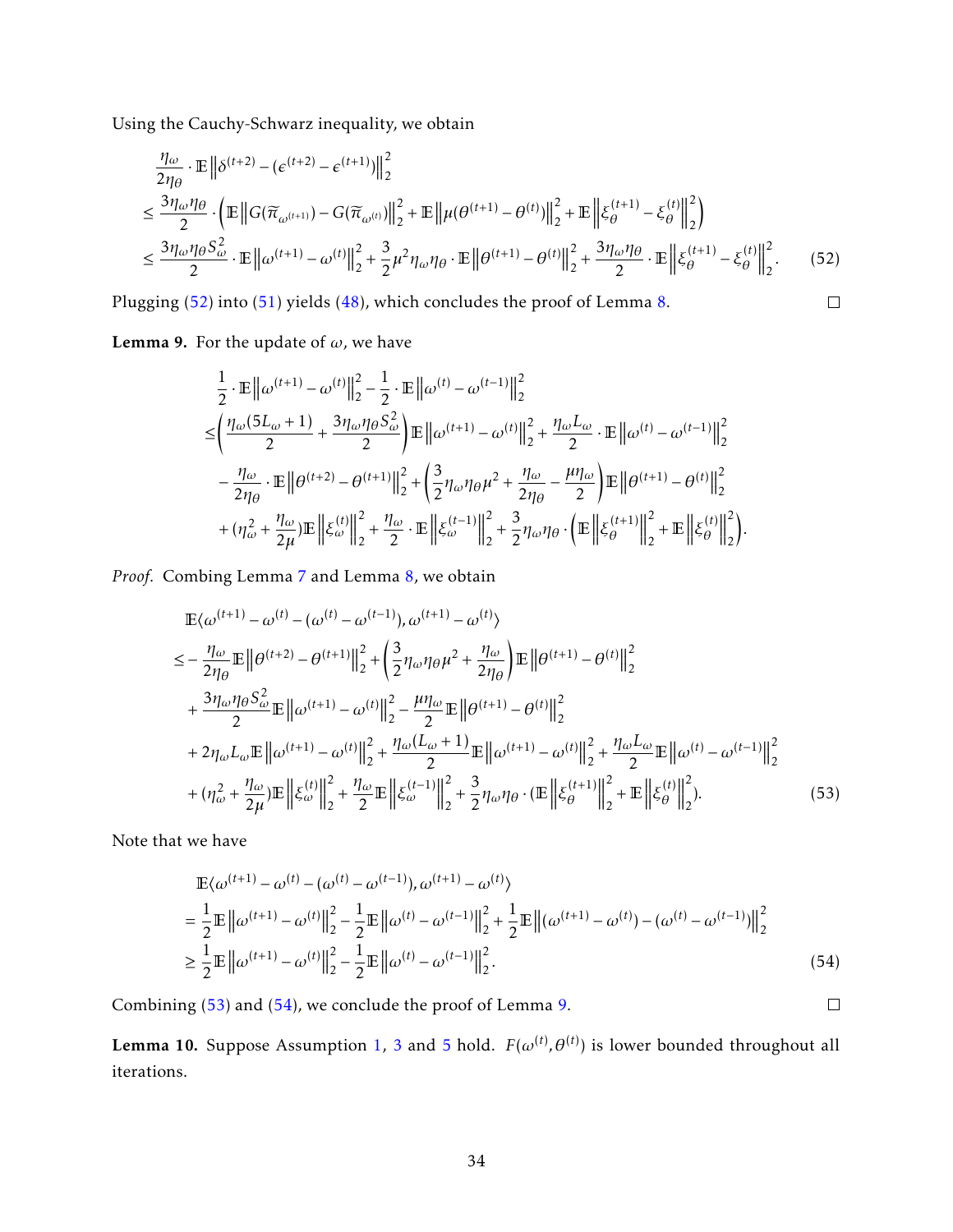Using the Cauchy-Schwarz inequality, we obtain

$$
\begin{aligned}
&\frac{\eta_\omega}{2\eta_\theta} \cdot \mathbb{E}\left\|\delta^{(t+2)} - (\epsilon^{(t+2)} - \epsilon^{(t+1)})\right\|_2^2 \\
&\le \frac{3\eta_\omega\eta_\theta}{2} \cdot \left( \mathbb{E}\left\|G(\widetilde{\pi}_{\omega^{(t+1)}}) - G(\widetilde{\pi}_{\omega^{(t)}})\right\|_2^2 + \mathbb{E}\left\|\mu(\theta^{(t+1)} - \theta^{(t)})\right\|_2^2 + \mathbb{E}\left\|\xi_\theta^{(t+1)} - \xi_\theta^{(t)}\right\|_2^2 \right) \\
&\le \frac{3\eta_\omega\eta_\theta S_\omega^2}{2} \cdot \mathbb{E}\left\|\omega^{(t+1)} - \omega^{(t)}\right\|_2^2 + \frac{3}{2}\mu^2\eta_\omega\eta_\theta \cdot \mathbb{E}\left\|\theta^{(t+1)} - \theta^{(t)}\right\|_2^2 + \frac{3\eta_\omega\eta_\theta}{2} \cdot \mathbb{E}\left\|\xi_\theta^{(t+1)} - \xi_\theta^{(t)}\right\|_2^2. \quad (52)
\end{aligned}
$$

Plugging (52) into (51) yields (48), which concludes the proof of Lemma 8. $\square$

**Lemma 9.** For the update of $\omega$, we have

$$
\begin{aligned}
&\frac{1}{2} \cdot \mathbb{E}\left\|\omega^{(t+1)} - \omega^{(t)}\right\|_2^2 - \frac{1}{2} \cdot \mathbb{E}\left\|\omega^{(t)} - \omega^{(t-1)}\right\|_2^2 \\
\le& \left( \frac{\eta_\omega(5L_\omega + 1)}{2} + \frac{3\eta_\omega\eta_\theta S_\omega^2}{2} \right) \mathbb{E}\left\|\omega^{(t+1)} - \omega^{(t)}\right\|_2^2 + \frac{\eta_\omega L_\omega}{2} \cdot \mathbb{E}\left\|\omega^{(t)} - \omega^{(t-1)}\right\|_2^2 \\
&- \frac{\eta_\omega}{2\eta_\theta} \cdot \mathbb{E}\left\|\theta^{(t+2)} - \theta^{(t+1)}\right\|_2^2 + \left( \frac{3}{2}\eta_\omega\eta_\theta\mu^2 + \frac{\eta_\omega}{2\eta_\theta} - \frac{\mu\eta_\omega}{2} \right) \mathbb{E}\left\|\theta^{(t+1)} - \theta^{(t)}\right\|_2^2 \\
&+ (\eta_\omega^2 + \frac{\eta_\omega}{2\mu}) \mathbb{E}\left\|\xi_\omega^{(t)}\right\|_2^2 + \frac{\eta_\omega}{2} \cdot \mathbb{E}\left\|\xi_\omega^{(t-1)}\right\|_2^2 + \frac{3}{2}\eta_\omega\eta_\theta \cdot \left( \mathbb{E}\left\|\xi_\theta^{(t+1)}\right\|_2^2 + \mathbb{E}\left\|\xi_\theta^{(t)}\right\|_2^2 \right).
\end{aligned}
$$

*Proof.* Combing Lemma 7 and Lemma 8, we obtain

$$
\begin{aligned}
&\mathbb{E}\langle \omega^{(t+1)} - \omega^{(t)} - (\omega^{(t)} - \omega^{(t-1)}), \omega^{(t+1)} - \omega^{(t)} \rangle \\
\le& -\frac{\eta_\omega}{2\eta_\theta} \mathbb{E}\left\|\theta^{(t+2)} - \theta^{(t+1)}\right\|_2^2 + \left( \frac{3}{2}\eta_\omega\eta_\theta\mu^2 + \frac{\eta_\omega}{2\eta_\theta} \right) \mathbb{E}\left\|\theta^{(t+1)} - \theta^{(t)}\right\|_2^2 \\
&+ \frac{3\eta_\omega\eta_\theta S_\omega^2}{2} \mathbb{E}\left\|\omega^{(t+1)} - \omega^{(t)}\right\|_2^2 - \frac{\mu\eta_\omega}{2} \mathbb{E}\left\|\theta^{(t+1)} - \theta^{(t)}\right\|_2^2 \\
&+ 2\eta_\omega L_\omega \mathbb{E}\left\|\omega^{(t+1)} - \omega^{(t)}\right\|_2^2 + \frac{\eta_\omega(L_\omega + 1)}{2} \mathbb{E}\left\|\omega^{(t+1)} - \omega^{(t)}\right\|_2^2 + \frac{\eta_\omega L_\omega}{2} \mathbb{E}\left\|\omega^{(t)} - \omega^{(t-1)}\right\|_2^2 \\
&+ (\eta_\omega^2 + \frac{\eta_\omega}{2\mu}) \mathbb{E}\left\|\xi_\omega^{(t)}\right\|_2^2 + \frac{\eta_\omega}{2} \mathbb{E}\left\|\xi_\omega^{(t-1)}\right\|_2^2 + \frac{3}{2}\eta_\omega\eta_\theta \cdot (\mathbb{E}\left\|\xi_\theta^{(t+1)}\right\|_2^2 + \mathbb{E}\left\|\xi_\theta^{(t)}\right\|_2^2). \quad (53)
\end{aligned}
$$

Note that we have

$$
\begin{aligned}
&\mathbb{E}\langle \omega^{(t+1)} - \omega^{(t)} - (\omega^{(t)} - \omega^{(t-1)}), \omega^{(t+1)} - \omega^{(t)} \rangle \\
=& \frac{1}{2}\mathbb{E}\left\|\omega^{(t+1)} - \omega^{(t)}\right\|_2^2 - \frac{1}{2}\mathbb{E}\left\|\omega^{(t)} - \omega^{(t-1)}\right\|_2^2 + \frac{1}{2}\mathbb{E}\left\|(\omega^{(t+1)} - \omega^{(t)}) - (\omega^{(t)} - \omega^{(t-1)})\right\|_2^2 \\
\ge& \frac{1}{2}\mathbb{E}\left\|\omega^{(t+1)} - \omega^{(t)}\right\|_2^2 - \frac{1}{2}\mathbb{E}\left\|\omega^{(t)} - \omega^{(t-1)}\right\|_2^2. \quad (54)
\end{aligned}
$$

Combining (53) and (54), we conclude the proof of Lemma 9. $\square$

**Lemma 10.** Suppose Assumption 1, 3 and 5 hold. $F(\omega^{(t)}, \theta^{(t)})$ is lower bounded throughout all iterations.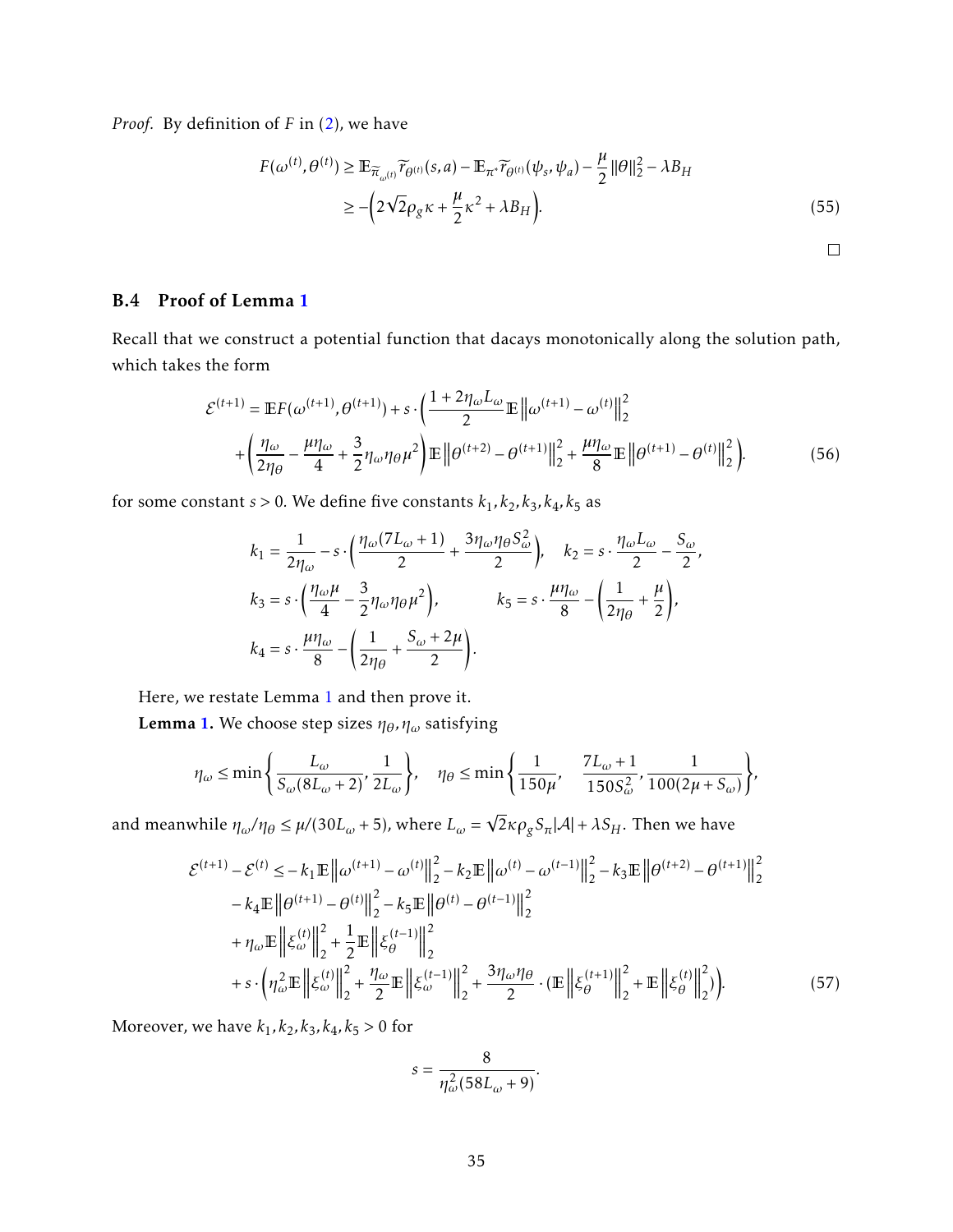*Proof.* By definition of $F$ in (2), we have

$$
\begin{aligned}
F(\omega^{(t)}, \theta^{(t)}) &\geq \mathbb{E}_{\widetilde{\pi}_{\omega^{(t)}}} \widetilde{r}_{\theta^{(t)}}(s,a) - \mathbb{E}_{\pi^*} \widetilde{r}_{\theta^{(t)}}(\psi_s, \psi_a) - \frac{\mu}{2}\|\theta\|_2^2 - \lambda B_H \\
&\geq -\Big(2\sqrt{2}\rho_g \kappa + \frac{\mu}{2}\kappa^2 + \lambda B_H\Big). \qquad (55)
\end{aligned}
$$

□

### B.4 Proof of Lemma 1

Recall that we construct a potential function that dacays monotonically along the solution path, which takes the form

$$
\begin{aligned}
\mathcal{E}^{(t+1)} = \mathbb{E}F(\omega^{(t+1)}, \theta^{(t+1)}) + s \cdot \Big( &\frac{1 + 2\eta_\omega L_\omega}{2} \mathbb{E}\left\|\omega^{(t+1)} - \omega^{(t)}\right\|_2^2 \\
&+ \Big(\frac{\eta_\omega}{2\eta_\theta} - \frac{\mu\eta_\omega}{4} + \frac{3}{2}\eta_\omega\eta_\theta\mu^2\Big)\mathbb{E}\left\|\theta^{(t+2)} - \theta^{(t+1)}\right\|_2^2 + \frac{\mu\eta_\omega}{8}\mathbb{E}\left\|\theta^{(t+1)} - \theta^{(t)}\right\|_2^2\Big). \qquad (56)
\end{aligned}
$$

for some constant $s > 0$. We define five constants $k_1, k_2, k_3, k_4, k_5$ as

$$
\begin{aligned}
k_1 &= \frac{1}{2\eta_\omega} - s \cdot \Big(\frac{\eta_\omega(7L_\omega + 1)}{2} + \frac{3\eta_\omega\eta_\theta S_\omega^2}{2}\Big), \quad k_2 = s \cdot \frac{\eta_\omega L_\omega}{2} - \frac{S_\omega}{2}, \\
k_3 &= s \cdot \Big(\frac{\eta_\omega \mu}{4} - \frac{3}{2}\eta_\omega\eta_\theta\mu^2\Big), \qquad k_5 = s \cdot \frac{\mu\eta_\omega}{8} - \Big(\frac{1}{2\eta_\theta} + \frac{\mu}{2}\Big), \\
k_4 &= s \cdot \frac{\mu\eta_\omega}{8} - \Big(\frac{1}{2\eta_\theta} + \frac{S_\omega + 2\mu}{2}\Big).
\end{aligned}
$$

Here, we restate Lemma 1 and then prove it.

**Lemma 1.** We choose step sizes $\eta_\theta, \eta_\omega$ satisfying

$$
\eta_\omega \leq \min\Big\{\frac{L_\omega}{S_\omega(8L_\omega + 2)}, \frac{1}{2L_\omega}\Big\}, \quad \eta_\theta \leq \min\Big\{\frac{1}{150\mu}, \quad \frac{7L_\omega + 1}{150 S_\omega^2}, \frac{1}{100(2\mu + S_\omega)}\Big\},
$$

and meanwhile $\eta_\omega/\eta_\theta \leq \mu/(30L_\omega + 5)$, where $L_\omega = \sqrt{2}\kappa\rho_g S_\pi |\mathcal{A}| + \lambda S_H$. Then we have

$$
\begin{aligned}
\mathcal{E}^{(t+1)} - \mathcal{E}^{(t)} \leq &- k_1 \mathbb{E}\left\|\omega^{(t+1)} - \omega^{(t)}\right\|_2^2 - k_2\mathbb{E}\left\|\omega^{(t)} - \omega^{(t-1)}\right\|_2^2 - k_3\mathbb{E}\left\|\theta^{(t+2)} - \theta^{(t+1)}\right\|_2^2 \\
&- k_4\mathbb{E}\left\|\theta^{(t+1)} - \theta^{(t)}\right\|_2^2 - k_5\mathbb{E}\left\|\theta^{(t)} - \theta^{(t-1)}\right\|_2^2 \\
&+ \eta_\omega\mathbb{E}\left\|\xi_\omega^{(t)}\right\|_2^2 + \frac{1}{2}\mathbb{E}\left\|\xi_\theta^{(t-1)}\right\|_2^2 \\
&+ s \cdot \Big(\eta_\omega^2\mathbb{E}\left\|\xi_\omega^{(t)}\right\|_2^2 + \frac{\eta_\omega}{2}\mathbb{E}\left\|\xi_\omega^{(t-1)}\right\|_2^2 + \frac{3\eta_\omega\eta_\theta}{2} \cdot (\mathbb{E}\left\|\xi_\theta^{(t+1)}\right\|_2^2 + \mathbb{E}\left\|\xi_\theta^{(t)}\right\|_2^2)\Big). \qquad (57)
\end{aligned}
$$

Moreover, we have $k_1, k_2, k_3, k_4, k_5 > 0$ for

$$
s = \frac{8}{\eta_\omega^2(58L_\omega + 9)}.
$$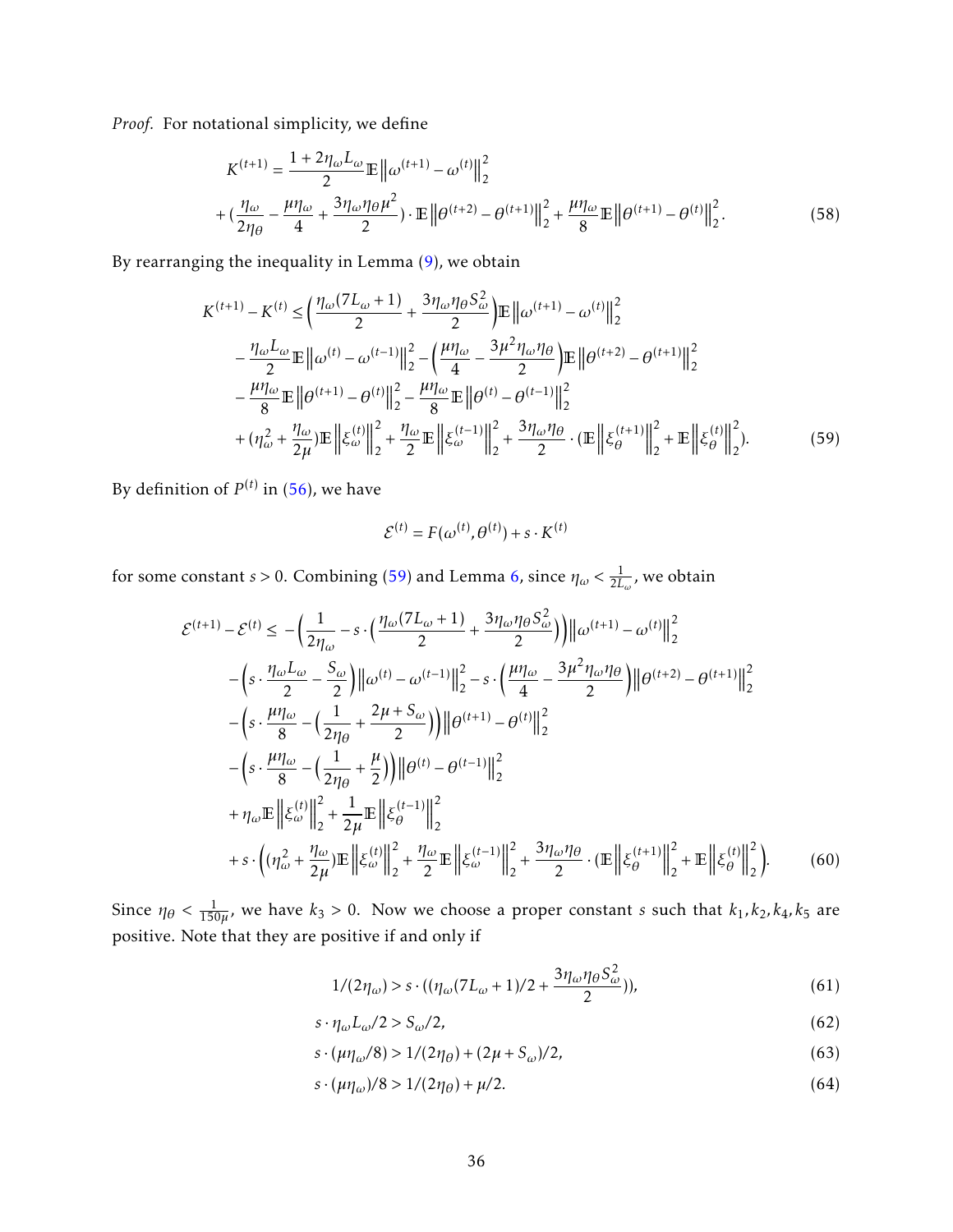*Proof.* For notational simplicity, we define

$$
\begin{aligned}
K^{(t+1)} &= \frac{1+2\eta_\omega L_\omega}{2}\mathbb{E}\left\|\omega^{(t+1)}-\omega^{(t)}\right\|_2^2 \\
&+ \left(\frac{\eta_\omega}{2\eta_\theta} - \frac{\mu\eta_\omega}{4} + \frac{3\eta_\omega\eta_\theta\mu^2}{2}\right)\cdot \mathbb{E}\left\|\theta^{(t+2)}-\theta^{(t+1)}\right\|_2^2 + \frac{\mu\eta_\omega}{8}\mathbb{E}\left\|\theta^{(t+1)}-\theta^{(t)}\right\|_2^2. \qquad (58)
\end{aligned}
$$

By rearranging the inequality in Lemma (9), we obtain

$$
\begin{aligned}
K^{(t+1)} - K^{(t)} \le &\left(\frac{\eta_\omega(7L_\omega+1)}{2} + \frac{3\eta_\omega\eta_\theta S_\omega^2}{2}\right)\mathbb{E}\left\|\omega^{(t+1)}-\omega^{(t)}\right\|_2^2 \\
&- \frac{\eta_\omega L_\omega}{2}\mathbb{E}\left\|\omega^{(t)}-\omega^{(t-1)}\right\|_2^2 - \left(\frac{\mu\eta_\omega}{4} - \frac{3\mu^2\eta_\omega\eta_\theta}{2}\right)\mathbb{E}\left\|\theta^{(t+2)}-\theta^{(t+1)}\right\|_2^2 \\
&- \frac{\mu\eta_\omega}{8}\mathbb{E}\left\|\theta^{(t+1)}-\theta^{(t)}\right\|_2^2 - \frac{\mu\eta_\omega}{8}\mathbb{E}\left\|\theta^{(t)}-\theta^{(t-1)}\right\|_2^2 \\
&+ \left(\eta_\omega^2 + \frac{\eta_\omega}{2\mu}\right)\mathbb{E}\left\|\xi_\omega^{(t)}\right\|_2^2 + \frac{\eta_\omega}{2}\mathbb{E}\left\|\xi_\omega^{(t-1)}\right\|_2^2 + \frac{3\eta_\omega\eta_\theta}{2}\cdot\left(\mathbb{E}\left\|\xi_\theta^{(t+1)}\right\|_2^2 + \mathbb{E}\left\|\xi_\theta^{(t)}\right\|_2^2\right). \qquad (59)
\end{aligned}
$$

By definition of $P^{(t)}$ in (56), we have

$$
\mathcal{E}^{(t)} = F(\omega^{(t)}, \theta^{(t)}) + s\cdot K^{(t)}
$$

for some constant $s > 0$. Combining (59) and Lemma 6, since $\eta_\omega < \frac{1}{2L_\omega}$, we obtain

$$
\begin{aligned}
\mathcal{E}^{(t+1)} - \mathcal{E}^{(t)} \le &-\left(\frac{1}{2\eta_\omega} - s\cdot\left(\frac{\eta_\omega(7L_\omega+1)}{2} + \frac{3\eta_\omega\eta_\theta S_\omega^2}{2}\right)\right)\left\|\omega^{(t+1)}-\omega^{(t)}\right\|_2^2 \\
&-\left(s\cdot\frac{\eta_\omega L_\omega}{2} - \frac{S_\omega}{2}\right)\left\|\omega^{(t)}-\omega^{(t-1)}\right\|_2^2 - s\cdot\left(\frac{\mu\eta_\omega}{4} - \frac{3\mu^2\eta_\omega\eta_\theta}{2}\right)\left\|\theta^{(t+2)}-\theta^{(t+1)}\right\|_2^2 \\
&-\left(s\cdot\frac{\mu\eta_\omega}{8} - \left(\frac{1}{2\eta_\theta} + \frac{2\mu+S_\omega}{2}\right)\right)\left\|\theta^{(t+1)}-\theta^{(t)}\right\|_2^2 \\
&-\left(s\cdot\frac{\mu\eta_\omega}{8} - \left(\frac{1}{2\eta_\theta} + \frac{\mu}{2}\right)\right)\left\|\theta^{(t)}-\theta^{(t-1)}\right\|_2^2 \\
&+ \eta_\omega\mathbb{E}\left\|\xi_\omega^{(t)}\right\|_2^2 + \frac{1}{2\mu}\mathbb{E}\left\|\xi_\theta^{(t-1)}\right\|_2^2 \\
&+ s\cdot\left(\left(\eta_\omega^2 + \frac{\eta_\omega}{2\mu}\right)\mathbb{E}\left\|\xi_\omega^{(t)}\right\|_2^2 + \frac{\eta_\omega}{2}\mathbb{E}\left\|\xi_\omega^{(t-1)}\right\|_2^2 + \frac{3\eta_\omega\eta_\theta}{2}\cdot\left(\mathbb{E}\left\|\xi_\theta^{(t+1)}\right\|_2^2 + \mathbb{E}\left\|\xi_\theta^{(t)}\right\|_2^2\right)\right). \qquad (60)
\end{aligned}
$$

Since $\eta_\theta < \frac{1}{150\mu}$, we have $k_3 > 0$. Now we choose a proper constant $s$ such that $k_1, k_2, k_4, k_5$ are positive. Note that they are positive if and only if

$$
\begin{aligned}
1/(2\eta_\omega) &> s\cdot\left((\eta_\omega(7L_\omega+1)/2 + \frac{3\eta_\omega\eta_\theta S_\omega^2}{2})\right), \qquad (61)\\
s\cdot\eta_\omega L_\omega/2 &> S_\omega/2, \qquad (62)\\
s\cdot(\mu\eta_\omega/8) &> 1/(2\eta_\theta) + (2\mu+S_\omega)/2, \qquad (63)\\
s\cdot(\mu\eta_\omega)/8 &> 1/(2\eta_\theta) + \mu/2. \qquad (64)
\end{aligned}
$$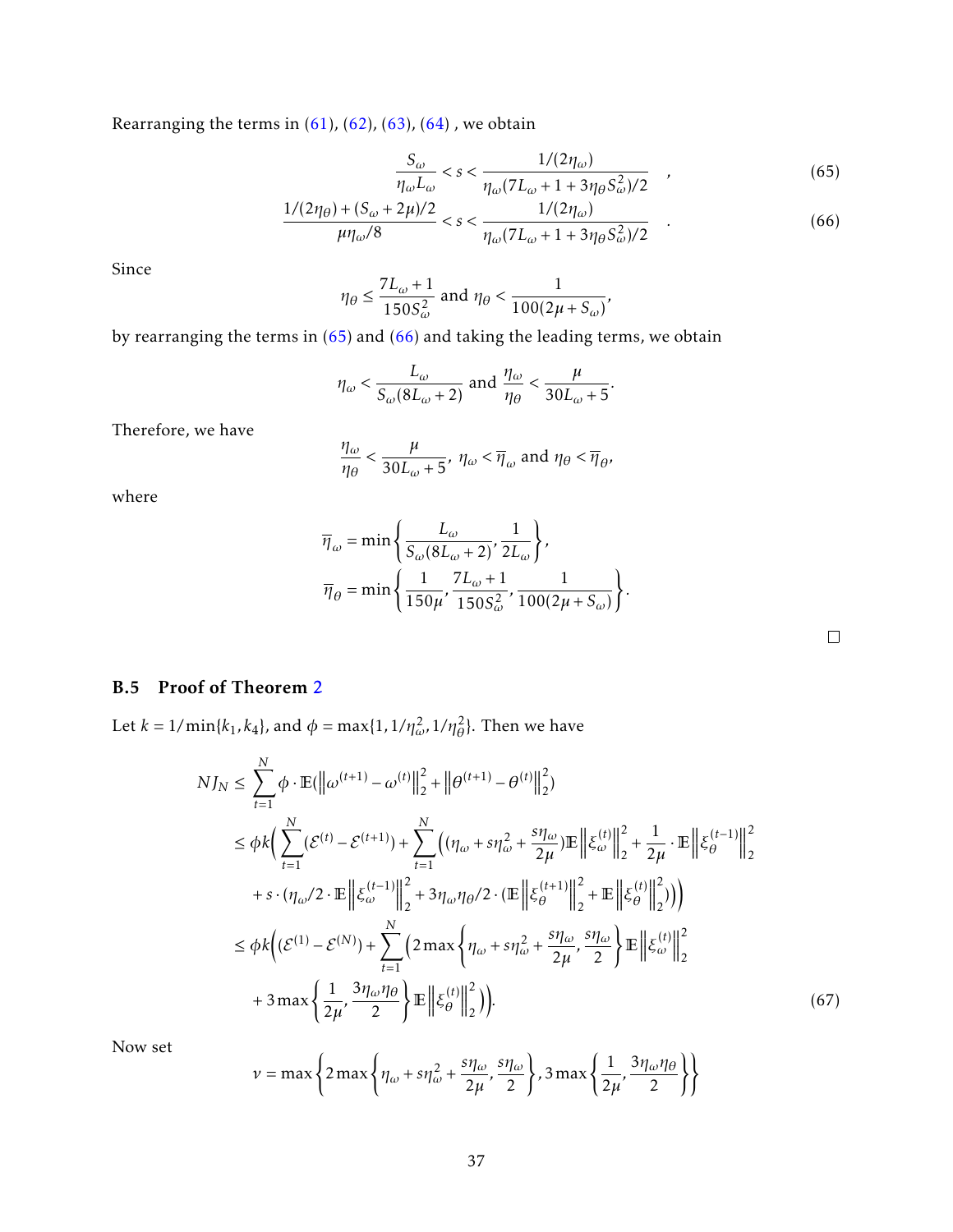Rearranging the terms in (61), (62), (63), (64) , we obtain

$$\frac{S_\omega}{\eta_\omega L_\omega} < s < \frac{1/(2\eta_\omega)}{\eta_\omega(7L_\omega + 1 + 3\eta_\theta S_\omega^2)/2} \quad , \tag{65}$$

$$\frac{1/(2\eta_\theta) + (S_\omega + 2\mu)/2}{\mu\eta_\omega/8} < s < \frac{1/(2\eta_\omega)}{\eta_\omega(7L_\omega + 1 + 3\eta_\theta S_\omega^2)/2} \quad . \tag{66}$$

Since

$$\eta_\theta \le \frac{7L_\omega + 1}{150 S_\omega^2} \text{ and } \eta_\theta < \frac{1}{100(2\mu + S_\omega)},$$

by rearranging the terms in (65) and (66) and taking the leading terms, we obtain

$$\eta_\omega < \frac{L_\omega}{S_\omega(8L_\omega + 2)} \text{ and } \frac{\eta_\omega}{\eta_\theta} < \frac{\mu}{30L_\omega + 5}.$$

Therefore, we have

$$\frac{\eta_\omega}{\eta_\theta} < \frac{\mu}{30L_\omega + 5},\ \eta_\omega < \overline{\eta}_\omega \text{ and } \eta_\theta < \overline{\eta}_\theta,$$

where

$$\overline{\eta}_\omega = \min\left\{\frac{L_\omega}{S_\omega(8L_\omega + 2)}, \frac{1}{2L_\omega}\right\},$$
$$\overline{\eta}_\theta = \min\left\{\frac{1}{150\mu}, \frac{7L_\omega + 1}{150 S_\omega^2}, \frac{1}{100(2\mu + S_\omega)}\right\}.$$

□

### B.5 Proof of Theorem 2

Let $k = 1/\min\{k_1, k_4\}$, and $\phi = \max\{1, 1/\eta_\omega^2, 1/\eta_\theta^2\}$. Then we have

$$\begin{aligned}
N J_N &\le \sum_{t=1}^{N} \phi \cdot \mathbb{E}(\|\omega^{(t+1)} - \omega^{(t)}\|_2^2 + \|\theta^{(t+1)} - \theta^{(t)}\|_2^2) \\
&\le \phi k\Big(\sum_{t=1}^{N}(\mathcal{E}^{(t)} - \mathcal{E}^{(t+1)}) + \sum_{t=1}^{N}\Big((\eta_\omega + s\eta_\omega^2 + \frac{s\eta_\omega}{2\mu})\mathbb{E}\left\|\xi_\omega^{(t)}\right\|_2^2 + \frac{1}{2\mu}\cdot\mathbb{E}\left\|\xi_\theta^{(t-1)}\right\|_2^2 \\
&\quad + s\cdot(\eta_\omega/2\cdot\mathbb{E}\left\|\xi_\omega^{(t-1)}\right\|_2^2 + 3\eta_\omega\eta_\theta/2\cdot(\mathbb{E}\left\|\xi_\theta^{(t+1)}\right\|_2^2 + \mathbb{E}\left\|\xi_\theta^{(t)}\right\|_2^2))\Big)\Big) \\
&\le \phi k\Big((\mathcal{E}^{(1)} - \mathcal{E}^{(N)}) + \sum_{t=1}^{N}\Big(2\max\left\{\eta_\omega + s\eta_\omega^2 + \frac{s\eta_\omega}{2\mu}, \frac{s\eta_\omega}{2}\right\}\mathbb{E}\left\|\xi_\omega^{(t)}\right\|_2^2 \\
&\quad + 3\max\left\{\frac{1}{2\mu}, \frac{3\eta_\omega\eta_\theta}{2}\right\}\mathbb{E}\left\|\xi_\theta^{(t)}\right\|_2^2\Big)\Big).
\end{aligned} \tag{67}$$

Now set

$$\nu = \max\left\{2\max\left\{\eta_\omega + s\eta_\omega^2 + \frac{s\eta_\omega}{2\mu}, \frac{s\eta_\omega}{2}\right\}, 3\max\left\{\frac{1}{2\mu}, \frac{3\eta_\omega\eta_\theta}{2}\right\}\right\}$$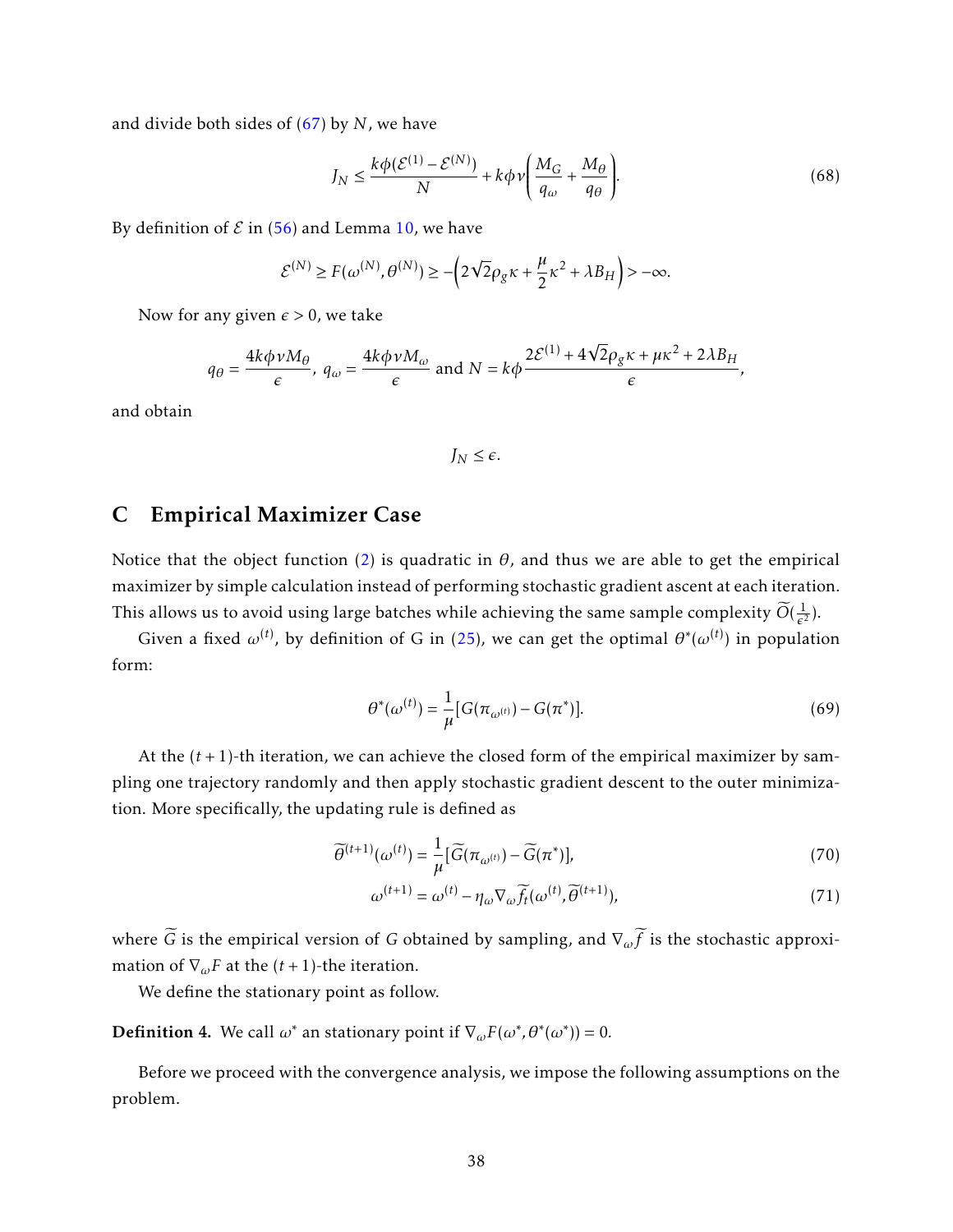and divide both sides of (67) by $N$, we have

$$J_N \leq \frac{k\phi(\mathcal{E}^{(1)} - \mathcal{E}^{(N)})}{N} + k\phi\nu\left(\frac{M_G}{q_\omega} + \frac{M_\theta}{q_\theta}\right). \tag{68}$$

By definition of $\mathcal{E}$ in (56) and Lemma 10, we have

$$\mathcal{E}^{(N)} \geq F(\omega^{(N)}, \theta^{(N)}) \geq -\left(2\sqrt{2}\rho_g\kappa + \frac{\mu}{2}\kappa^2 + \lambda B_H\right) > -\infty.$$

Now for any given $\epsilon > 0$, we take

$$q_\theta = \frac{4k\phi\nu M_\theta}{\epsilon},\ q_\omega = \frac{4k\phi\nu M_\omega}{\epsilon} \text{ and } N = k\phi\frac{2\mathcal{E}^{(1)} + 4\sqrt{2}\rho_g\kappa + \mu\kappa^2 + 2\lambda B_H}{\epsilon},$$

and obtain

$$J_N \leq \epsilon.$$

## C Empirical Maximizer Case

Notice that the object function (2) is quadratic in $\theta$, and thus we are able to get the empirical maximizer by simple calculation instead of performing stochastic gradient ascent at each iteration. This allows us to avoid using large batches while achieving the same sample complexity $\widetilde{O}(\frac{1}{\epsilon^2})$.

Given a fixed $\omega^{(t)}$, by definition of G in (25), we can get the optimal $\theta^*(\omega^{(t)})$ in population form:

$$\theta^*(\omega^{(t)}) = \frac{1}{\mu}[G(\pi_{\omega^{(t)}}) - G(\pi^*)]. \tag{69}$$

At the $(t+1)$-th iteration, we can achieve the closed form of the empirical maximizer by sampling one trajectory randomly and then apply stochastic gradient descent to the outer minimization. More specifically, the updating rule is defined as

$$\widetilde{\theta}^{(t+1)}(\omega^{(t)}) = \frac{1}{\mu}[\widetilde{G}(\pi_{\omega^{(t)}}) - \widetilde{G}(\pi^*)], \tag{70}$$

$$\omega^{(t+1)} = \omega^{(t)} - \eta_\omega \nabla_\omega \widetilde{f}_t(\omega^{(t)}, \widetilde{\theta}^{(t+1)}), \tag{71}$$

where $\widetilde{G}$ is the empirical version of $G$ obtained by sampling, and $\nabla_\omega \widetilde{f}$ is the stochastic approximation of $\nabla_\omega F$ at the $(t+1)$-the iteration.

We define the stationary point as follow.

**Definition 4.** We call $\omega^*$ an stationary point if $\nabla_\omega F(\omega^*, \theta^*(\omega^*)) = 0$.

Before we proceed with the convergence analysis, we impose the following assumptions on the problem.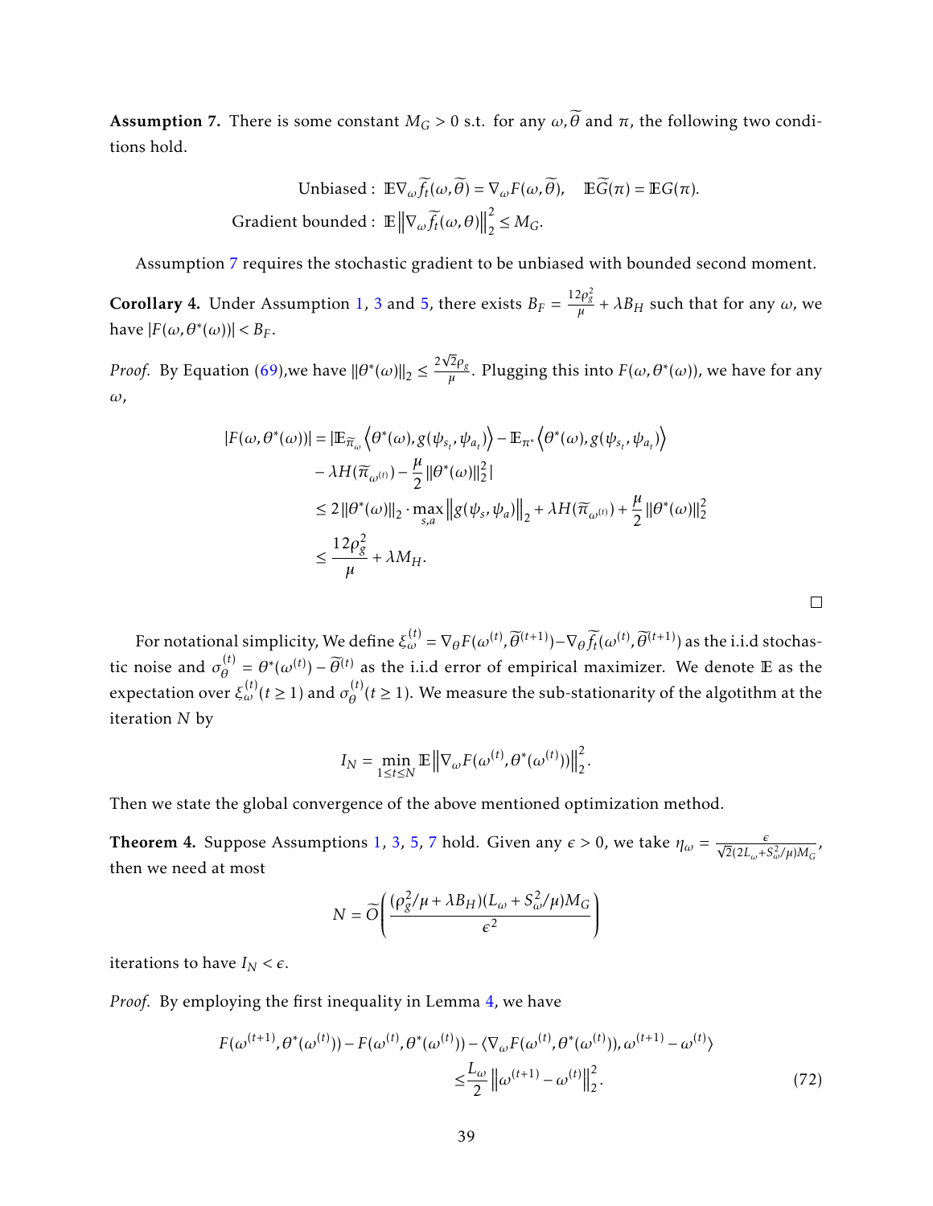**Assumption 7.** There is some constant $M_G > 0$ s.t. for any $\omega, \widetilde{\theta}$ and $\pi$, the following two conditions hold.

$$\text{Unbiased}: \ \mathbb{E}\nabla_\omega \widetilde{f}_t(\omega,\widetilde{\theta}) = \nabla_\omega F(\omega,\widetilde{\theta}), \quad \mathbb{E}\widetilde{G}(\pi) = \mathbb{E}G(\pi).$$

$$\text{Gradient bounded}: \ \mathbb{E}\left\|\nabla_\omega \widetilde{f}_t(\omega,\theta)\right\|_2^2 \le M_G.$$

Assumption 7 requires the stochastic gradient to be unbiased with bounded second moment.

**Corollary 4.** Under Assumption 1, 3 and 5, there exists $B_F = \frac{12\rho_g^2}{\mu} + \lambda B_H$ such that for any $\omega$, we have $|F(\omega,\theta^*(\omega))| < B_F$.

*Proof.* By Equation (69),we have $\|\theta^*(\omega)\|_2 \le \frac{2\sqrt{2}\rho_g}{\mu}$. Plugging this into $F(\omega,\theta^*(\omega))$, we have for any $\omega$,

$$\begin{aligned}
|F(\omega,\theta^*(\omega))| &= |\mathbb{E}_{\widetilde{\pi}_\omega}\left\langle \theta^*(\omega), g(\psi_{s_t},\psi_{a_t})\right\rangle - \mathbb{E}_{\pi^*}\left\langle \theta^*(\omega), g(\psi_{s_t},\psi_{a_t})\right\rangle \\
&\quad - \lambda H(\widetilde{\pi}_{\omega^{(t)}}) - \frac{\mu}{2}\|\theta^*(\omega)\|_2^2| \\
&\le 2\|\theta^*(\omega)\|_2 \cdot \max_{s,a}\left\|g(\psi_s,\psi_a)\right\|_2 + \lambda H(\widetilde{\pi}_{\omega^{(t)}}) + \frac{\mu}{2}\|\theta^*(\omega)\|_2^2 \\
&\le \frac{12\rho_g^2}{\mu} + \lambda M_H.
\end{aligned}$$

□

For notational simplicity, We define $\xi_\omega^{(t)} = \nabla_\theta F(\omega^{(t)},\widetilde{\theta}^{(t+1)}) - \nabla_\theta \widetilde{f}_t(\omega^{(t)},\widetilde{\theta}^{(t+1)})$ as the i.i.d stochastic noise and $\sigma_\theta^{(t)} = \theta^*(\omega^{(t)}) - \widetilde{\theta}^{(t)}$ as the i.i.d error of empirical maximizer. We denote $\mathbb{E}$ as the expectation over $\xi_\omega^{(t)}(t\ge 1)$ and $\sigma_\theta^{(t)}(t \ge 1)$. We measure the sub-stationarity of the algotithm at the iteration $N$ by

$$I_N = \min_{1\le t\le N} \mathbb{E}\left\|\nabla_\omega F(\omega^{(t)},\theta^*(\omega^{(t)}))\right\|_2^2.$$

Then we state the global convergence of the above mentioned optimization method.

**Theorem 4.** Suppose Assumptions 1, 3, 5, 7 hold. Given any $\epsilon > 0$, we take $\eta_\omega = \frac{\epsilon}{\sqrt{2}(2L_\omega + S_\omega^2/\mu)M_G}$, then we need at most

$$N = \widetilde{O}\left(\frac{(\rho_g^2/\mu + \lambda B_H)(L_\omega + S_\omega^2/\mu)M_G}{\epsilon^2}\right)$$

iterations to have $I_N < \epsilon$.

*Proof.* By employing the first inequality in Lemma 4, we have

$$\begin{aligned}
F(\omega^{(t+1)},\theta^*(\omega^{(t)})) - F(\omega^{(t)},\theta^*(\omega^{(t)})) - \langle \nabla_\omega F(\omega^{(t)},\theta^*(\omega^{(t)})), \omega^{(t+1)} - \omega^{(t)}\rangle \\
\le \frac{L_\omega}{2}\left\|\omega^{(t+1)} - \omega^{(t)}\right\|_2^2.
\end{aligned} \tag{72}$$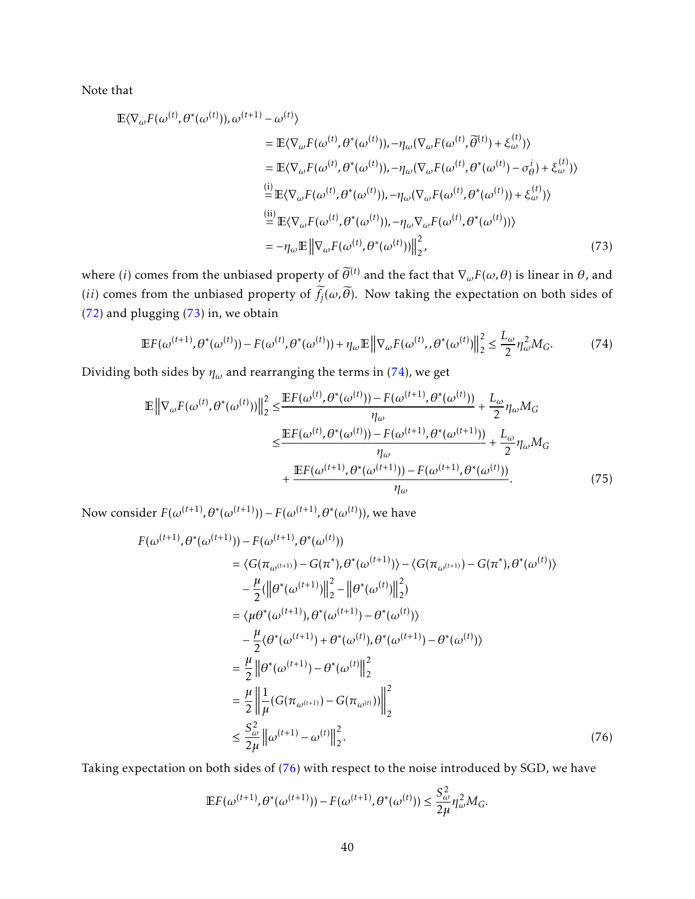Note that

$$
\begin{aligned}
\mathbb{E}\langle \nabla_\omega F(\omega^{(t)}, \theta^*(\omega^{(t)})), \omega^{(t+1)} - \omega^{(t)} \rangle
&= \mathbb{E}\langle \nabla_\omega F(\omega^{(t)}, \theta^*(\omega^{(t)})), -\eta_\omega (\nabla_\omega F(\omega^{(t)}, \widetilde{\theta}^{(t)}) + \xi_\omega^{(t)}) \rangle \\
&= \mathbb{E}\langle \nabla_\omega F(\omega^{(t)}, \theta^*(\omega^{(t)})), -\eta_\omega (\nabla_\omega F(\omega^{(t)}, \theta^*(\omega^{(t)}) - \sigma_\theta^i) + \xi_\omega^{(t)}) \rangle \\
&\overset{\text{(i)}}{=} \mathbb{E}\langle \nabla_\omega F(\omega^{(t)}, \theta^*(\omega^{(t)})), -\eta_\omega (\nabla_\omega F(\omega^{(t)}, \theta^*(\omega^{(t)})) + \xi_\omega^{(t)}) \rangle \\
&\overset{\text{(ii)}}{=} \mathbb{E}\langle \nabla_\omega F(\omega^{(t)}, \theta^*(\omega^{(t)})), -\eta_\omega \nabla_\omega F(\omega^{(t)}, \theta^*(\omega^{(t)})) \rangle \\
&= -\eta_\omega \mathbb{E} \left\| \nabla_\omega F(\omega^{(t)}, \theta^*(\omega^{(t)})) \right\|_2^2,
\end{aligned} \tag{73}
$$

where $(i)$ comes from the unbiased property of $\widetilde{\theta}^{(t)}$ and the fact that $\nabla_\omega F(\omega, \theta)$ is linear in $\theta$, and $(ii)$ comes from the unbiased property of $\widetilde{f}_j(\omega, \widetilde{\theta})$. Now taking the expectation on both sides of (72) and plugging (73) in, we obtain

$$
\mathbb{E}F(\omega^{(t+1)}, \theta^*(\omega^{(t)})) - F(\omega^{(t)}, \theta^*(\omega^{(t)})) + \eta_\omega \mathbb{E} \left\| \nabla_\omega F(\omega^{(t)},, \theta^*(\omega^{(t)}) \right\|_2^2 \leq \frac{L_\omega}{2} \eta_\omega^2 M_G. \tag{74}
$$

Dividing both sides by $\eta_\omega$ and rearranging the terms in (74), we get

$$
\begin{aligned}
\mathbb{E} \left\| \nabla_\omega F(\omega^{(t)}, \theta^*(\omega^{(t)})) \right\|_2^2 \leq& \frac{\mathbb{E}F(\omega^{(t)}, \theta^*(\omega^{(t)})) - F(\omega^{(t+1)}, \theta^*(\omega^{(t)}))}{\eta_\omega} + \frac{L_\omega}{2} \eta_\omega M_G \\
\leq& \frac{\mathbb{E}F(\omega^{(t)}, \theta^*(\omega^{(t)})) - F(\omega^{(t+1)}, \theta^*(\omega^{(t+1)}))}{\eta_\omega} + \frac{L_\omega}{2} \eta_\omega M_G \\
&+ \frac{\mathbb{E}F(\omega^{(t+1)}, \theta^*(\omega^{(t+1)})) - F(\omega^{(t+1)}, \theta^*(\omega^{(t)}))}{\eta_\omega}.
\end{aligned} \tag{75}
$$

Now consider $F(\omega^{(t+1)}, \theta^*(\omega^{(t+1)})) - F(\omega^{(t+1)}, \theta^*(\omega^{(t)}))$, we have

$$
\begin{aligned}
F(\omega^{(t+1)}, \theta^*(\omega^{(t+1)})) - F(\omega^{(t+1)}, \theta^*(\omega^{(t)}))
&= \langle G(\pi_{\omega^{(t+1)}}) - G(\pi^*), \theta^*(\omega^{(t+1)}) \rangle - \langle G(\pi_{\omega^{(t+1)}}) - G(\pi^*), \theta^*(\omega^{(t)}) \rangle \\
&\quad - \frac{\mu}{2} (\left\| \theta^*(\omega^{(t+1)}) \right\|_2^2 - \left\| \theta^*(\omega^{(t)}) \right\|_2^2) \\
&= \langle \mu \theta^*(\omega^{(t+1)}), \theta^*(\omega^{(t+1)}) - \theta^*(\omega^{(t)}) \rangle \\
&\quad - \frac{\mu}{2} \langle \theta^*(\omega^{(t+1)}) + \theta^*(\omega^{(t)}), \theta^*(\omega^{(t+1)}) - \theta^*(\omega^{(t)}) \rangle \\
&= \frac{\mu}{2} \left\| \theta^*(\omega^{(t+1)}) - \theta^*(\omega^{(t)} \right\|_2^2 \\
&= \frac{\mu}{2} \left\| \frac{1}{\mu} (G(\pi_{\omega^{(t+1)}}) - G(\pi_{\omega^{(t)}})) \right\|_2^2 \\
&\leq \frac{S_\omega^2}{2\mu} \left\| \omega^{(t+1)} - \omega^{(t)} \right\|_2^2.
\end{aligned} \tag{76}
$$

Taking expectation on both sides of (76) with respect to the noise introduced by SGD, we have

$$
\mathbb{E}F(\omega^{(t+1)}, \theta^*(\omega^{(t+1)})) - F(\omega^{(t+1)}, \theta^*(\omega^{(t)})) \leq \frac{S_\omega^2}{2\mu} \eta_\omega^2 M_G.
$$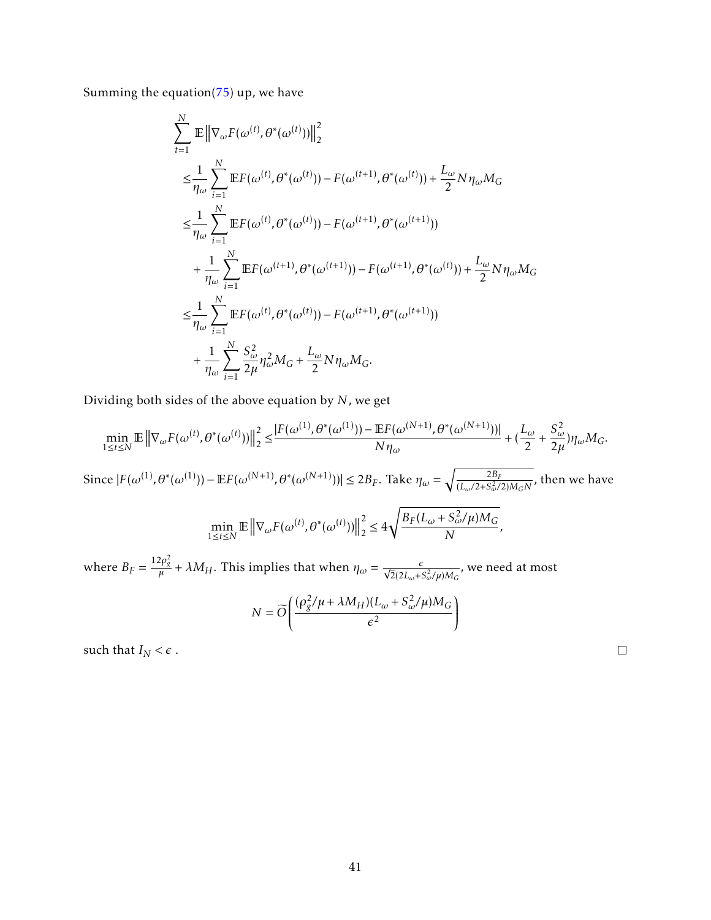Summing the equation(75) up, we have

$$
\begin{aligned}
&\sum_{t=1}^{N} \mathbb{E}\left\|\nabla_\omega F(\omega^{(t)}, \theta^*(\omega^{(t)}))\right\|_2^2 \\
\leq & \frac{1}{\eta_\omega} \sum_{i=1}^{N} \mathbb{E} F(\omega^{(t)}, \theta^*(\omega^{(t)})) - F(\omega^{(t+1)}, \theta^*(\omega^{(t)})) + \frac{L_\omega}{2} N \eta_\omega M_G \\
\leq & \frac{1}{\eta_\omega} \sum_{i=1}^{N} \mathbb{E} F(\omega^{(t)}, \theta^*(\omega^{(t)})) - F(\omega^{(t+1)}, \theta^*(\omega^{(t+1)})) \\
& + \frac{1}{\eta_\omega} \sum_{i=1}^{N} \mathbb{E} F(\omega^{(t+1)}, \theta^*(\omega^{(t+1)})) - F(\omega^{(t+1)}, \theta^*(\omega^{(t)})) + \frac{L_\omega}{2} N \eta_\omega M_G \\
\leq & \frac{1}{\eta_\omega} \sum_{i=1}^{N} \mathbb{E} F(\omega^{(t)}, \theta^*(\omega^{(t)})) - F(\omega^{(t+1)}, \theta^*(\omega^{(t+1)})) \\
& + \frac{1}{\eta_\omega} \sum_{i=1}^{N} \frac{S_\omega^2}{2\mu} \eta_\omega^2 M_G + \frac{L_\omega}{2} N \eta_\omega M_G.
\end{aligned}
$$

Dividing both sides of the above equation by $N$, we get

$$
\min_{1\leq t\leq N} \mathbb{E}\left\|\nabla_\omega F(\omega^{(t)}, \theta^*(\omega^{(t)}))\right\|_2^2 \leq \frac{|F(\omega^{(1)}, \theta^*(\omega^{(1)})) - \mathbb{E} F(\omega^{(N+1)}, \theta^*(\omega^{(N+1)}))|}{N\eta_\omega} + (\frac{L_\omega}{2} + \frac{S_\omega^2}{2\mu})\eta_\omega M_G.
$$

Since $|F(\omega^{(1)}, \theta^*(\omega^{(1)})) - \mathbb{E} F(\omega^{(N+1)}, \theta^*(\omega^{(N+1)}))| \leq 2B_F$. Take $\eta_\omega = \sqrt{\frac{2B_F}{(L_\omega/2 + S_\omega^2/2)M_G N}}$, then we have

$$
\min_{1\leq t\leq N} \mathbb{E}\left\|\nabla_\omega F(\omega^{(t)}, \theta^*(\omega^{(t)}))\right\|_2^2 \leq 4\sqrt{\frac{B_F(L_\omega + S_\omega^2/\mu)M_G}{N}},
$$

where $B_F = \frac{12\rho_g^2}{\mu} + \lambda M_H$. This implies that when $\eta_\omega = \frac{\epsilon}{\sqrt{2}(2L_\omega + S_\omega^2/\mu)M_G}$, we need at most

$$
N = \widetilde{O}\left(\frac{(\rho_g^2/\mu + \lambda M_H)(L_\omega + S_\omega^2/\mu)M_G}{\epsilon^2}\right)
$$

such that $I_N < \epsilon$ . □